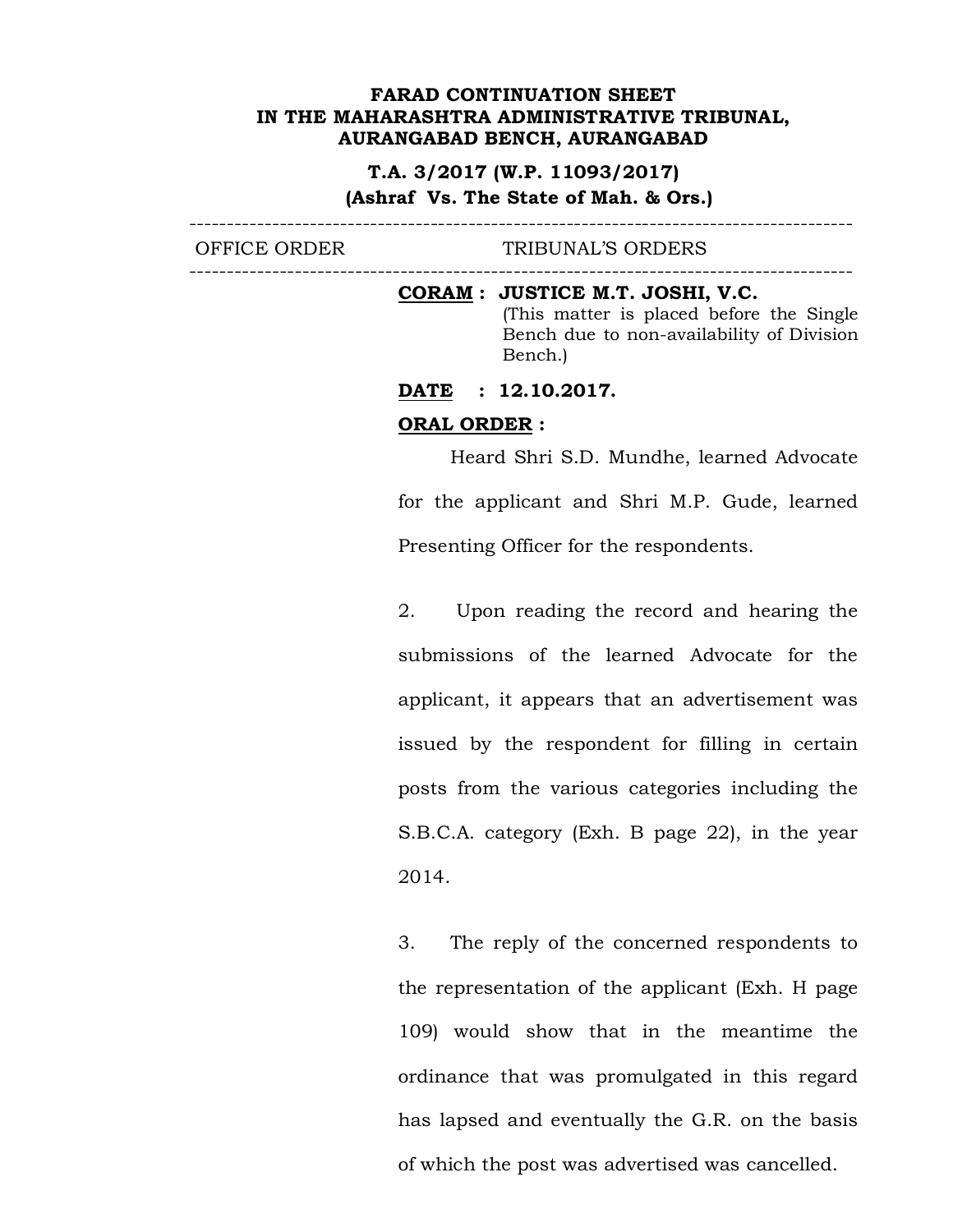**FARAD CONTINUATION SHEET**
**IN THE MAHARASHTRA ADMINISTRATIVE TRIBUNAL,**
**AURANGABAD BENCH, AURANGABAD**

**T.A. 3/2017 (W.P. 11093/2017)**
**(Ashraf Vs. The State of Mah. & Ors.)**

| OFFICE ORDER | TRIBUNAL'S ORDERS |
|---|---|

**CORAM : JUSTICE M.T. JOSHI, V.C.**
(This matter is placed before the Single Bench due to non-availability of Division Bench.)

**DATE : 12.10.2017.**

**ORAL ORDER :**

Heard Shri S.D. Mundhe, learned Advocate for the applicant and Shri M.P. Gude, learned Presenting Officer for the respondents.

2. Upon reading the record and hearing the submissions of the learned Advocate for the applicant, it appears that an advertisement was issued by the respondent for filling in certain posts from the various categories including the S.B.C.A. category (Exh. B page 22), in the year 2014.

3. The reply of the concerned respondents to the representation of the applicant (Exh. H page 109) would show that in the meantime the ordinance that was promulgated in this regard has lapsed and eventually the G.R. on the basis of which the post was advertised was cancelled.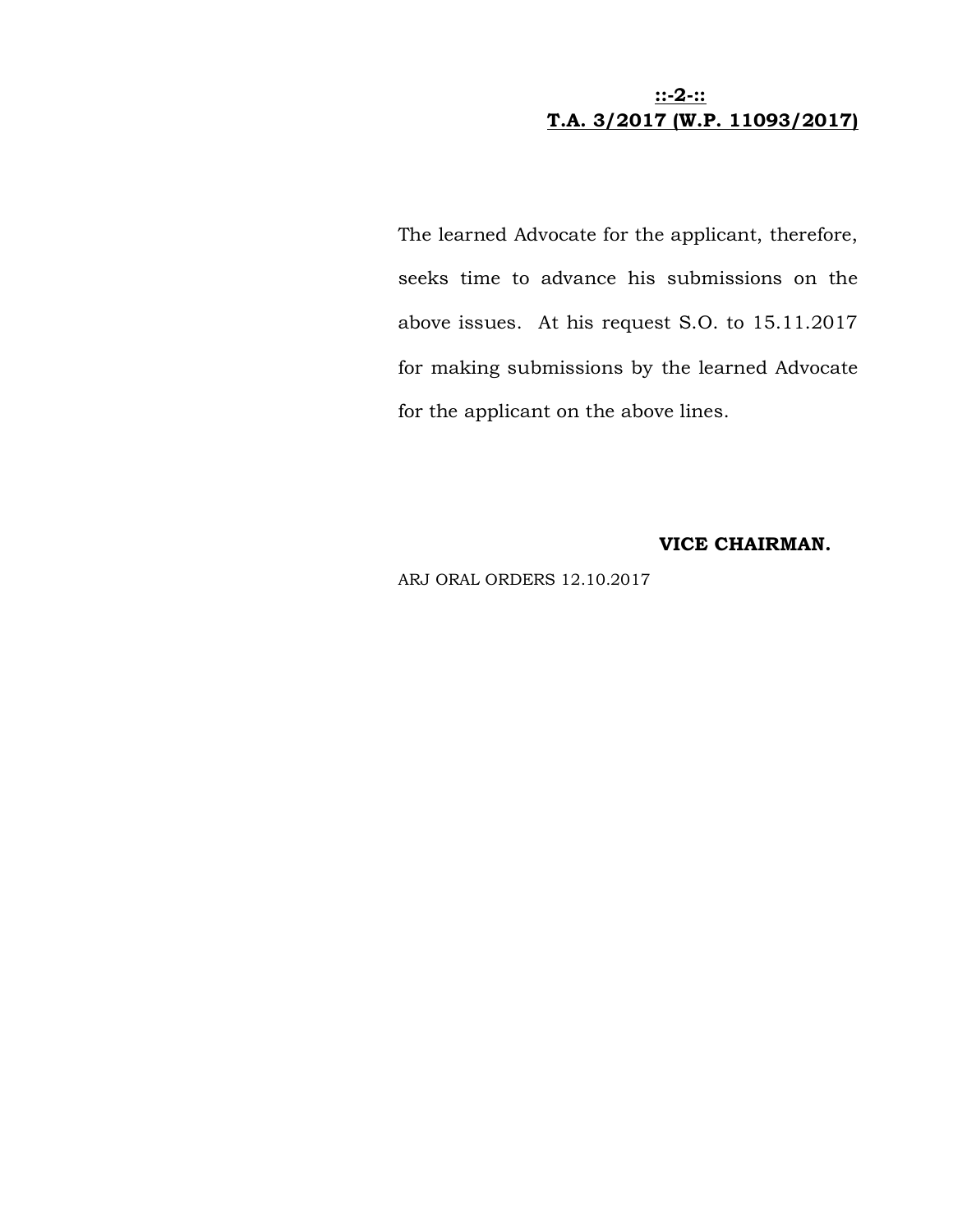**T.A. 3/2017 (W.P. 11093/2017)**

The learned Advocate for the applicant, therefore, seeks time to advance his submissions on the above issues. At his request S.O. to 15.11.2017 for making submissions by the learned Advocate for the applicant on the above lines.

**VICE CHAIRMAN.**

ARJ ORAL ORDERS 12.10.2017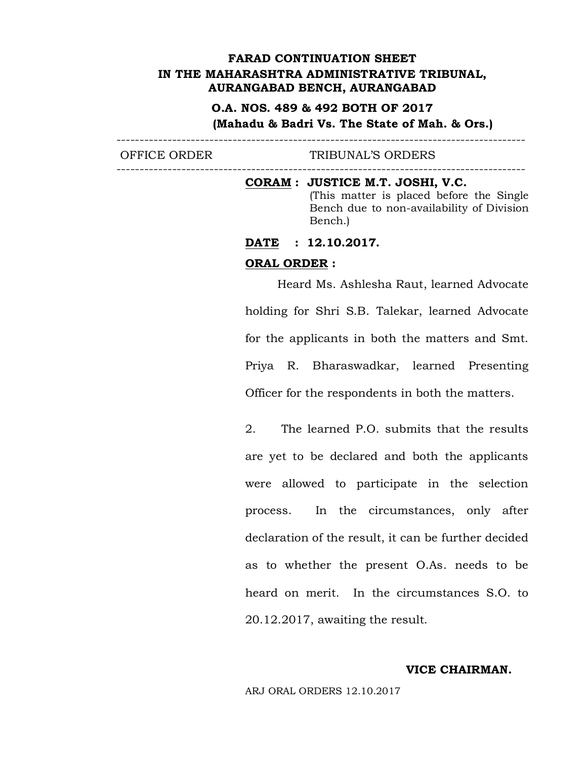**FARAD CONTINUATION SHEET**
**IN THE MAHARASHTRA ADMINISTRATIVE TRIBUNAL, AURANGABAD BENCH, AURANGABAD**

**O.A. NOS. 489 & 492 BOTH OF 2017**
**(Mahadu & Badri Vs. The State of Mah. & Ors.)**

---

| OFFICE ORDER | TRIBUNAL'S ORDERS |
|---|---|

---

**CORAM : JUSTICE M.T. JOSHI, V.C.**
(This matter is placed before the Single Bench due to non-availability of Division Bench.)

**DATE : 12.10.2017.**

**ORAL ORDER :**

Heard Ms. Ashlesha Raut, learned Advocate holding for Shri S.B. Talekar, learned Advocate for the applicants in both the matters and Smt. Priya R. Bharaswadkar, learned Presenting Officer for the respondents in both the matters.

2. The learned P.O. submits that the results are yet to be declared and both the applicants were allowed to participate in the selection process. In the circumstances, only after declaration of the result, it can be further decided as to whether the present O.As. needs to be heard on merit. In the circumstances S.O. to 20.12.2017, awaiting the result.

**VICE CHAIRMAN.**

ARJ ORAL ORDERS 12.10.2017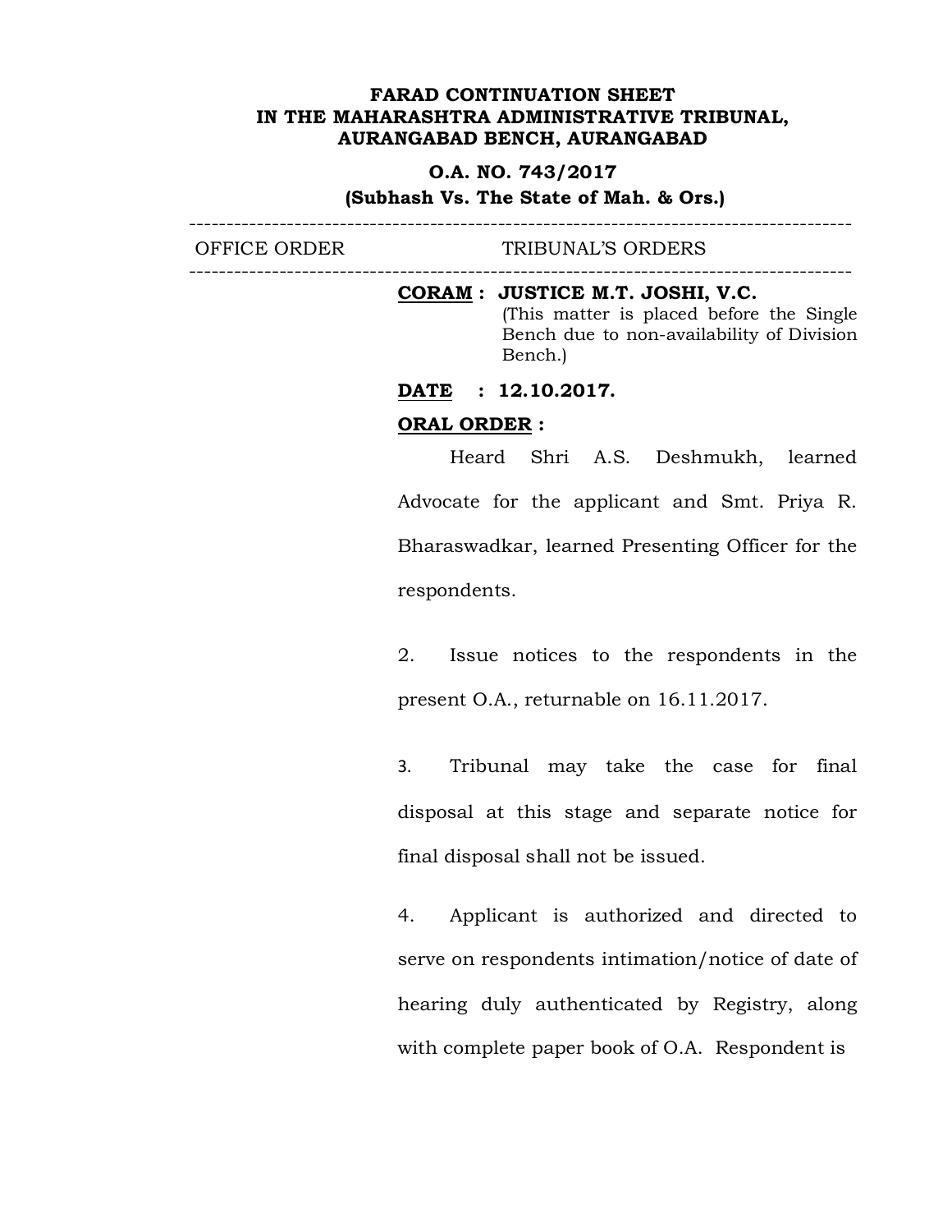**FARAD CONTINUATION SHEET**
**IN THE MAHARASHTRA ADMINISTRATIVE TRIBUNAL,**
**AURANGABAD BENCH, AURANGABAD**

**O.A. NO. 743/2017**
**(Subhash Vs. The State of Mah. & Ors.)**

---

| OFFICE ORDER | TRIBUNAL'S ORDERS |
|---|---|

---

**CORAM : JUSTICE M.T. JOSHI, V.C.**
(This matter is placed before the Single Bench due to non-availability of Division Bench.)

**DATE : 12.10.2017.**

**ORAL ORDER :**

Heard Shri A.S. Deshmukh, learned Advocate for the applicant and Smt. Priya R. Bharaswadkar, learned Presenting Officer for the respondents.

2. Issue notices to the respondents in the present O.A., returnable on 16.11.2017.

3. Tribunal may take the case for final disposal at this stage and separate notice for final disposal shall not be issued.

4. Applicant is authorized and directed to serve on respondents intimation/notice of date of hearing duly authenticated by Registry, along with complete paper book of O.A. Respondent is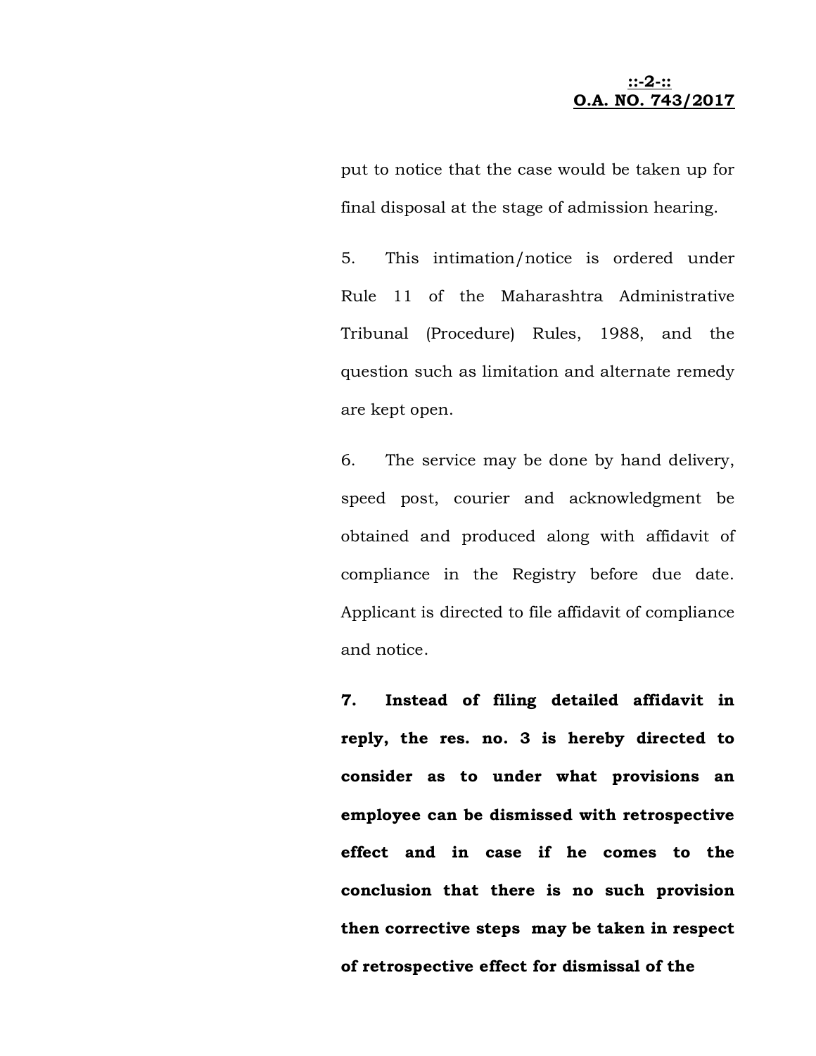put to notice that the case would be taken up for final disposal at the stage of admission hearing.

5. This intimation/notice is ordered under Rule 11 of the Maharashtra Administrative Tribunal (Procedure) Rules, 1988, and the question such as limitation and alternate remedy are kept open.

6. The service may be done by hand delivery, speed post, courier and acknowledgment be obtained and produced along with affidavit of compliance in the Registry before due date. Applicant is directed to file affidavit of compliance and notice.

**7. Instead of filing detailed affidavit in reply, the res. no. 3 is hereby directed to consider as to under what provisions an employee can be dismissed with retrospective effect and in case if he comes to the conclusion that there is no such provision then corrective steps may be taken in respect of retrospective effect for dismissal of the**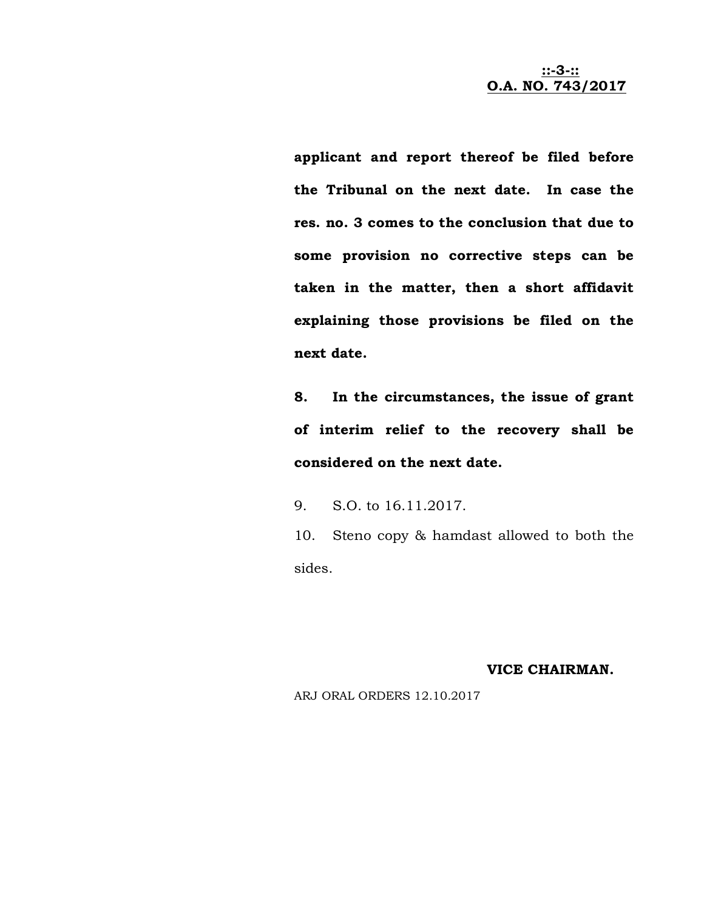**applicant and report thereof be filed before the Tribunal on the next date. In case the res. no. 3 comes to the conclusion that due to some provision no corrective steps can be taken in the matter, then a short affidavit explaining those provisions be filed on the next date.**

**8. In the circumstances, the issue of grant of interim relief to the recovery shall be considered on the next date.**

9. S.O. to 16.11.2017.

10. Steno copy & hamdast allowed to both the sides.

**VICE CHAIRMAN.**

ARJ ORAL ORDERS 12.10.2017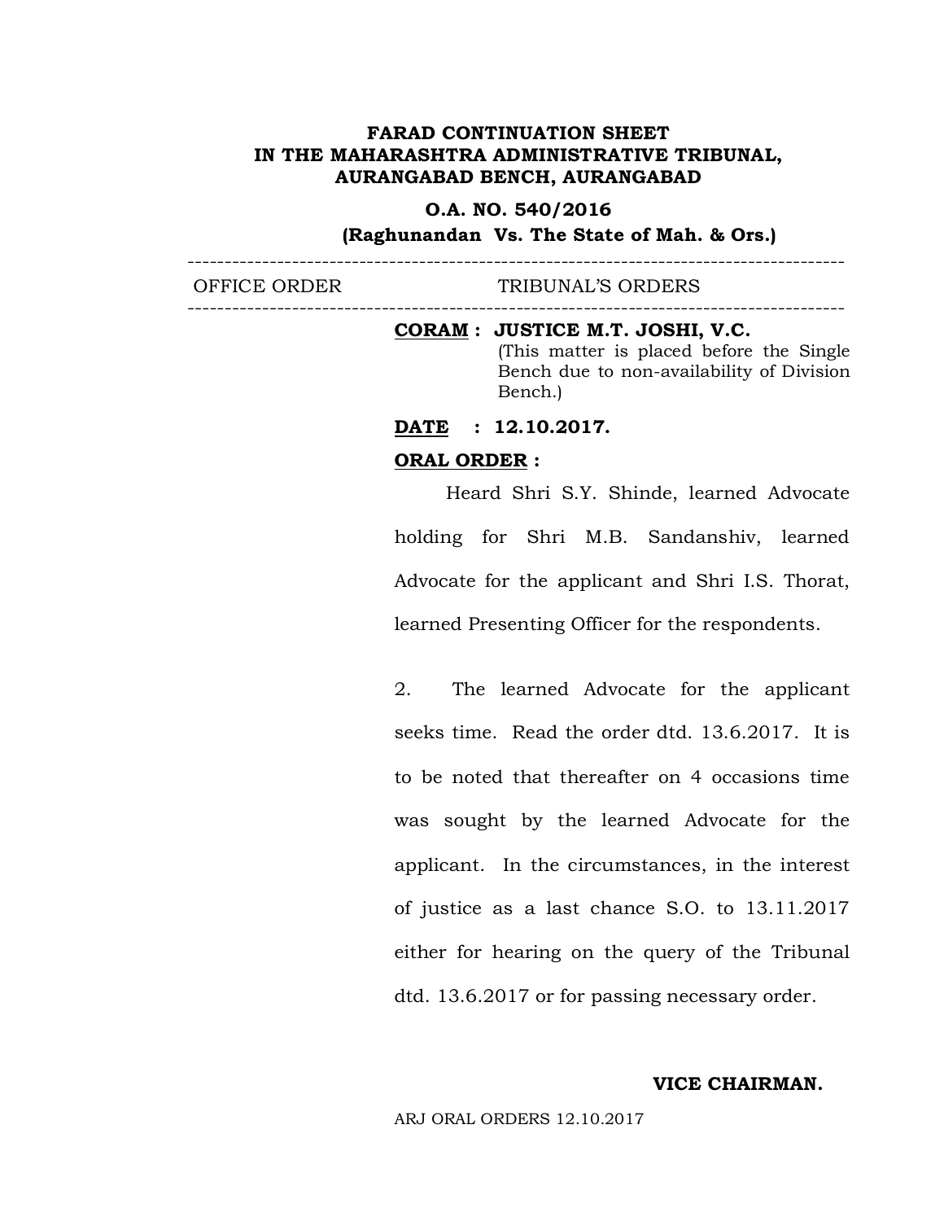**FARAD CONTINUATION SHEET**
**IN THE MAHARASHTRA ADMINISTRATIVE TRIBUNAL,**
**AURANGABAD BENCH, AURANGABAD**

**O.A. NO. 540/2016**
**(Raghunandan Vs. The State of Mah. & Ors.)**

---

| OFFICE ORDER | TRIBUNAL'S ORDERS |
|---|---|

---

**CORAM : JUSTICE M.T. JOSHI, V.C.**
(This matter is placed before the Single Bench due to non-availability of Division Bench.)

**DATE : 12.10.2017.**

**ORAL ORDER :**

Heard Shri S.Y. Shinde, learned Advocate holding for Shri M.B. Sandanshiv, learned Advocate for the applicant and Shri I.S. Thorat, learned Presenting Officer for the respondents.

2. The learned Advocate for the applicant seeks time. Read the order dtd. 13.6.2017. It is to be noted that thereafter on 4 occasions time was sought by the learned Advocate for the applicant. In the circumstances, in the interest of justice as a last chance S.O. to 13.11.2017 either for hearing on the query of the Tribunal dtd. 13.6.2017 or for passing necessary order.

**VICE CHAIRMAN.**

ARJ ORAL ORDERS 12.10.2017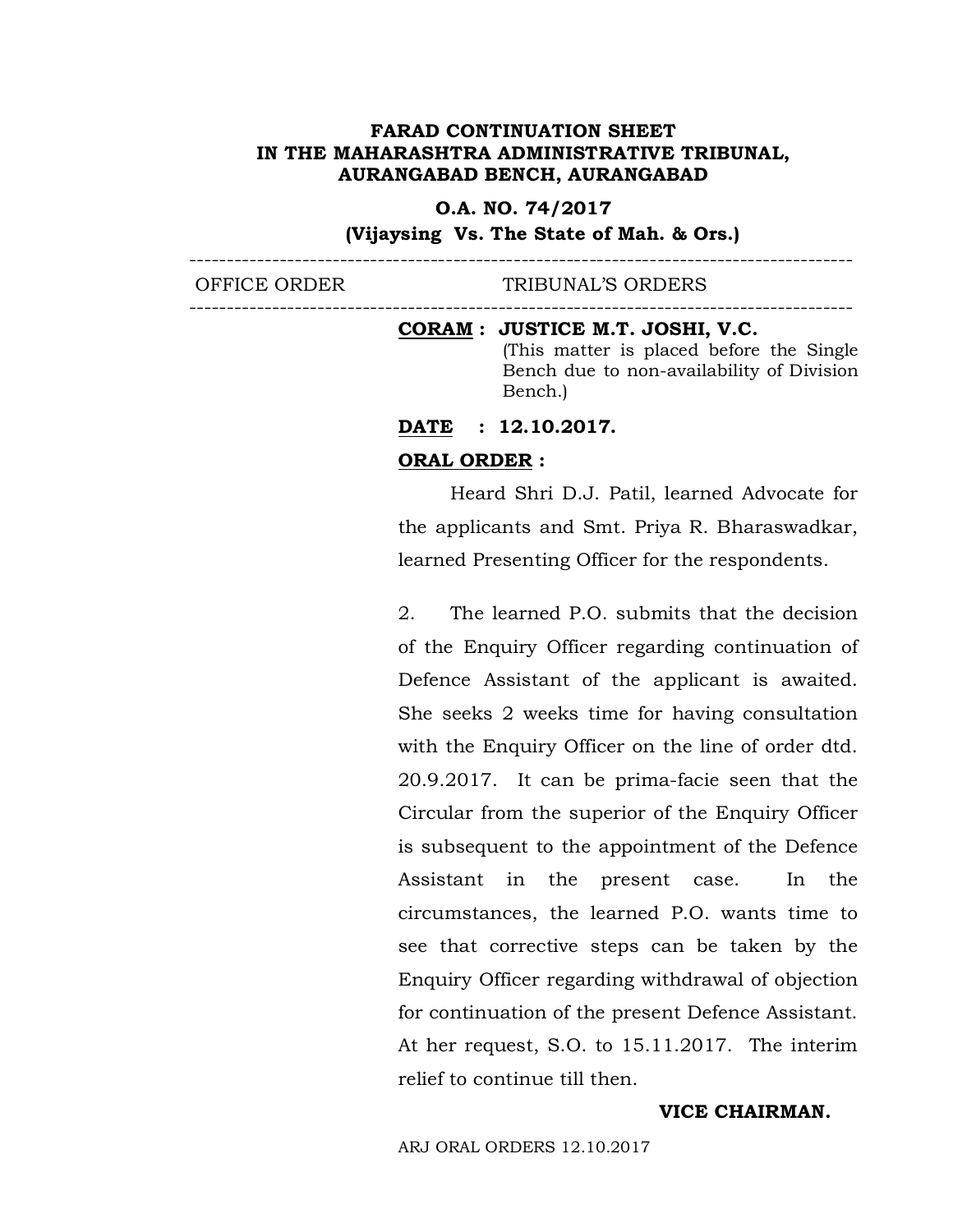**FARAD CONTINUATION SHEET**
**IN THE MAHARASHTRA ADMINISTRATIVE TRIBUNAL, AURANGABAD BENCH, AURANGABAD**

**O.A. NO. 74/2017**
**(Vijaysing Vs. The State of Mah. & Ors.)**

---

| OFFICE ORDER | TRIBUNAL'S ORDERS |
|---|---|

---

**CORAM : JUSTICE M.T. JOSHI, V.C.**
(This matter is placed before the Single Bench due to non-availability of Division Bench.)

**DATE : 12.10.2017.**

**ORAL ORDER :**

Heard Shri D.J. Patil, learned Advocate for the applicants and Smt. Priya R. Bharaswadkar, learned Presenting Officer for the respondents.

2. The learned P.O. submits that the decision of the Enquiry Officer regarding continuation of Defence Assistant of the applicant is awaited. She seeks 2 weeks time for having consultation with the Enquiry Officer on the line of order dtd. 20.9.2017. It can be prima-facie seen that the Circular from the superior of the Enquiry Officer is subsequent to the appointment of the Defence Assistant in the present case. In the circumstances, the learned P.O. wants time to see that corrective steps can be taken by the Enquiry Officer regarding withdrawal of objection for continuation of the present Defence Assistant. At her request, S.O. to 15.11.2017. The interim relief to continue till then.

**VICE CHAIRMAN.**

ARJ ORAL ORDERS 12.10.2017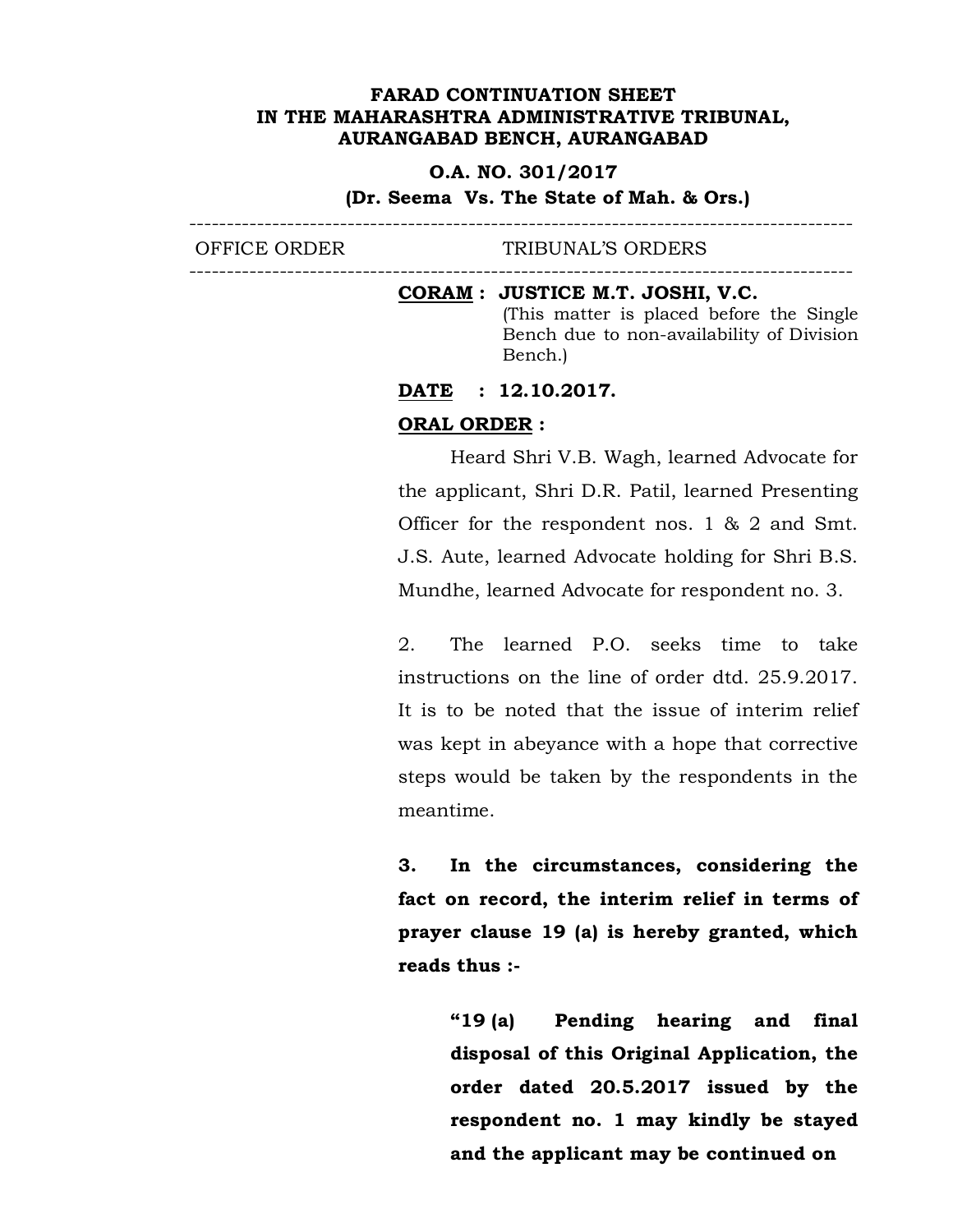**FARAD CONTINUATION SHEET**
**IN THE MAHARASHTRA ADMINISTRATIVE TRIBUNAL,**
**AURANGABAD BENCH, AURANGABAD**

**O.A. NO. 301/2017**
**(Dr. Seema Vs. The State of Mah. & Ors.)**

---

| OFFICE ORDER | TRIBUNAL'S ORDERS |
|---|---|

---

**CORAM : JUSTICE M.T. JOSHI, V.C.**
(This matter is placed before the Single Bench due to non-availability of Division Bench.)

**DATE : 12.10.2017.**

**ORAL ORDER :**

Heard Shri V.B. Wagh, learned Advocate for the applicant, Shri D.R. Patil, learned Presenting Officer for the respondent nos. 1 & 2 and Smt. J.S. Aute, learned Advocate holding for Shri B.S. Mundhe, learned Advocate for respondent no. 3.

2. The learned P.O. seeks time to take instructions on the line of order dtd. 25.9.2017. It is to be noted that the issue of interim relief was kept in abeyance with a hope that corrective steps would be taken by the respondents in the meantime.

**3. In the circumstances, considering the fact on record, the interim relief in terms of prayer clause 19 (a) is hereby granted, which reads thus :-**

> **"19 (a) Pending hearing and final disposal of this Original Application, the order dated 20.5.2017 issued by the respondent no. 1 may kindly be stayed and the applicant may be continued on**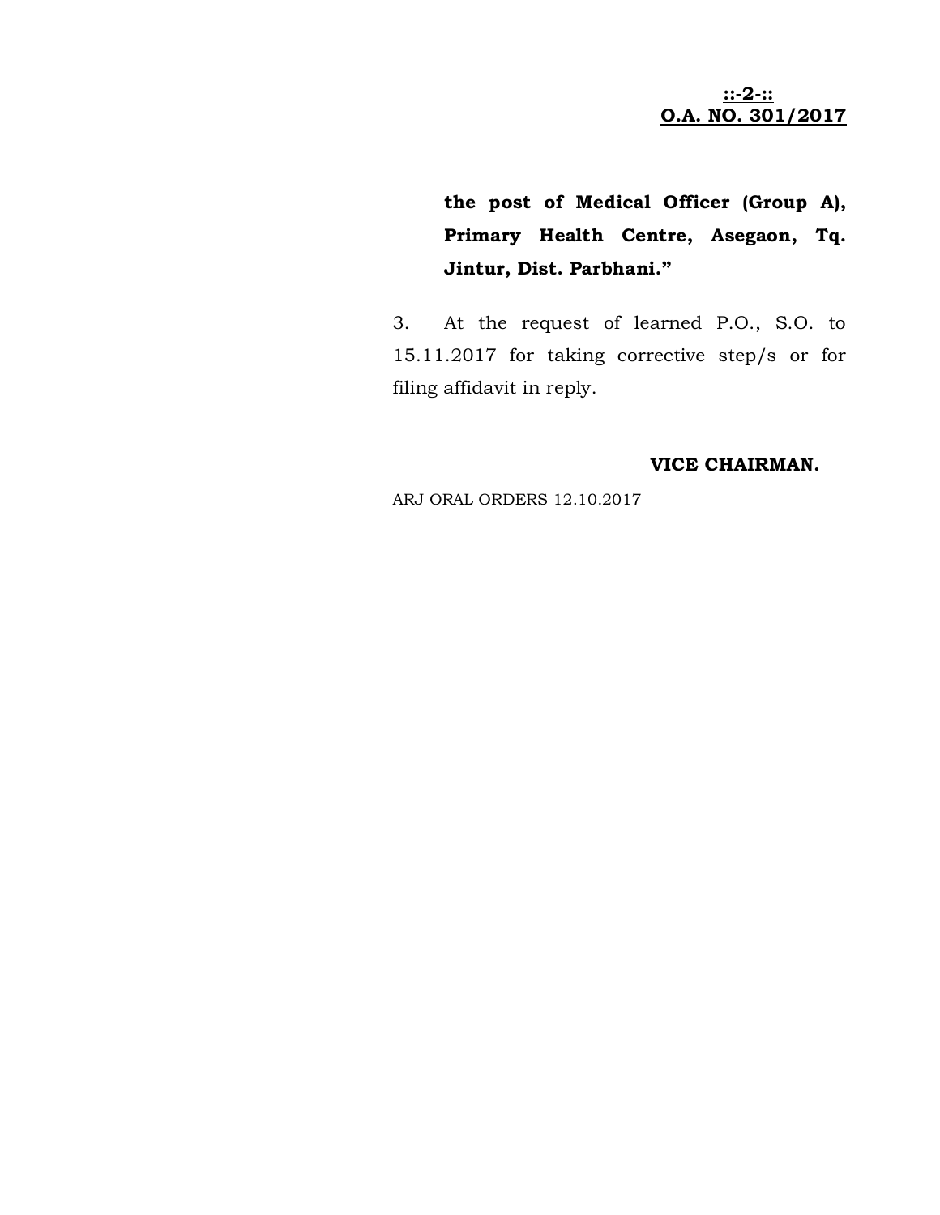**the post of Medical Officer (Group A), Primary Health Centre, Asegaon, Tq. Jintur, Dist. Parbhani."**

3. At the request of learned P.O., S.O. to 15.11.2017 for taking corrective step/s or for filing affidavit in reply.

**VICE CHAIRMAN.**

ARJ ORAL ORDERS 12.10.2017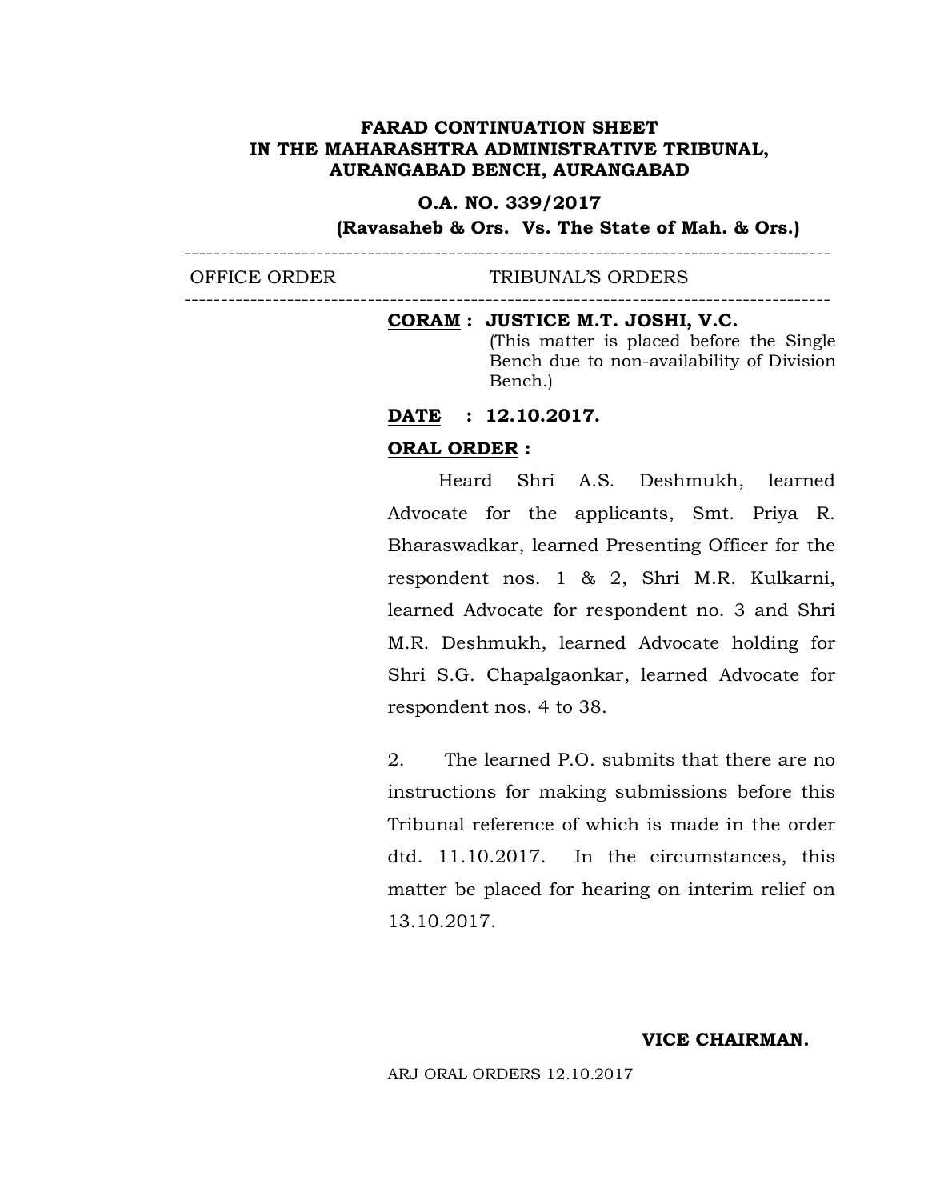**FARAD CONTINUATION SHEET**
**IN THE MAHARASHTRA ADMINISTRATIVE TRIBUNAL,**
**AURANGABAD BENCH, AURANGABAD**

**O.A. NO. 339/2017**

**(Ravasaheb & Ors. Vs. The State of Mah. & Ors.)**

---

| OFFICE ORDER | TRIBUNAL'S ORDERS |
|---|---|

---

**CORAM : JUSTICE M.T. JOSHI, V.C.**
(This matter is placed before the Single Bench due to non-availability of Division Bench.)

**DATE : 12.10.2017.**

**ORAL ORDER :**

Heard Shri A.S. Deshmukh, learned Advocate for the applicants, Smt. Priya R. Bharaswadkar, learned Presenting Officer for the respondent nos. 1 & 2, Shri M.R. Kulkarni, learned Advocate for respondent no. 3 and Shri M.R. Deshmukh, learned Advocate holding for Shri S.G. Chapalgaonkar, learned Advocate for respondent nos. 4 to 38.

2. The learned P.O. submits that there are no instructions for making submissions before this Tribunal reference of which is made in the order dtd. 11.10.2017. In the circumstances, this matter be placed for hearing on interim relief on 13.10.2017.

**VICE CHAIRMAN.**

ARJ ORAL ORDERS 12.10.2017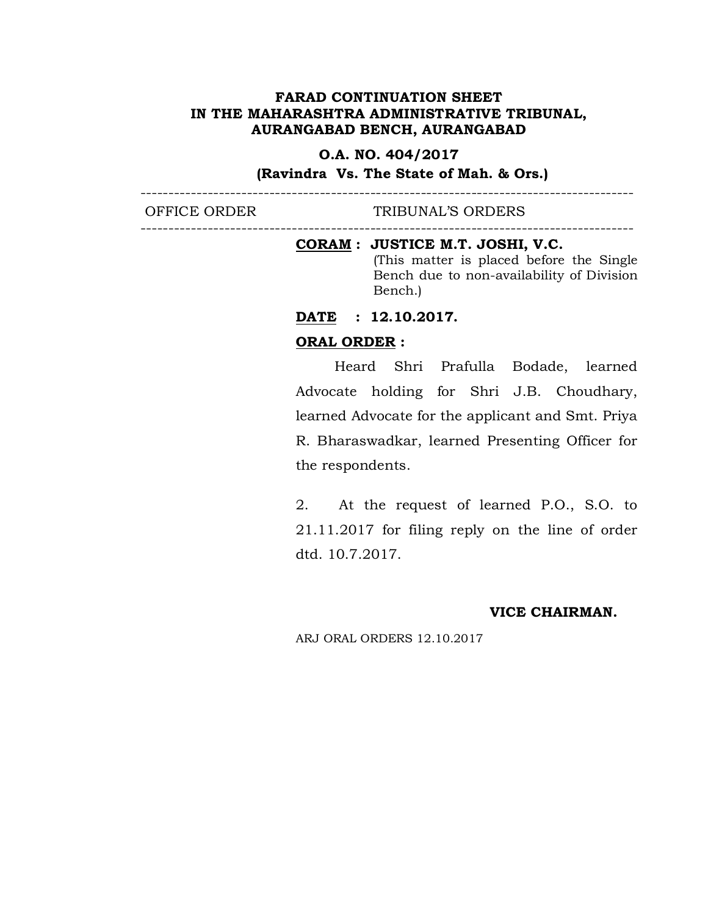**FARAD CONTINUATION SHEET**
**IN THE MAHARASHTRA ADMINISTRATIVE TRIBUNAL,**
**AURANGABAD BENCH, AURANGABAD**

**O.A. NO. 404/2017**
**(Ravindra Vs. The State of Mah. & Ors.)**

---

| OFFICE ORDER | TRIBUNAL'S ORDERS |
|---|---|
| | **CORAM : JUSTICE M.T. JOSHI, V.C.** (This matter is placed before the Single Bench due to non-availability of Division Bench.) |

**DATE : 12.10.2017.**

**ORAL ORDER :**

Heard Shri Prafulla Bodade, learned Advocate holding for Shri J.B. Choudhary, learned Advocate for the applicant and Smt. Priya R. Bharaswadkar, learned Presenting Officer for the respondents.

2. At the request of learned P.O., S.O. to 21.11.2017 for filing reply on the line of order dtd. 10.7.2017.

**VICE CHAIRMAN.**

ARJ ORAL ORDERS 12.10.2017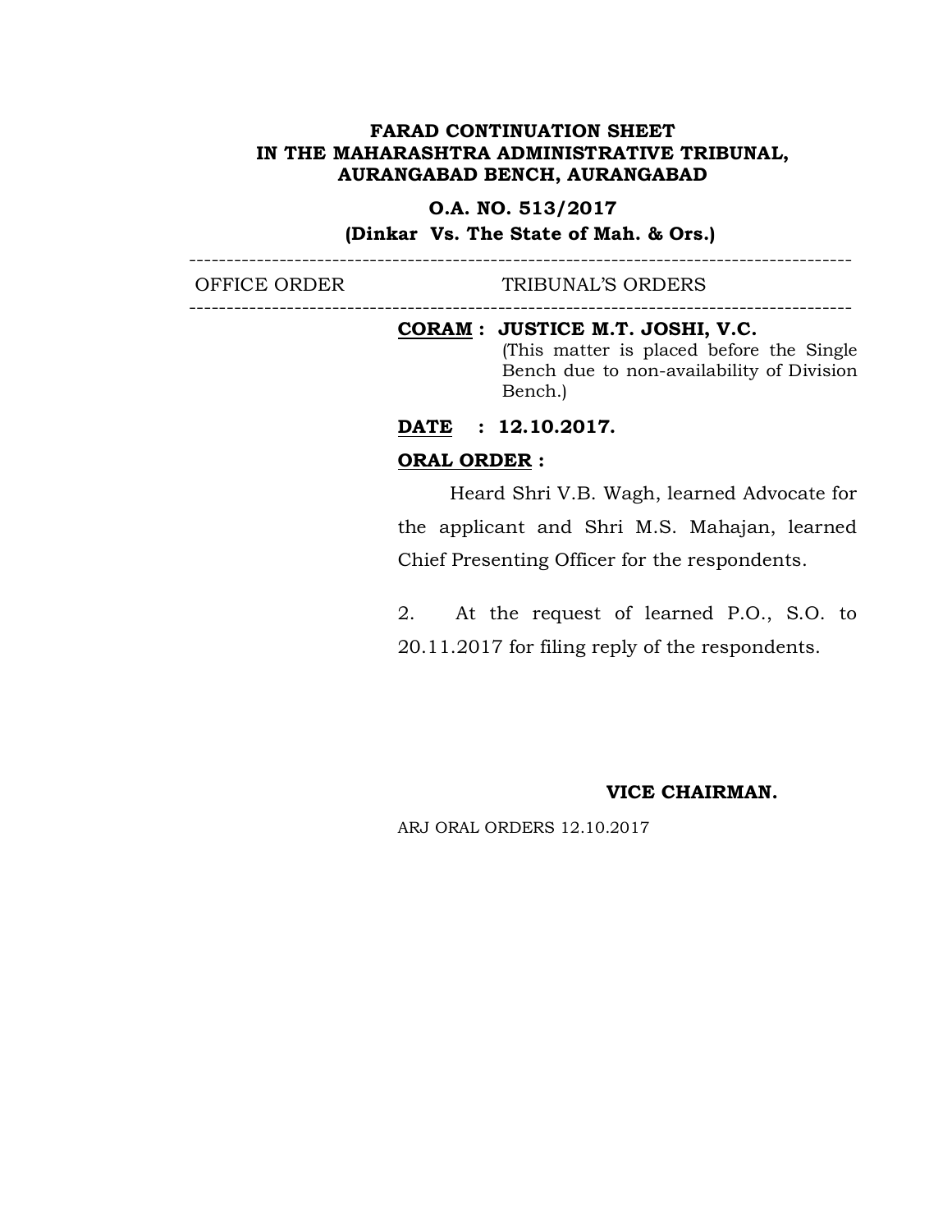**FARAD CONTINUATION SHEET**
**IN THE MAHARASHTRA ADMINISTRATIVE TRIBUNAL,**
**AURANGABAD BENCH, AURANGABAD**

**O.A. NO. 513/2017**
**(Dinkar Vs. The State of Mah. & Ors.)**

---

| OFFICE ORDER | TRIBUNAL'S ORDERS |
| --- | --- |

---

**CORAM : JUSTICE M.T. JOSHI, V.C.**
(This matter is placed before the Single Bench due to non-availability of Division Bench.)

**DATE : 12.10.2017.**

**ORAL ORDER :**

Heard Shri V.B. Wagh, learned Advocate for the applicant and Shri M.S. Mahajan, learned Chief Presenting Officer for the respondents.

2. At the request of learned P.O., S.O. to 20.11.2017 for filing reply of the respondents.

**VICE CHAIRMAN.**

ARJ ORAL ORDERS 12.10.2017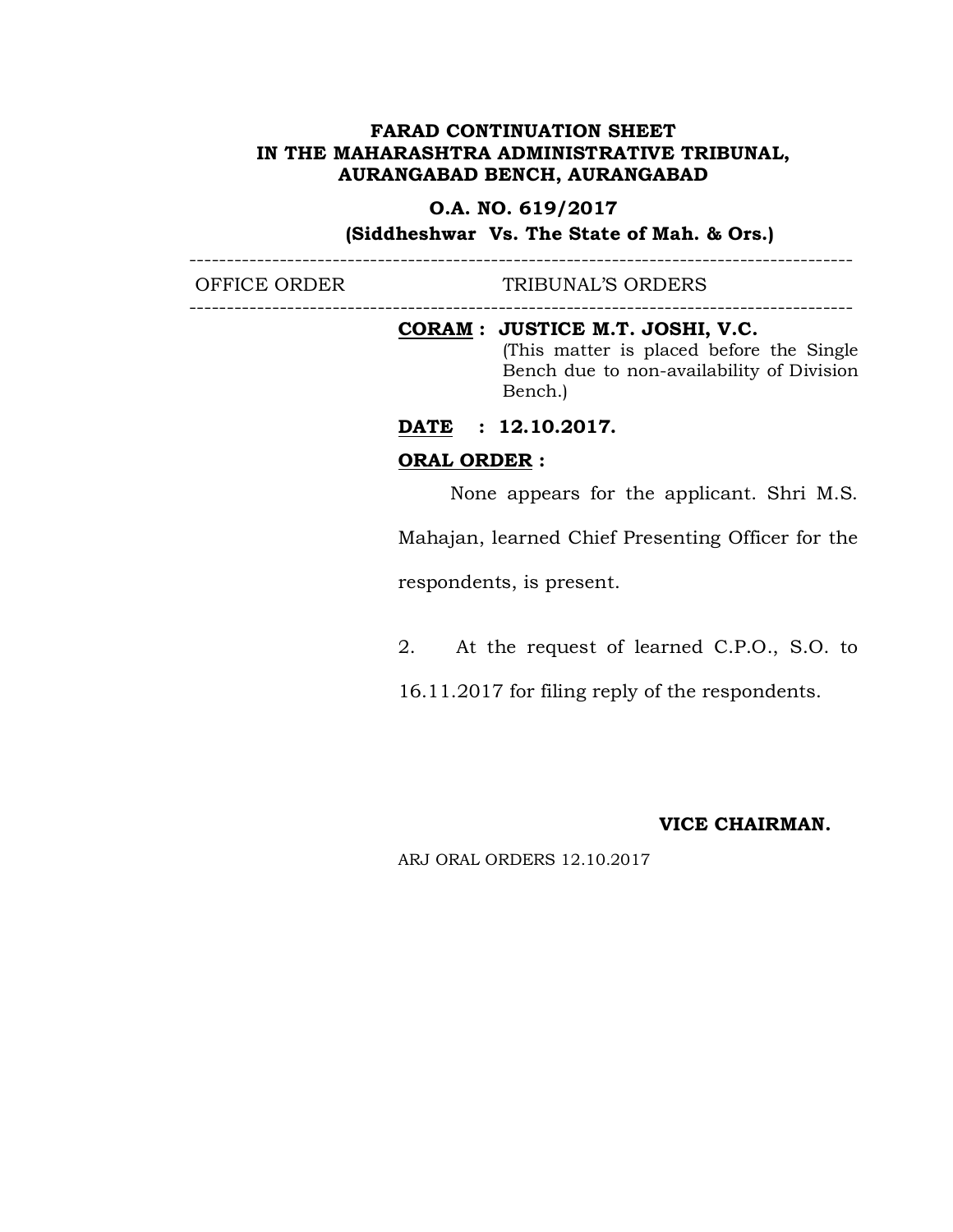**FARAD CONTINUATION SHEET**
**IN THE MAHARASHTRA ADMINISTRATIVE TRIBUNAL,**
**AURANGABAD BENCH, AURANGABAD**

**O.A. NO. 619/2017**
**(Siddheshwar Vs. The State of Mah. & Ors.)**

---

OFFICE ORDER TRIBUNAL'S ORDERS

---

**CORAM : JUSTICE M.T. JOSHI, V.C.**
(This matter is placed before the Single Bench due to non-availability of Division Bench.)

**DATE : 12.10.2017.**

**ORAL ORDER :**

None appears for the applicant. Shri M.S. Mahajan, learned Chief Presenting Officer for the respondents, is present.

2. At the request of learned C.P.O., S.O. to 16.11.2017 for filing reply of the respondents.

**VICE CHAIRMAN.**

ARJ ORAL ORDERS 12.10.2017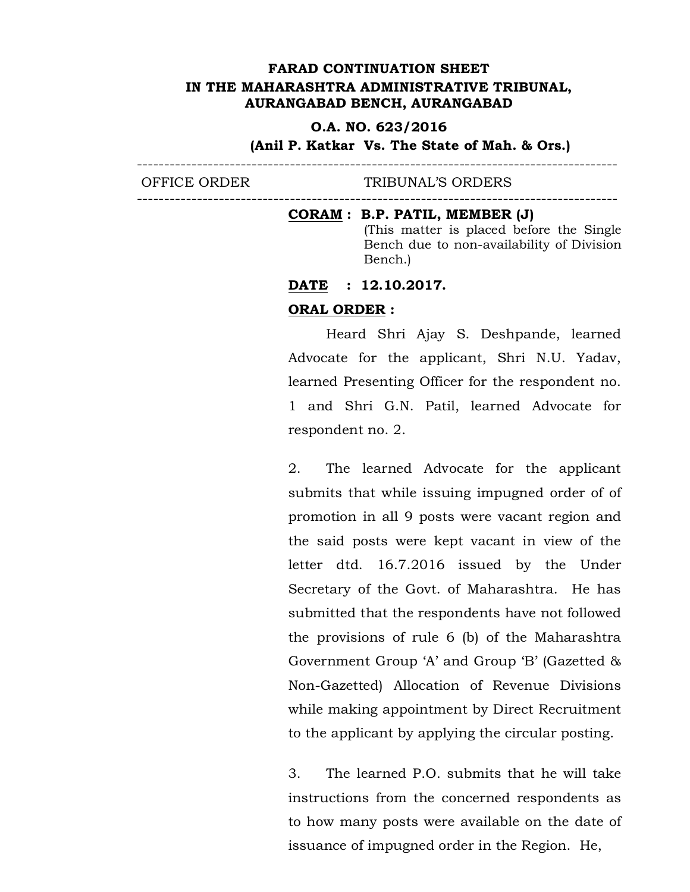**FARAD CONTINUATION SHEET**
**IN THE MAHARASHTRA ADMINISTRATIVE TRIBUNAL,**
**AURANGABAD BENCH, AURANGABAD**

**O.A. NO. 623/2016**
**(Anil P. Katkar Vs. The State of Mah. & Ors.)**

| OFFICE ORDER | TRIBUNAL'S ORDERS |
|---|---|

**CORAM : B.P. PATIL, MEMBER (J)**
(This matter is placed before the Single Bench due to non-availability of Division Bench.)

**DATE : 12.10.2017.**

**ORAL ORDER :**

Heard Shri Ajay S. Deshpande, learned Advocate for the applicant, Shri N.U. Yadav, learned Presenting Officer for the respondent no. 1 and Shri G.N. Patil, learned Advocate for respondent no. 2.

2. The learned Advocate for the applicant submits that while issuing impugned order of of promotion in all 9 posts were vacant region and the said posts were kept vacant in view of the letter dtd. 16.7.2016 issued by the Under Secretary of the Govt. of Maharashtra. He has submitted that the respondents have not followed the provisions of rule 6 (b) of the Maharashtra Government Group 'A' and Group 'B' (Gazetted & Non-Gazetted) Allocation of Revenue Divisions while making appointment by Direct Recruitment to the applicant by applying the circular posting.

3. The learned P.O. submits that he will take instructions from the concerned respondents as to how many posts were available on the date of issuance of impugned order in the Region. He,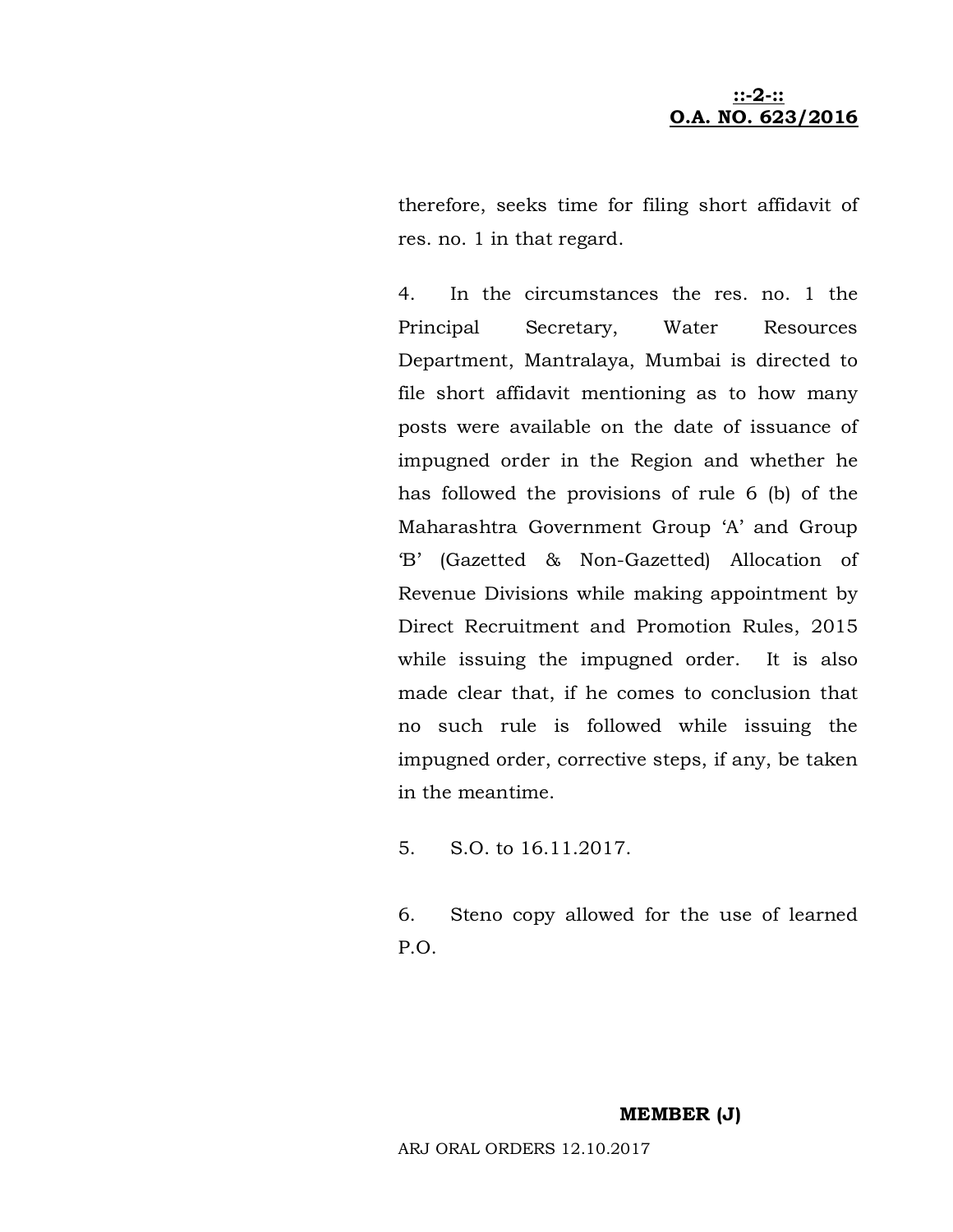therefore, seeks time for filing short affidavit of res. no. 1 in that regard.

4. In the circumstances the res. no. 1 the Principal Secretary, Water Resources Department, Mantralaya, Mumbai is directed to file short affidavit mentioning as to how many posts were available on the date of issuance of impugned order in the Region and whether he has followed the provisions of rule 6 (b) of the Maharashtra Government Group 'A' and Group 'B' (Gazetted & Non-Gazetted) Allocation of Revenue Divisions while making appointment by Direct Recruitment and Promotion Rules, 2015 while issuing the impugned order. It is also made clear that, if he comes to conclusion that no such rule is followed while issuing the impugned order, corrective steps, if any, be taken in the meantime.

5. S.O. to 16.11.2017.

6. Steno copy allowed for the use of learned P.O.

**MEMBER (J)**

ARJ ORAL ORDERS 12.10.2017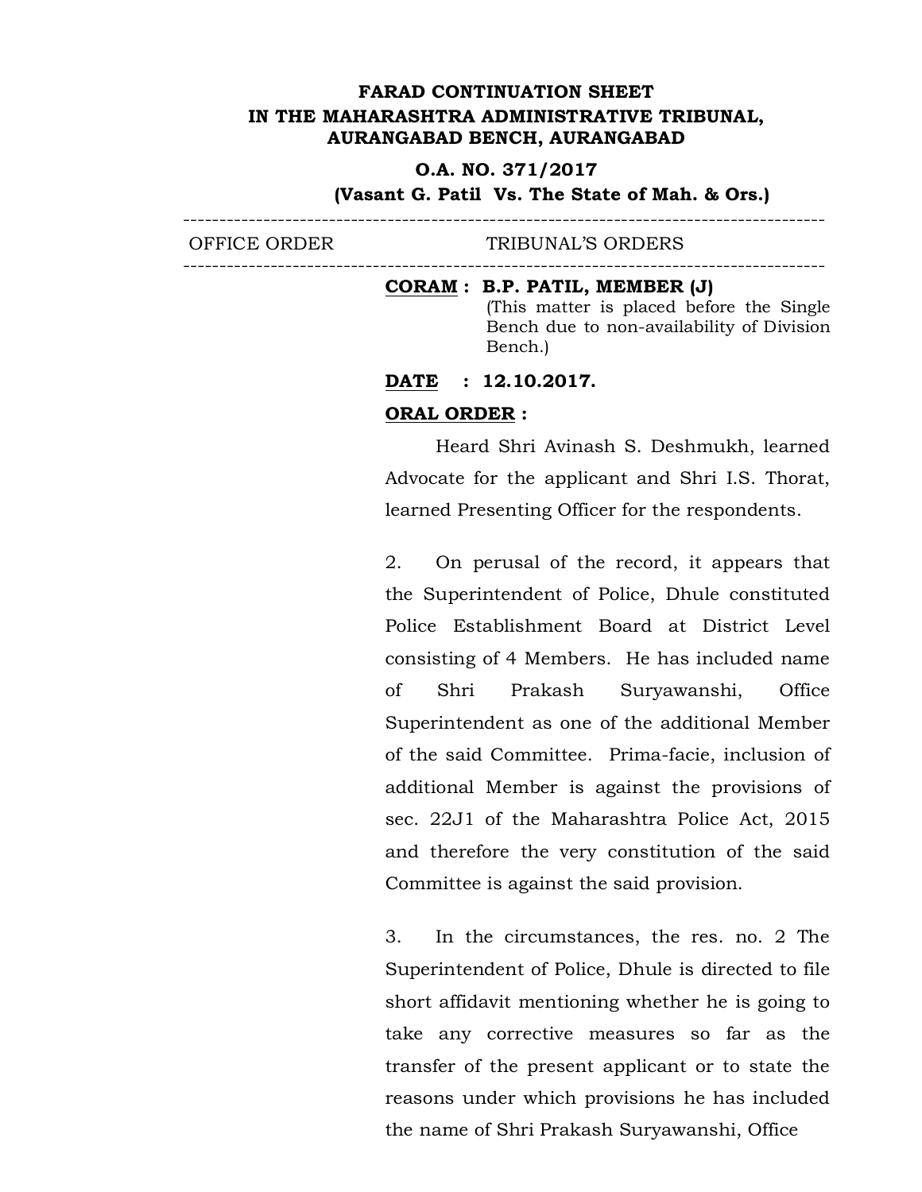**FARAD CONTINUATION SHEET**
**IN THE MAHARASHTRA ADMINISTRATIVE TRIBUNAL,**
**AURANGABAD BENCH, AURANGABAD**

**O.A. NO. 371/2017**
**(Vasant G. Patil Vs. The State of Mah. & Ors.)**

---

| OFFICE ORDER | TRIBUNAL'S ORDERS |
|---|---|

---

**CORAM : B.P. PATIL, MEMBER (J)**
(This matter is placed before the Single Bench due to non-availability of Division Bench.)

**DATE : 12.10.2017.**

**ORAL ORDER :**

Heard Shri Avinash S. Deshmukh, learned Advocate for the applicant and Shri I.S. Thorat, learned Presenting Officer for the respondents.

2. On perusal of the record, it appears that the Superintendent of Police, Dhule constituted Police Establishment Board at District Level consisting of 4 Members. He has included name of Shri Prakash Suryawanshi, Office Superintendent as one of the additional Member of the said Committee. Prima-facie, inclusion of additional Member is against the provisions of sec. 22J1 of the Maharashtra Police Act, 2015 and therefore the very constitution of the said Committee is against the said provision.

3. In the circumstances, the res. no. 2 The Superintendent of Police, Dhule is directed to file short affidavit mentioning whether he is going to take any corrective measures so far as the transfer of the present applicant or to state the reasons under which provisions he has included the name of Shri Prakash Suryawanshi, Office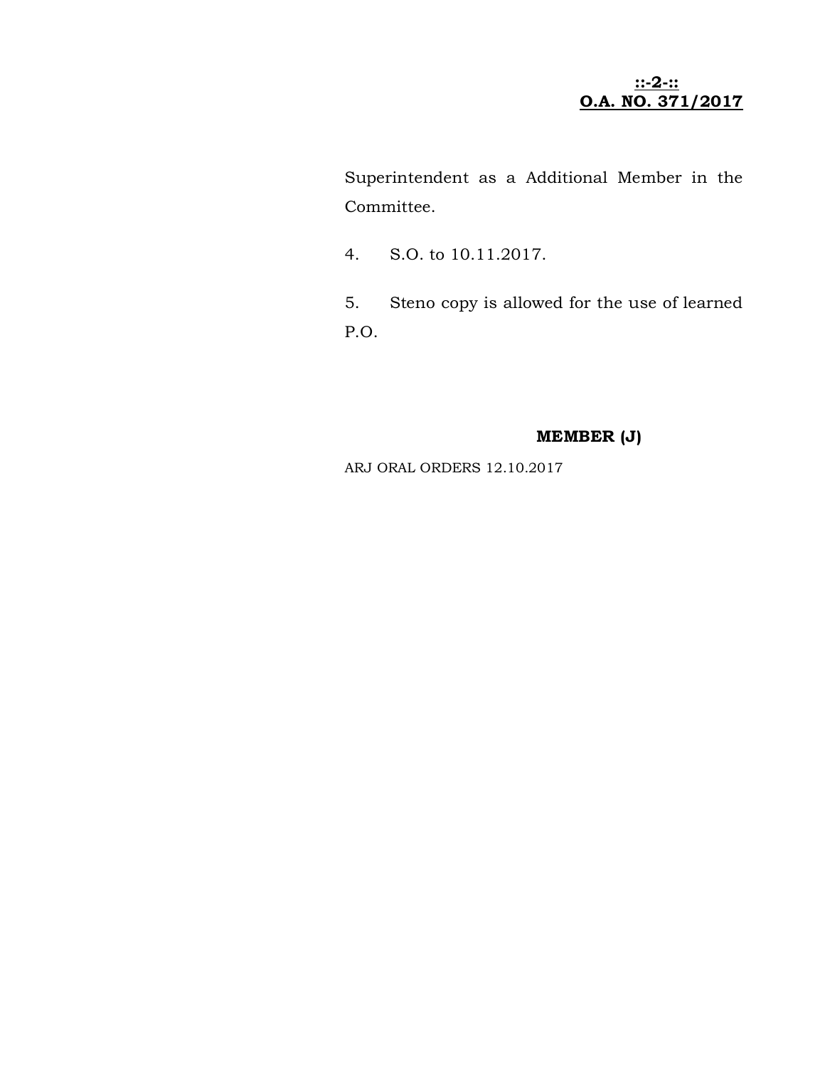Superintendent as a Additional Member in the Committee.

4. S.O. to 10.11.2017.

5. Steno copy is allowed for the use of learned P.O.

**MEMBER (J)**

ARJ ORAL ORDERS 12.10.2017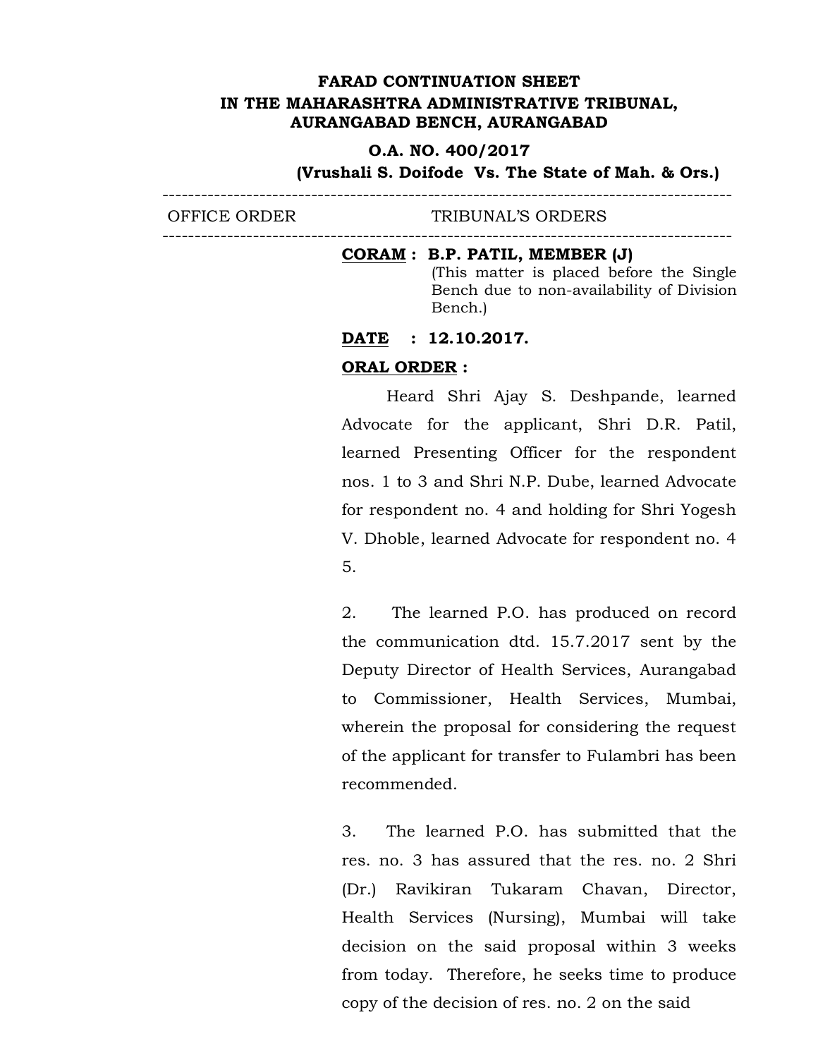**FARAD CONTINUATION SHEET**
**IN THE MAHARASHTRA ADMINISTRATIVE TRIBUNAL, AURANGABAD BENCH, AURANGABAD**

**O.A. NO. 400/2017**
**(Vrushali S. Doifode Vs. The State of Mah. & Ors.)**

---

| OFFICE ORDER | TRIBUNAL'S ORDERS |
|---|---|

---

**<u>CORAM</u> : B.P. PATIL, MEMBER (J)**
(This matter is placed before the Single Bench due to non-availability of Division Bench.)

**<u>DATE</u> : 12.10.2017.**

**<u>ORAL ORDER</u> :**

Heard Shri Ajay S. Deshpande, learned Advocate for the applicant, Shri D.R. Patil, learned Presenting Officer for the respondent nos. 1 to 3 and Shri N.P. Dube, learned Advocate for respondent no. 4 and holding for Shri Yogesh V. Dhoble, learned Advocate for respondent no. 4 5.

2. The learned P.O. has produced on record the communication dtd. 15.7.2017 sent by the Deputy Director of Health Services, Aurangabad to Commissioner, Health Services, Mumbai, wherein the proposal for considering the request of the applicant for transfer to Fulambri has been recommended.

3. The learned P.O. has submitted that the res. no. 3 has assured that the res. no. 2 Shri (Dr.) Ravikiran Tukaram Chavan, Director, Health Services (Nursing), Mumbai will take decision on the said proposal within 3 weeks from today. Therefore, he seeks time to produce copy of the decision of res. no. 2 on the said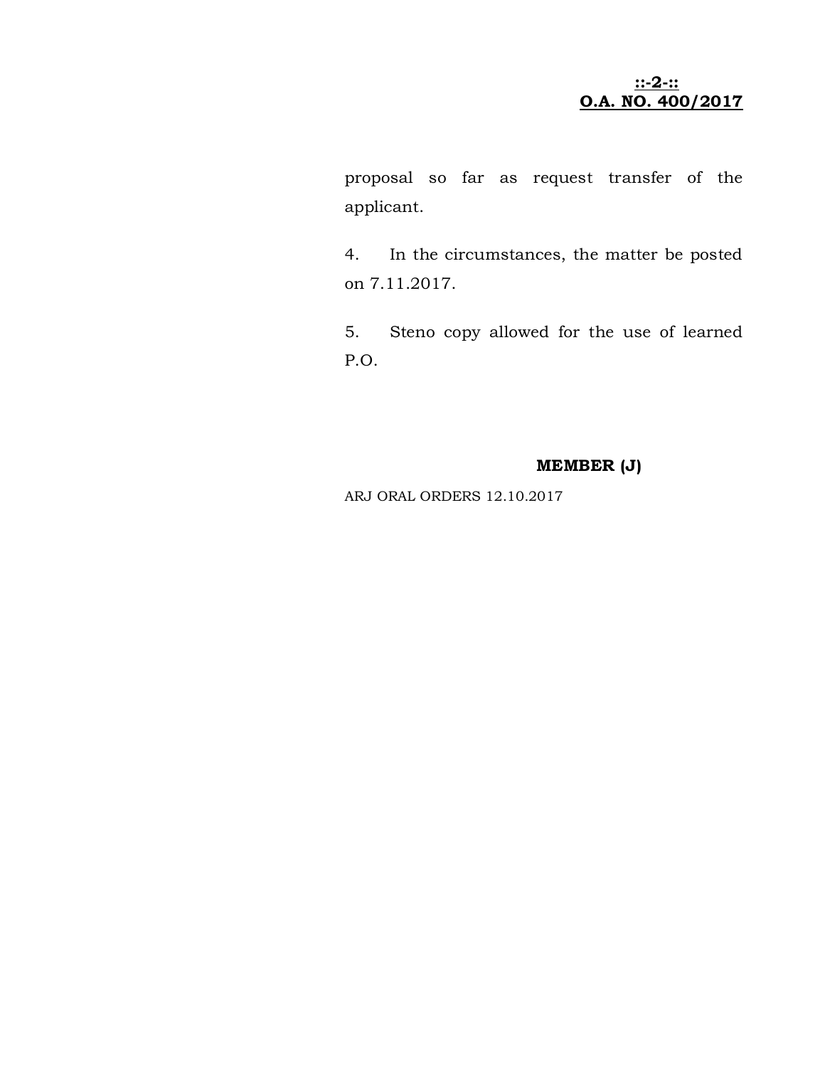proposal so far as request transfer of the applicant.

4. In the circumstances, the matter be posted on 7.11.2017.

5. Steno copy allowed for the use of learned P.O.

**MEMBER (J)**

ARJ ORAL ORDERS 12.10.2017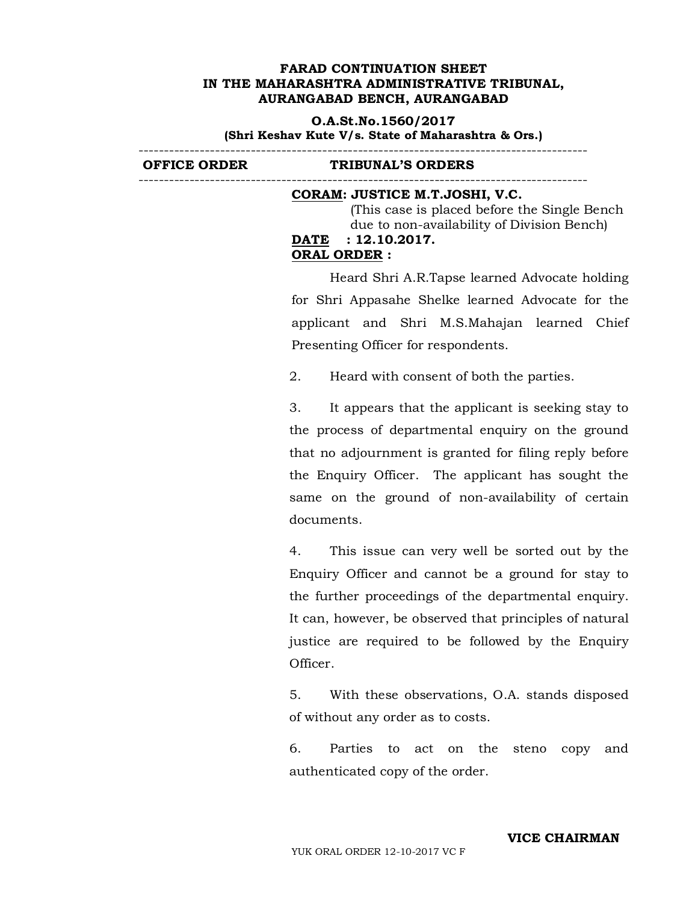**FARAD CONTINUATION SHEET**
**IN THE MAHARASHTRA ADMINISTRATIVE TRIBUNAL,**
**AURANGABAD BENCH, AURANGABAD**

**O.A.St.No.1560/2017**
**(Shri Keshav Kute V/s. State of Maharashtra & Ors.)**

---

| OFFICE ORDER | TRIBUNAL'S ORDERS |
|---|---|

---

**CORAM: JUSTICE M.T.JOSHI, V.C.**
(This case is placed before the Single Bench due to non-availability of Division Bench)

**DATE : 12.10.2017.**

**ORAL ORDER :**

Heard Shri A.R.Tapse learned Advocate holding for Shri Appasahe Shelke learned Advocate for the applicant and Shri M.S.Mahajan learned Chief Presenting Officer for respondents.

2. Heard with consent of both the parties.

3. It appears that the applicant is seeking stay to the process of departmental enquiry on the ground that no adjournment is granted for filing reply before the Enquiry Officer. The applicant has sought the same on the ground of non-availability of certain documents.

4. This issue can very well be sorted out by the Enquiry Officer and cannot be a ground for stay to the further proceedings of the departmental enquiry. It can, however, be observed that principles of natural justice are required to be followed by the Enquiry Officer.

5. With these observations, O.A. stands disposed of without any order as to costs.

6. Parties to act on the steno copy and authenticated copy of the order.

**VICE CHAIRMAN**

YUK ORAL ORDER 12-10-2017 VC F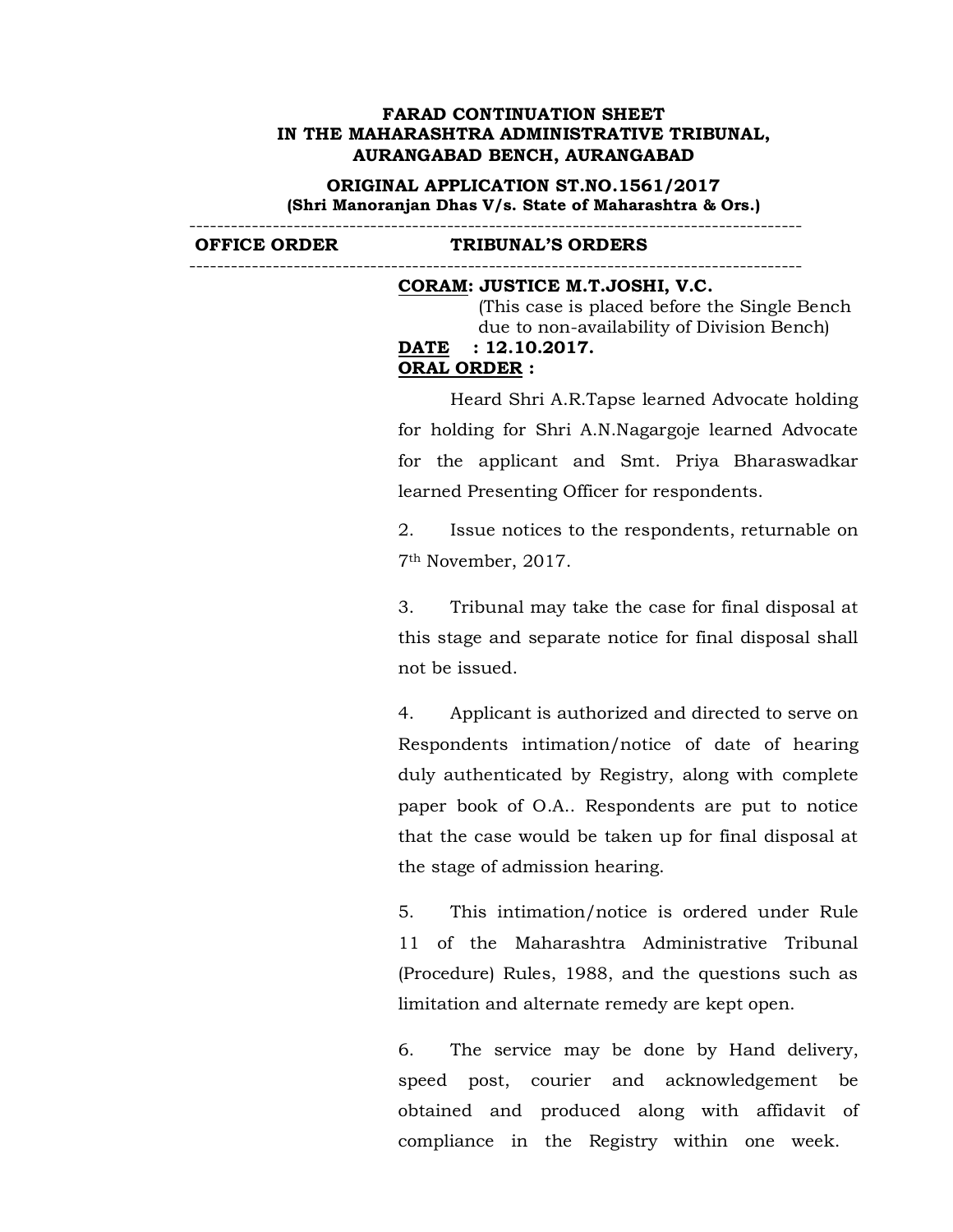**FARAD CONTINUATION SHEET**
**IN THE MAHARASHTRA ADMINISTRATIVE TRIBUNAL,**
**AURANGABAD BENCH, AURANGABAD**

**ORIGINAL APPLICATION ST.NO.1561/2017**
**(Shri Manoranjan Dhas V/s. State of Maharashtra & Ors.)**

---

| **OFFICE ORDER** | **TRIBUNAL'S ORDERS** |
|---|---|

---

**CORAM: JUSTICE M.T.JOSHI, V.C.**
(This case is placed before the Single Bench due to non-availability of Division Bench)

**DATE : 12.10.2017.**

**ORAL ORDER :**

Heard Shri A.R.Tapse learned Advocate holding for holding for Shri A.N.Nagargoje learned Advocate for the applicant and Smt. Priya Bharaswadkar learned Presenting Officer for respondents.

2. Issue notices to the respondents, returnable on 7th November, 2017.

3. Tribunal may take the case for final disposal at this stage and separate notice for final disposal shall not be issued.

4. Applicant is authorized and directed to serve on Respondents intimation/notice of date of hearing duly authenticated by Registry, along with complete paper book of O.A.. Respondents are put to notice that the case would be taken up for final disposal at the stage of admission hearing.

5. This intimation/notice is ordered under Rule 11 of the Maharashtra Administrative Tribunal (Procedure) Rules, 1988, and the questions such as limitation and alternate remedy are kept open.

6. The service may be done by Hand delivery, speed post, courier and acknowledgement be obtained and produced along with affidavit of compliance in the Registry within one week.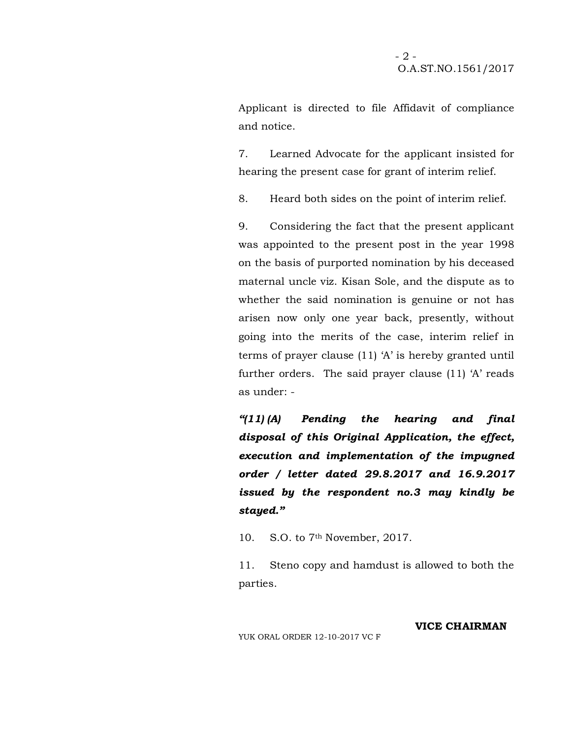Applicant is directed to file Affidavit of compliance and notice.

7. Learned Advocate for the applicant insisted for hearing the present case for grant of interim relief.

8. Heard both sides on the point of interim relief.

9. Considering the fact that the present applicant was appointed to the present post in the year 1998 on the basis of purported nomination by his deceased maternal uncle viz. Kisan Sole, and the dispute as to whether the said nomination is genuine or not has arisen now only one year back, presently, without going into the merits of the case, interim relief in terms of prayer clause (11) 'A' is hereby granted until further orders. The said prayer clause (11) 'A' reads as under: -

***"(11) (A) Pending the hearing and final disposal of this Original Application, the effect, execution and implementation of the impugned order / letter dated 29.8.2017 and 16.9.2017 issued by the respondent no.3 may kindly be stayed."***

10. S.O. to 7th November, 2017.

11. Steno copy and hamdust is allowed to both the parties.

**VICE CHAIRMAN**

YUK ORAL ORDER 12-10-2017 VC F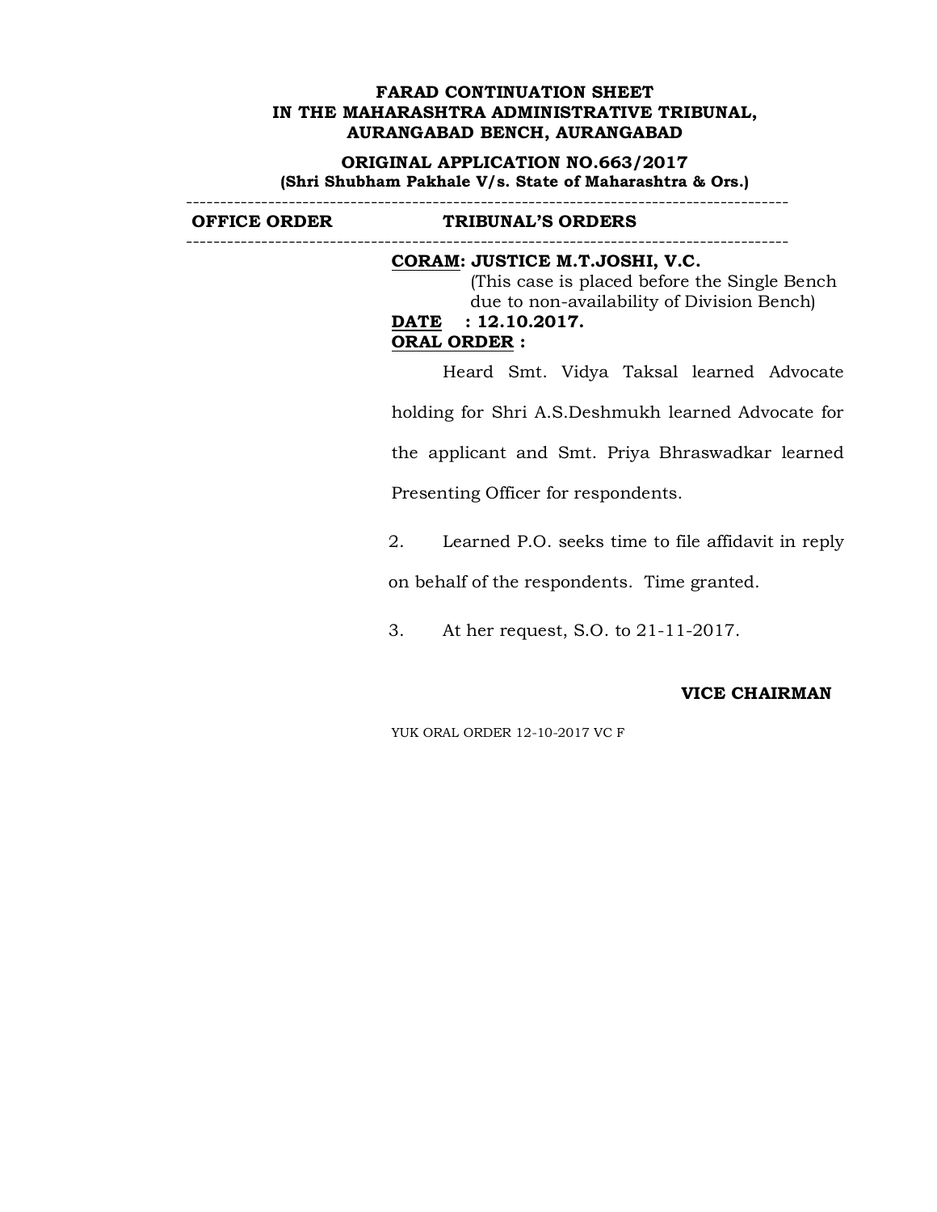**FARAD CONTINUATION SHEET**
**IN THE MAHARASHTRA ADMINISTRATIVE TRIBUNAL,**
**AURANGABAD BENCH, AURANGABAD**

**ORIGINAL APPLICATION NO.663/2017**
**(Shri Shubham Pakhale V/s. State of Maharashtra & Ors.)**

---

| OFFICE ORDER | TRIBUNAL'S ORDERS |
|---|---|

---

**CORAM: JUSTICE M.T.JOSHI, V.C.**
(This case is placed before the Single Bench due to non-availability of Division Bench)

**DATE : 12.10.2017.**

**ORAL ORDER :**

Heard Smt. Vidya Taksal learned Advocate holding for Shri A.S.Deshmukh learned Advocate for the applicant and Smt. Priya Bhraswadkar learned Presenting Officer for respondents.

2. Learned P.O. seeks time to file affidavit in reply on behalf of the respondents. Time granted.

3. At her request, S.O. to 21-11-2017.

**VICE CHAIRMAN**

YUK ORAL ORDER 12-10-2017 VC F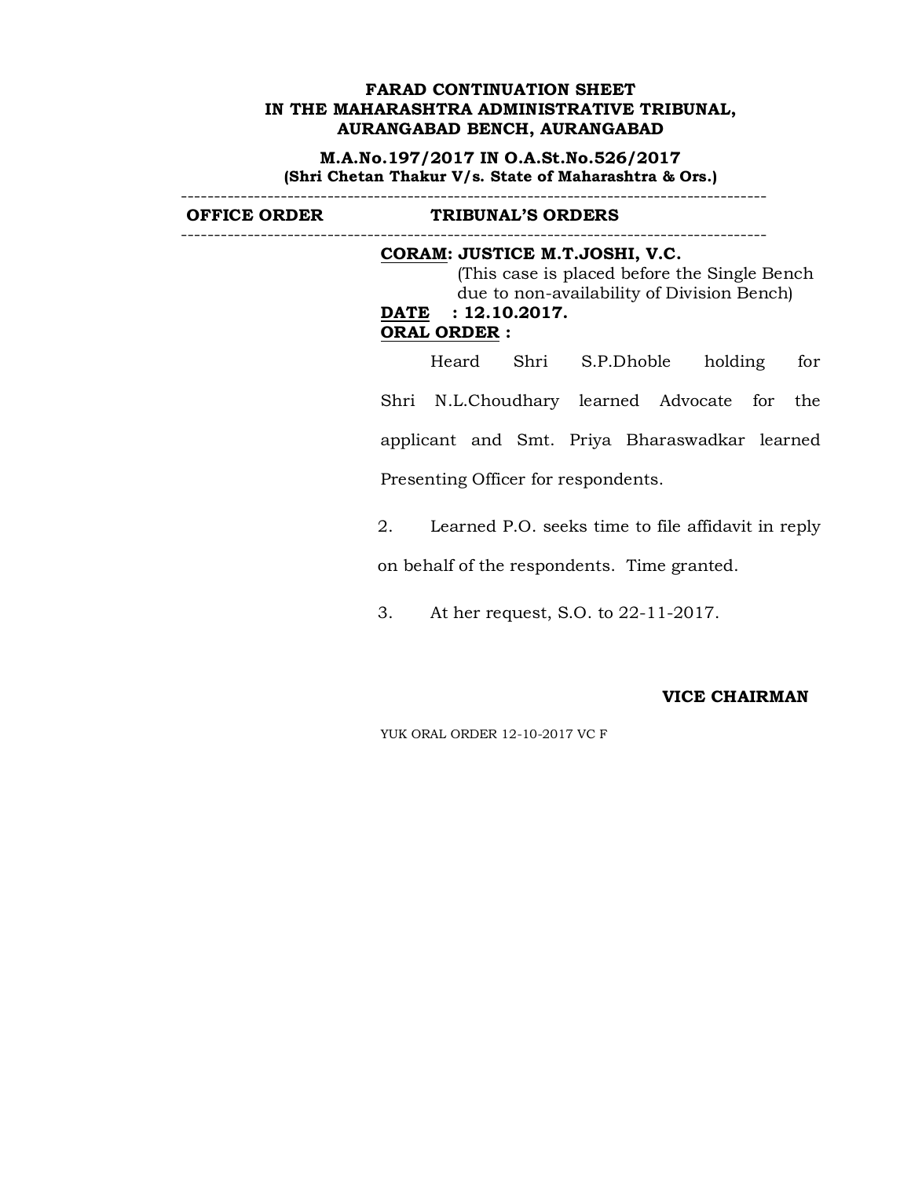**FARAD CONTINUATION SHEET**
**IN THE MAHARASHTRA ADMINISTRATIVE TRIBUNAL,**
**AURANGABAD BENCH, AURANGABAD**

**M.A.No.197/2017 IN O.A.St.No.526/2017**
**(Shri Chetan Thakur V/s. State of Maharashtra & Ors.)**

---

| OFFICE ORDER | TRIBUNAL'S ORDERS |
| --- | --- |

---

**CORAM: JUSTICE M.T.JOSHI, V.C.**
(This case is placed before the Single Bench due to non-availability of Division Bench)

**DATE : 12.10.2017.**

**ORAL ORDER :**

Heard Shri S.P.Dhoble holding for Shri N.L.Choudhary learned Advocate for the applicant and Smt. Priya Bharaswadkar learned Presenting Officer for respondents.

2. Learned P.O. seeks time to file affidavit in reply on behalf of the respondents. Time granted.

3. At her request, S.O. to 22-11-2017.

**VICE CHAIRMAN**

YUK ORAL ORDER 12-10-2017 VC F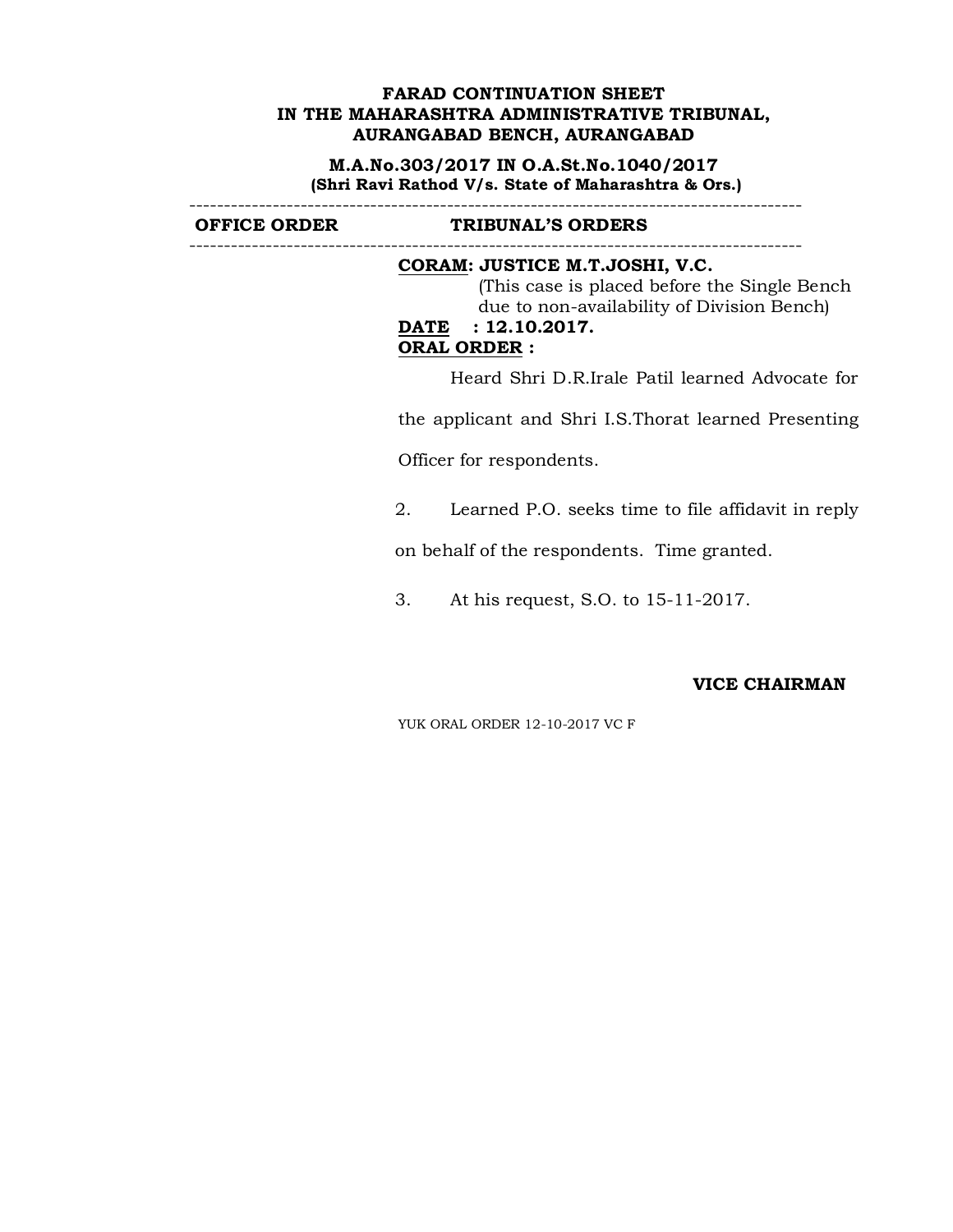**FARAD CONTINUATION SHEET**
**IN THE MAHARASHTRA ADMINISTRATIVE TRIBUNAL,**
**AURANGABAD BENCH, AURANGABAD**

**M.A.No.303/2017 IN O.A.St.No.1040/2017**
**(Shri Ravi Rathod V/s. State of Maharashtra & Ors.)**

| OFFICE ORDER | TRIBUNAL'S ORDERS |
|---|---|
| | **CORAM: JUSTICE M.T.JOSHI, V.C.** (This case is placed before the Single Bench due to non-availability of Division Bench) |
| | **DATE : 12.10.2017.** |
| | **ORAL ORDER :** |

Heard Shri D.R.Irale Patil learned Advocate for the applicant and Shri I.S.Thorat learned Presenting Officer for respondents.

2. Learned P.O. seeks time to file affidavit in reply on behalf of the respondents. Time granted.

3. At his request, S.O. to 15-11-2017.

**VICE CHAIRMAN**

YUK ORAL ORDER 12-10-2017 VC F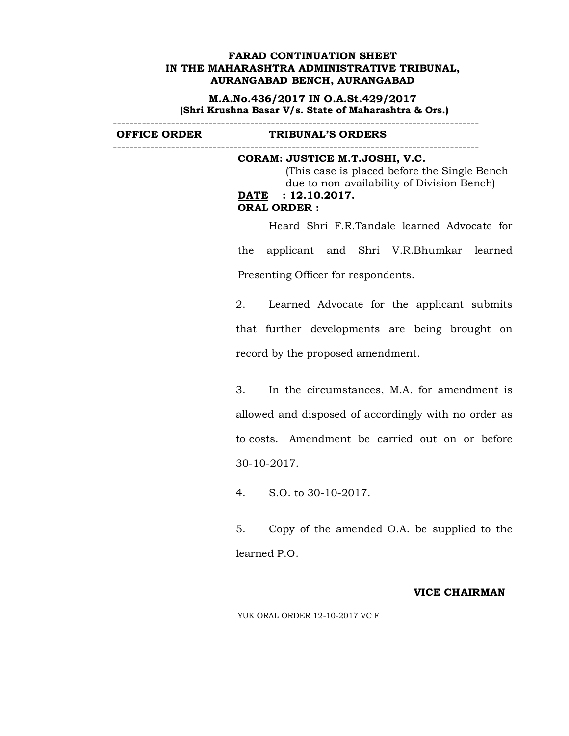**FARAD CONTINUATION SHEET**
**IN THE MAHARASHTRA ADMINISTRATIVE TRIBUNAL,**
**AURANGABAD BENCH, AURANGABAD**

**M.A.No.436/2017 IN O.A.St.429/2017**
**(Shri Krushna Basar V/s. State of Maharashtra & Ors.)**

---

| OFFICE ORDER | TRIBUNAL'S ORDERS |
|---|---|

---

**CORAM: JUSTICE M.T.JOSHI, V.C.**
(This case is placed before the Single Bench due to non-availability of Division Bench)

**DATE : 12.10.2017.**

**ORAL ORDER :**

Heard Shri F.R.Tandale learned Advocate for the applicant and Shri V.R.Bhumkar learned Presenting Officer for respondents.

2. Learned Advocate for the applicant submits that further developments are being brought on record by the proposed amendment.

3. In the circumstances, M.A. for amendment is allowed and disposed of accordingly with no order as to costs. Amendment be carried out on or before 30-10-2017.

4. S.O. to 30-10-2017.

5. Copy of the amended O.A. be supplied to the learned P.O.

**VICE CHAIRMAN**

YUK ORAL ORDER 12-10-2017 VC F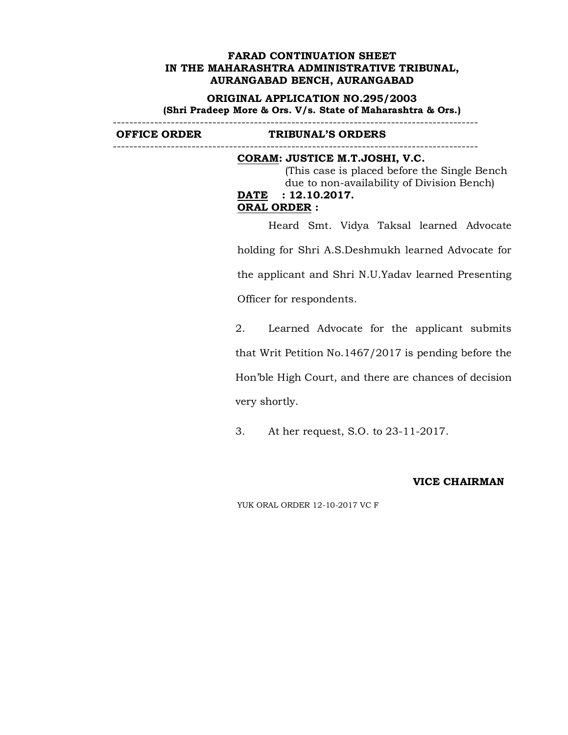**FARAD CONTINUATION SHEET**
**IN THE MAHARASHTRA ADMINISTRATIVE TRIBUNAL,**
**AURANGABAD BENCH, AURANGABAD**

**ORIGINAL APPLICATION NO.295/2003**
**(Shri Pradeep More & Ors. V/s. State of Maharashtra & Ors.)**

---

| OFFICE ORDER | TRIBUNAL'S ORDERS |
|---|---|

---

**CORAM: JUSTICE M.T.JOSHI, V.C.**
(This case is placed before the Single Bench due to non-availability of Division Bench)

**DATE : 12.10.2017.**

**ORAL ORDER :**

Heard Smt. Vidya Taksal learned Advocate holding for Shri A.S.Deshmukh learned Advocate for the applicant and Shri N.U.Yadav learned Presenting Officer for respondents.

2. Learned Advocate for the applicant submits that Writ Petition No.1467/2017 is pending before the Hon'ble High Court, and there are chances of decision very shortly.

3. At her request, S.O. to 23-11-2017.

**VICE CHAIRMAN**

YUK ORAL ORDER 12-10-2017 VC F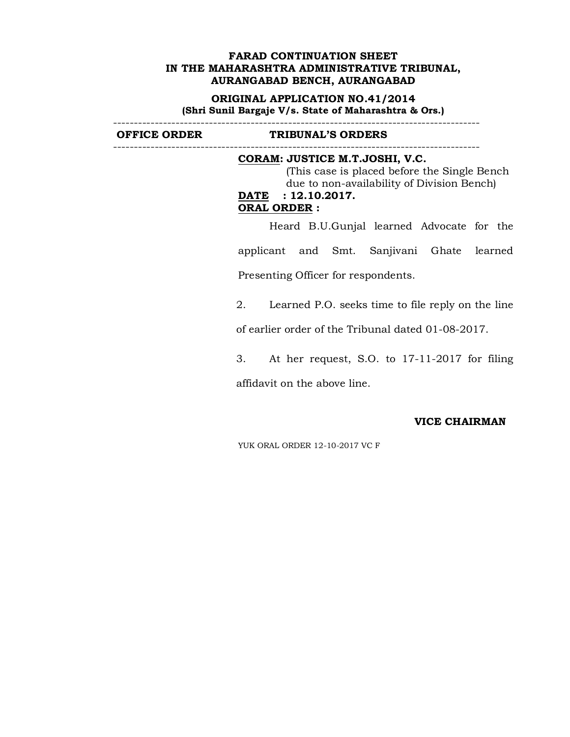**FARAD CONTINUATION SHEET**
**IN THE MAHARASHTRA ADMINISTRATIVE TRIBUNAL,**
**AURANGABAD BENCH, AURANGABAD**

**ORIGINAL APPLICATION NO.41/2014**
**(Shri Sunil Bargaje V/s. State of Maharashtra & Ors.)**

---

| OFFICE ORDER | TRIBUNAL'S ORDERS |
|---|---|
| | **CORAM: JUSTICE M.T.JOSHI, V.C.** (This case is placed before the Single Bench due to non-availability of Division Bench) |

**DATE : 12.10.2017.**

**ORAL ORDER :**

Heard B.U.Gunjal learned Advocate for the applicant and Smt. Sanjivani Ghate learned Presenting Officer for respondents.

2. Learned P.O. seeks time to file reply on the line of earlier order of the Tribunal dated 01-08-2017.

3. At her request, S.O. to 17-11-2017 for filing affidavit on the above line.

**VICE CHAIRMAN**

YUK ORAL ORDER 12-10-2017 VC F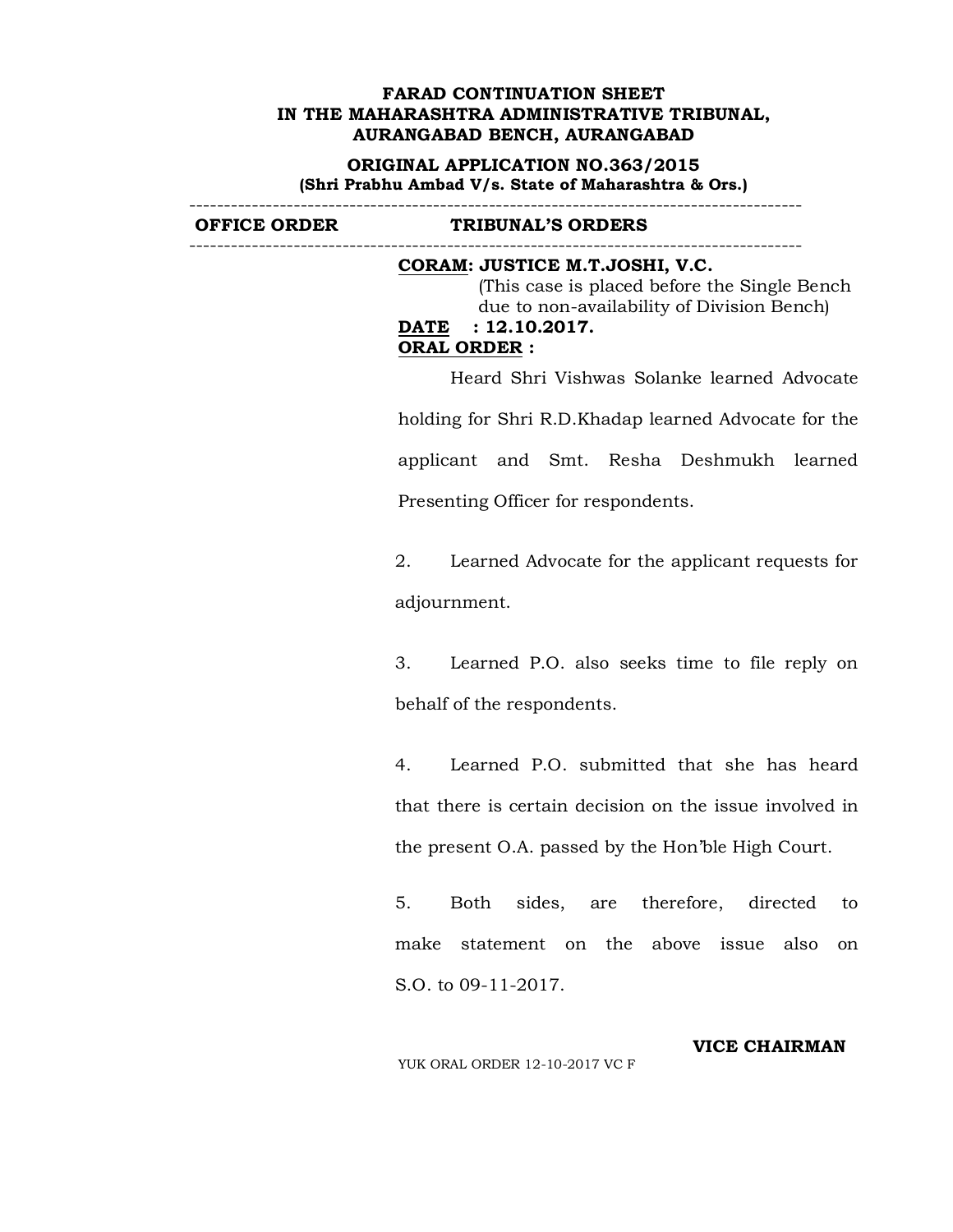**FARAD CONTINUATION SHEET**
**IN THE MAHARASHTRA ADMINISTRATIVE TRIBUNAL,**
**AURANGABAD BENCH, AURANGABAD**

**ORIGINAL APPLICATION NO.363/2015**
**(Shri Prabhu Ambad V/s. State of Maharashtra & Ors.)**

---

| OFFICE ORDER | TRIBUNAL'S ORDERS |
|---|---|

---

**CORAM: JUSTICE M.T.JOSHI, V.C.**
(This case is placed before the Single Bench due to non-availability of Division Bench)

**DATE : 12.10.2017.**

**ORAL ORDER :**

Heard Shri Vishwas Solanke learned Advocate holding for Shri R.D.Khadap learned Advocate for the applicant and Smt. Resha Deshmukh learned Presenting Officer for respondents.

2. Learned Advocate for the applicant requests for adjournment.

3. Learned P.O. also seeks time to file reply on behalf of the respondents.

4. Learned P.O. submitted that she has heard that there is certain decision on the issue involved in the present O.A. passed by the Hon'ble High Court.

5. Both sides, are therefore, directed to make statement on the above issue also on S.O. to 09-11-2017.

**VICE CHAIRMAN**

YUK ORAL ORDER 12-10-2017 VC F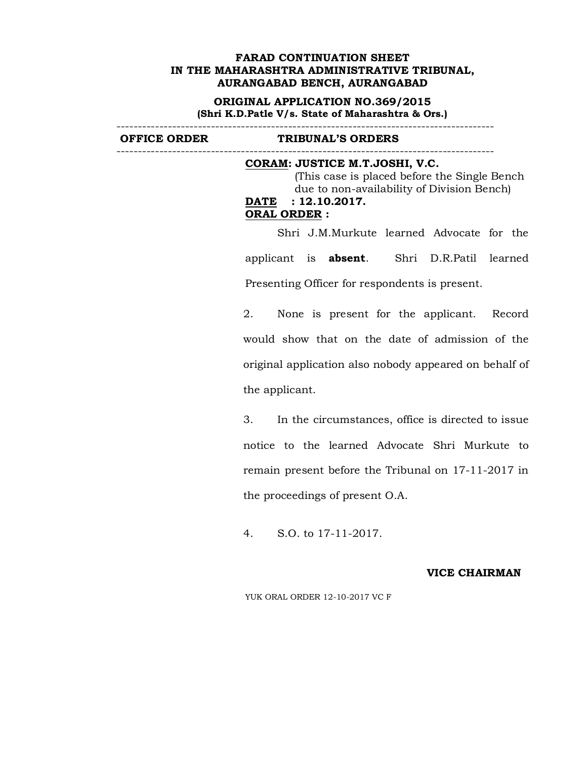**FARAD CONTINUATION SHEET**
**IN THE MAHARASHTRA ADMINISTRATIVE TRIBUNAL,**
**AURANGABAD BENCH, AURANGABAD**

**ORIGINAL APPLICATION NO.369/2015**
**(Shri K.D.Patle V/s. State of Maharashtra & Ors.)**

---

| OFFICE ORDER | TRIBUNAL'S ORDERS |
| --- | --- |

---

**CORAM: JUSTICE M.T.JOSHI, V.C.**
(This case is placed before the Single Bench due to non-availability of Division Bench)

**DATE : 12.10.2017.**

**ORAL ORDER :**

Shri J.M.Murkute learned Advocate for the applicant is **absent**. Shri D.R.Patil learned Presenting Officer for respondents is present.

2. None is present for the applicant. Record would show that on the date of admission of the original application also nobody appeared on behalf of the applicant.

3. In the circumstances, office is directed to issue notice to the learned Advocate Shri Murkute to remain present before the Tribunal on 17-11-2017 in the proceedings of present O.A.

4. S.O. to 17-11-2017.

**VICE CHAIRMAN**

YUK ORAL ORDER 12-10-2017 VC F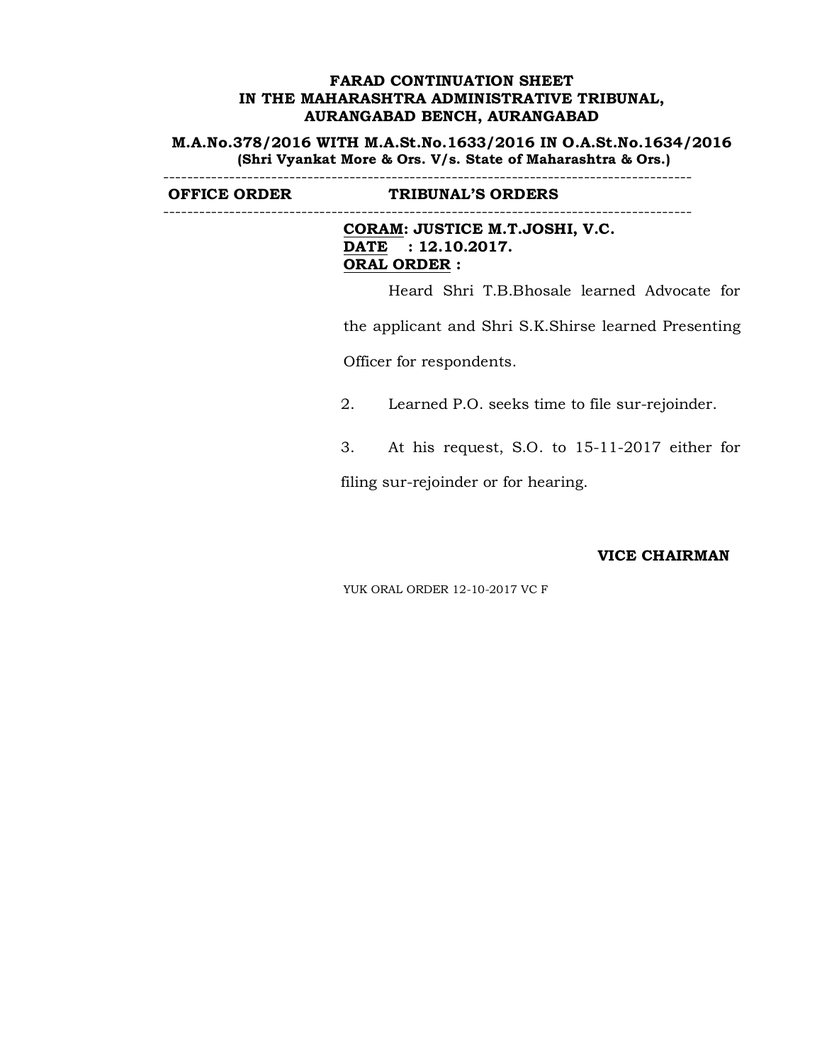**FARAD CONTINUATION SHEET**
**IN THE MAHARASHTRA ADMINISTRATIVE TRIBUNAL,**
**AURANGABAD BENCH, AURANGABAD**

**M.A.No.378/2016 WITH M.A.St.No.1633/2016 IN O.A.St.No.1634/2016**
**(Shri Vyankat More & Ors. V/s. State of Maharashtra & Ors.)**

| OFFICE ORDER | TRIBUNAL'S ORDERS |
|---|---|

**CORAM: JUSTICE M.T.JOSHI, V.C.**
**DATE : 12.10.2017.**
**ORAL ORDER :**

Heard Shri T.B.Bhosale learned Advocate for the applicant and Shri S.K.Shirse learned Presenting Officer for respondents.

2. Learned P.O. seeks time to file sur-rejoinder.

3. At his request, S.O. to 15-11-2017 either for filing sur-rejoinder or for hearing.

**VICE CHAIRMAN**

YUK ORAL ORDER 12-10-2017 VC F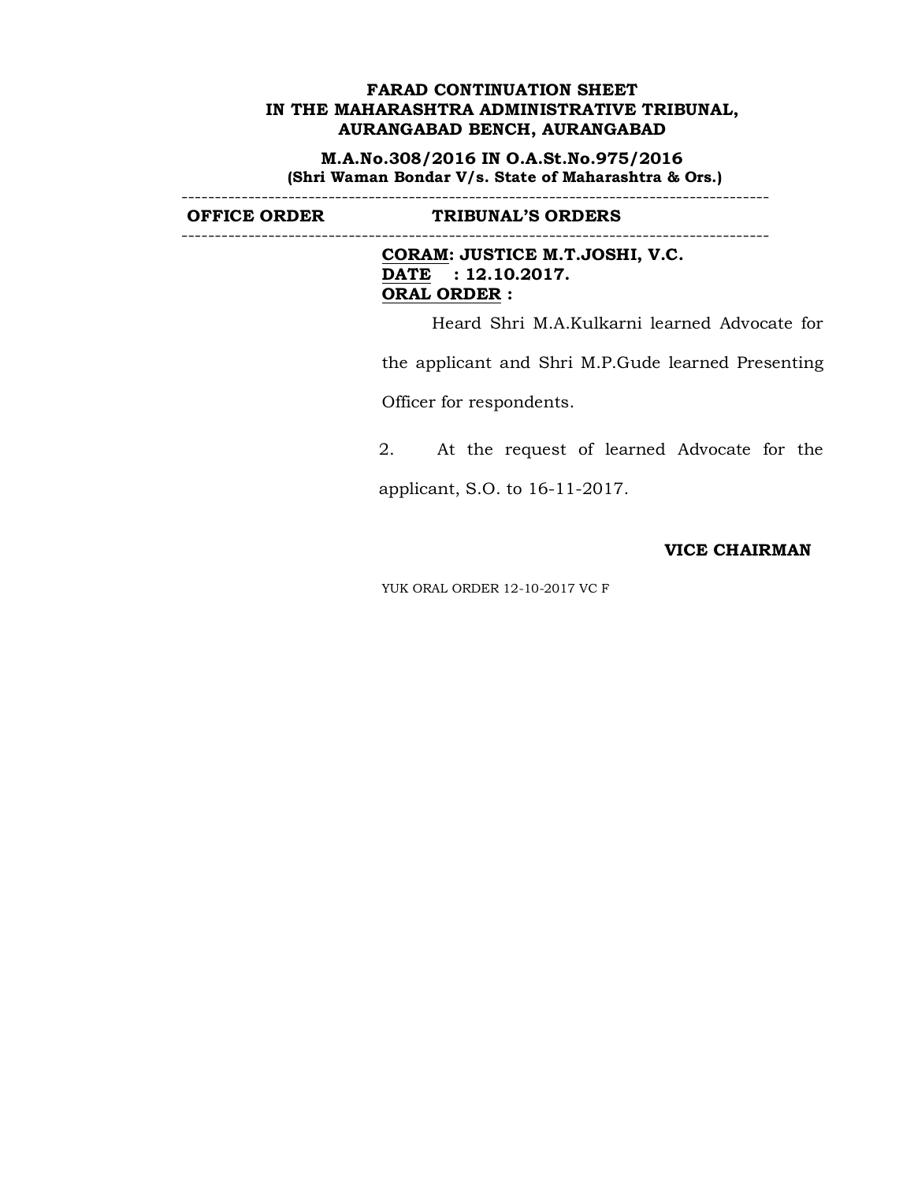**FARAD CONTINUATION SHEET**
**IN THE MAHARASHTRA ADMINISTRATIVE TRIBUNAL,**
**AURANGABAD BENCH, AURANGABAD**

**M.A.No.308/2016 IN O.A.St.No.975/2016**
**(Shri Waman Bondar V/s. State of Maharashtra & Ors.)**

| OFFICE ORDER | TRIBUNAL'S ORDERS |
|---|---|
| | **CORAM: JUSTICE M.T.JOSHI, V.C.**<br>**DATE : 12.10.2017.**<br>**ORAL ORDER :**<br><br>Heard Shri M.A.Kulkarni learned Advocate for the applicant and Shri M.P.Gude learned Presenting Officer for respondents.<br><br>2. At the request of learned Advocate for the applicant, S.O. to 16-11-2017.<br><br>**VICE CHAIRMAN**<br><br>YUK ORAL ORDER 12-10-2017 VC F |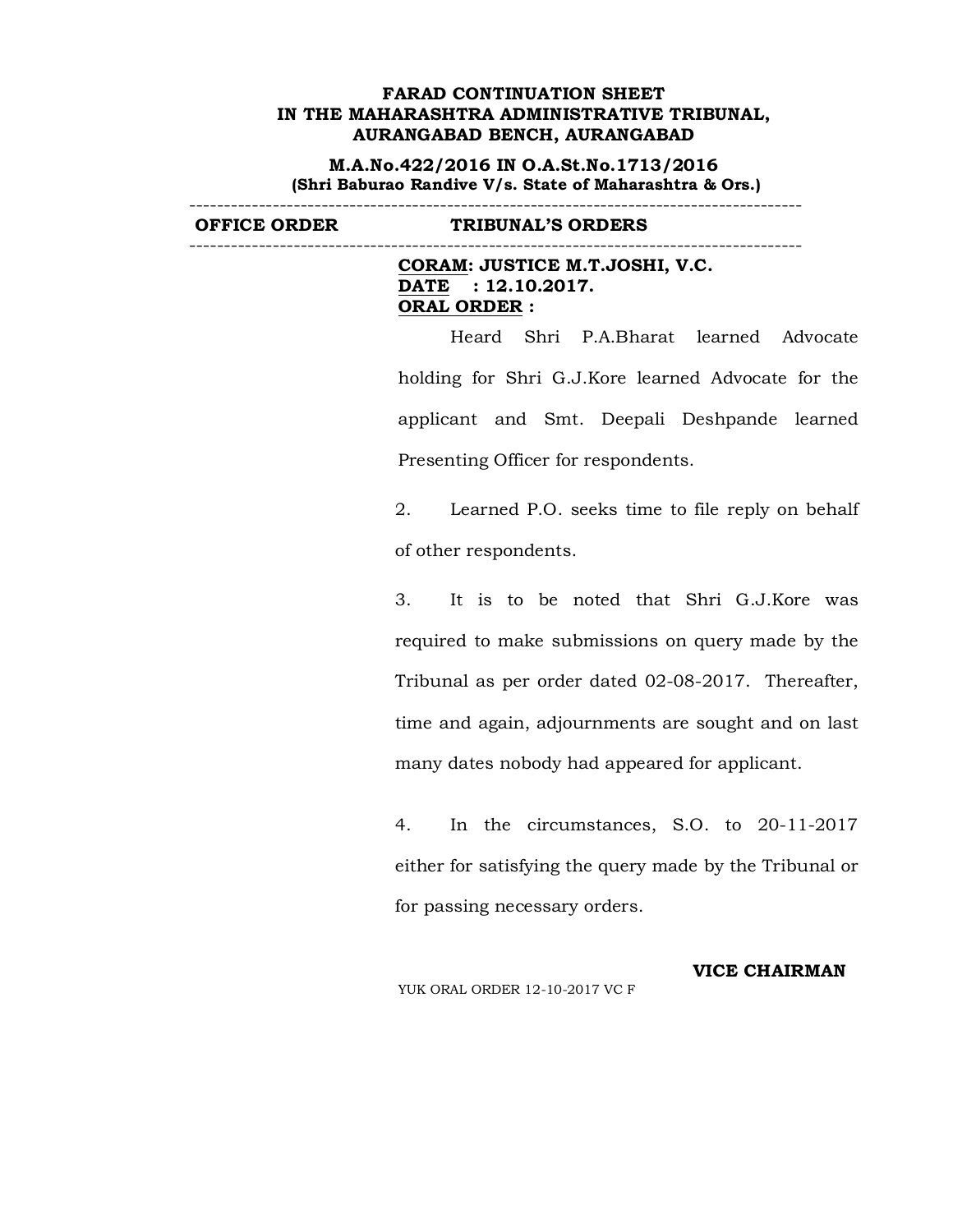**FARAD CONTINUATION SHEET**
**IN THE MAHARASHTRA ADMINISTRATIVE TRIBUNAL,**
**AURANGABAD BENCH, AURANGABAD**

**M.A.No.422/2016 IN O.A.St.No.1713/2016**
**(Shri Baburao Randive V/s. State of Maharashtra & Ors.)**

---

| OFFICE ORDER | TRIBUNAL'S ORDERS |
|---|---|

---

**CORAM: JUSTICE M.T.JOSHI, V.C.**
**DATE : 12.10.2017.**
**ORAL ORDER :**

Heard Shri P.A.Bharat learned Advocate holding for Shri G.J.Kore learned Advocate for the applicant and Smt. Deepali Deshpande learned Presenting Officer for respondents.

2. Learned P.O. seeks time to file reply on behalf of other respondents.

3. It is to be noted that Shri G.J.Kore was required to make submissions on query made by the Tribunal as per order dated 02-08-2017. Thereafter, time and again, adjournments are sought and on last many dates nobody had appeared for applicant.

4. In the circumstances, S.O. to 20-11-2017 either for satisfying the query made by the Tribunal or for passing necessary orders.

**VICE CHAIRMAN**

YUK ORAL ORDER 12-10-2017 VC F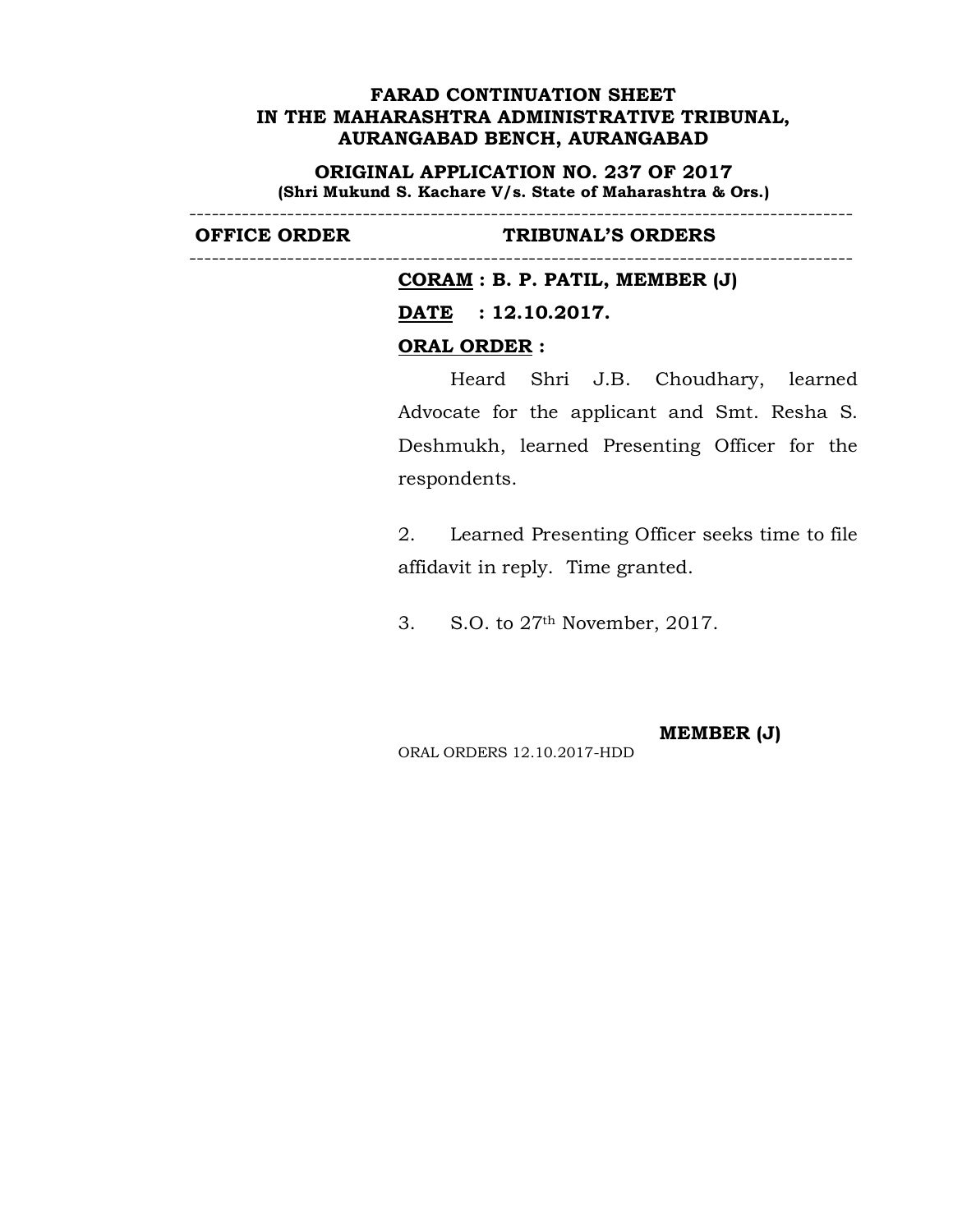**FARAD CONTINUATION SHEET**
**IN THE MAHARASHTRA ADMINISTRATIVE TRIBUNAL,**
**AURANGABAD BENCH, AURANGABAD**

**ORIGINAL APPLICATION NO. 237 OF 2017**
**(Shri Mukund S. Kachare V/s. State of Maharashtra & Ors.)**

---

| OFFICE ORDER | TRIBUNAL'S ORDERS |
|---|---|

---

**CORAM : B. P. PATIL, MEMBER (J)**

**DATE : 12.10.2017.**

**ORAL ORDER :**

Heard Shri J.B. Choudhary, learned Advocate for the applicant and Smt. Resha S. Deshmukh, learned Presenting Officer for the respondents.

2. Learned Presenting Officer seeks time to file affidavit in reply. Time granted.

3. S.O. to 27th November, 2017.

**MEMBER (J)**

ORAL ORDERS 12.10.2017-HDD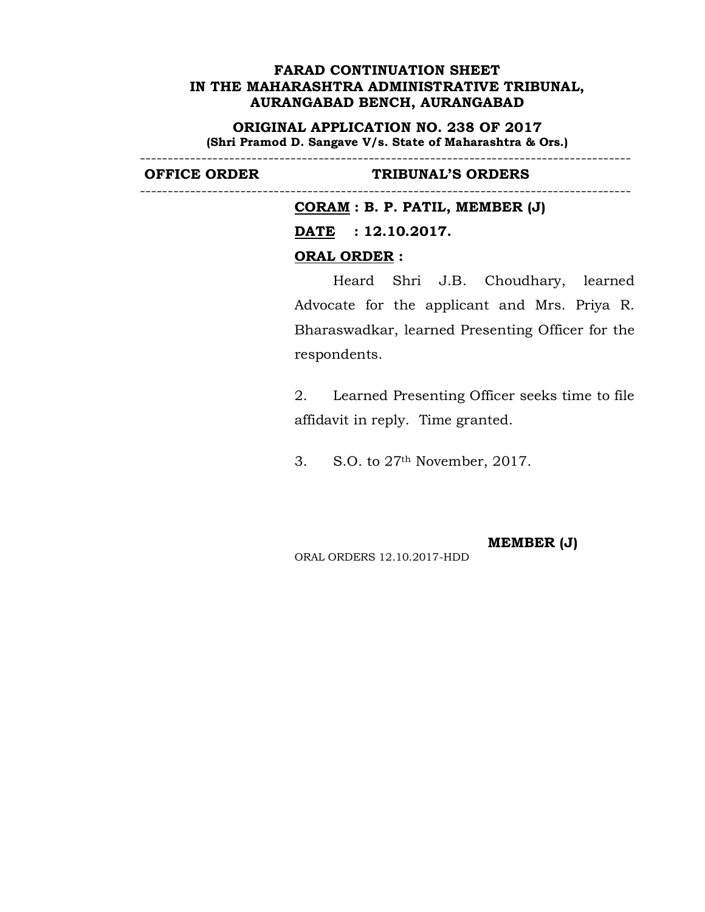**FARAD CONTINUATION SHEET**
**IN THE MAHARASHTRA ADMINISTRATIVE TRIBUNAL,**
**AURANGABAD BENCH, AURANGABAD**

**ORIGINAL APPLICATION NO. 238 OF 2017**
**(Shri Pramod D. Sangave V/s. State of Maharashtra & Ors.)**

---

| OFFICE ORDER | TRIBUNAL'S ORDERS |
|---|---|

---

**CORAM : B. P. PATIL, MEMBER (J)**

**DATE : 12.10.2017.**

**ORAL ORDER :**

Heard Shri J.B. Choudhary, learned Advocate for the applicant and Mrs. Priya R. Bharaswadkar, learned Presenting Officer for the respondents.

2. Learned Presenting Officer seeks time to file affidavit in reply. Time granted.

3. S.O. to 27th November, 2017.

**MEMBER (J)**

ORAL ORDERS 12.10.2017-HDD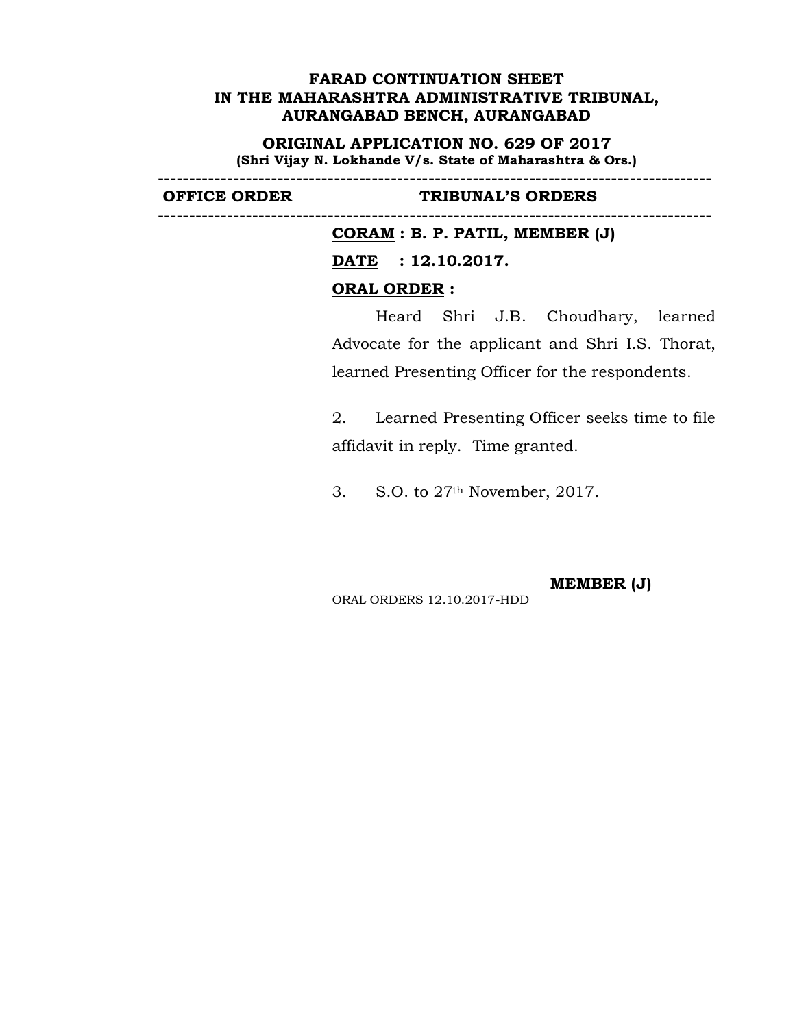**FARAD CONTINUATION SHEET**
**IN THE MAHARASHTRA ADMINISTRATIVE TRIBUNAL,**
**AURANGABAD BENCH, AURANGABAD**

**ORIGINAL APPLICATION NO. 629 OF 2017**
**(Shri Vijay N. Lokhande V/s. State of Maharashtra & Ors.)**

---

| OFFICE ORDER | TRIBUNAL'S ORDERS |
|---|---|
| | **CORAM : B. P. PATIL, MEMBER (J)**<br><br>**DATE : 12.10.2017.**<br><br>**ORAL ORDER :**<br><br>Heard Shri J.B. Choudhary, learned Advocate for the applicant and Shri I.S. Thorat, learned Presenting Officer for the respondents.<br><br>2. Learned Presenting Officer seeks time to file affidavit in reply. Time granted.<br><br>3. S.O. to 27th November, 2017.<br><br>**MEMBER (J)**<br><br>ORAL ORDERS 12.10.2017-HDD |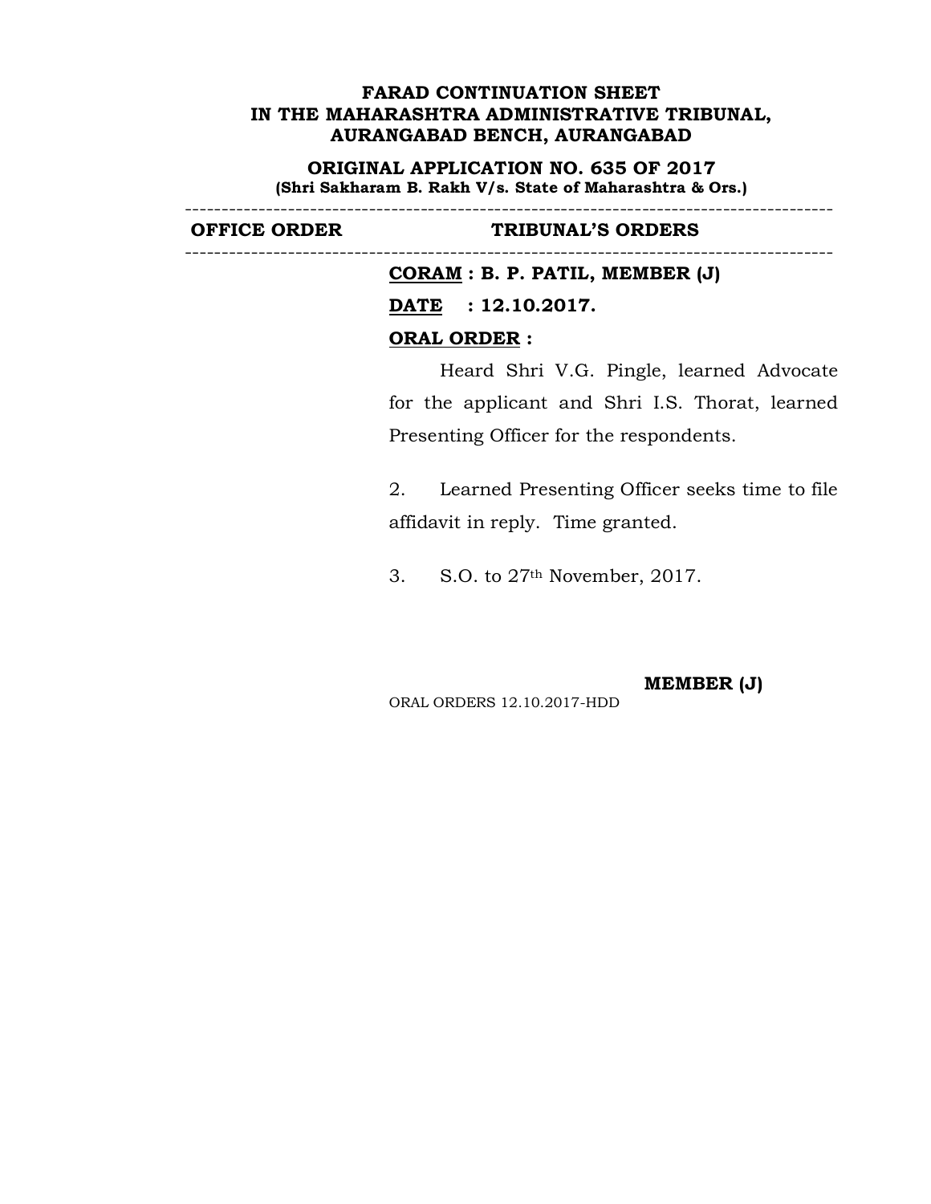**FARAD CONTINUATION SHEET**
**IN THE MAHARASHTRA ADMINISTRATIVE TRIBUNAL,**
**AURANGABAD BENCH, AURANGABAD**

**ORIGINAL APPLICATION NO. 635 OF 2017**
**(Shri Sakharam B. Rakh V/s. State of Maharashtra & Ors.)**

---

| OFFICE ORDER | TRIBUNAL'S ORDERS |
|---|---|

---

**CORAM : B. P. PATIL, MEMBER (J)**

**DATE : 12.10.2017.**

**ORAL ORDER :**

Heard Shri V.G. Pingle, learned Advocate for the applicant and Shri I.S. Thorat, learned Presenting Officer for the respondents.

2. Learned Presenting Officer seeks time to file affidavit in reply. Time granted.

3. S.O. to 27th November, 2017.

**MEMBER (J)**

ORAL ORDERS 12.10.2017-HDD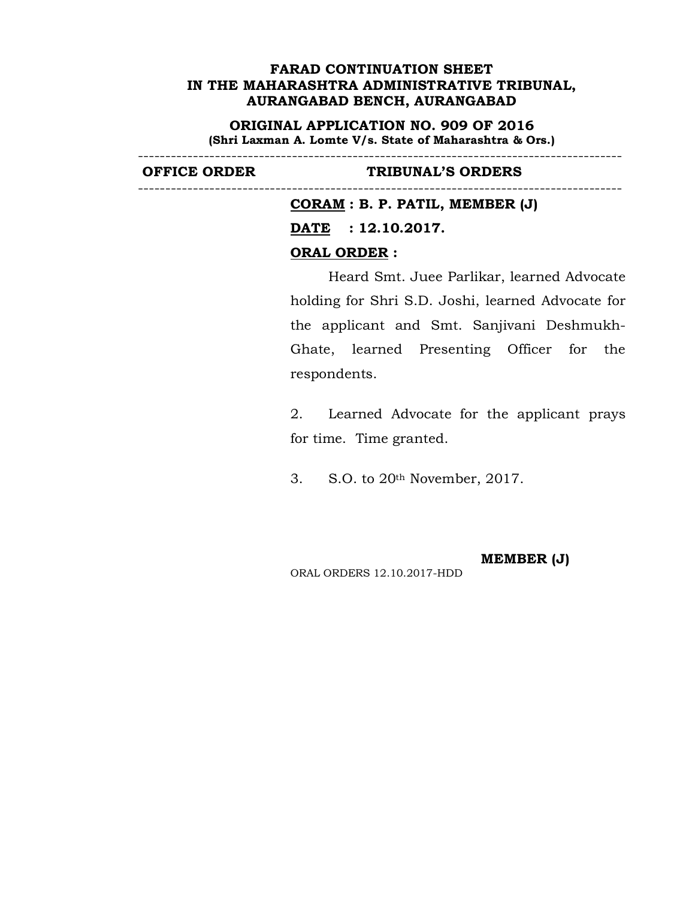**FARAD CONTINUATION SHEET**
**IN THE MAHARASHTRA ADMINISTRATIVE TRIBUNAL,**
**AURANGABAD BENCH, AURANGABAD**

**ORIGINAL APPLICATION NO. 909 OF 2016**
**(Shri Laxman A. Lomte V/s. State of Maharashtra & Ors.)**

---

| OFFICE ORDER | TRIBUNAL'S ORDERS |
|---|---|

---

**CORAM : B. P. PATIL, MEMBER (J)**

**DATE : 12.10.2017.**

**ORAL ORDER :**

Heard Smt. Juee Parlikar, learned Advocate holding for Shri S.D. Joshi, learned Advocate for the applicant and Smt. Sanjivani Deshmukh-Ghate, learned Presenting Officer for the respondents.

2. Learned Advocate for the applicant prays for time. Time granted.

3. S.O. to 20th November, 2017.

**MEMBER (J)**

ORAL ORDERS 12.10.2017-HDD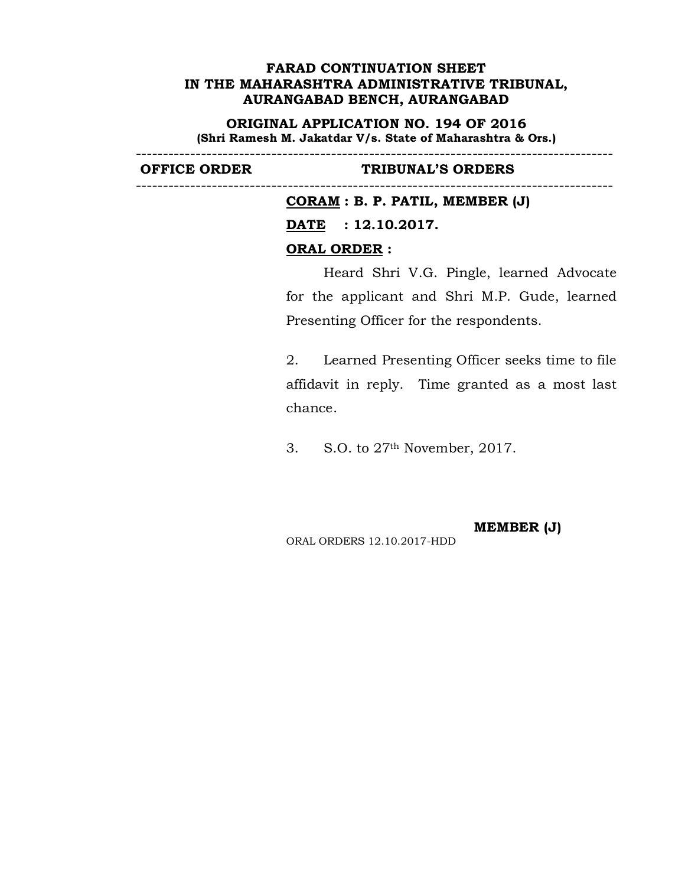**FARAD CONTINUATION SHEET**
**IN THE MAHARASHTRA ADMINISTRATIVE TRIBUNAL,**
**AURANGABAD BENCH, AURANGABAD**

**ORIGINAL APPLICATION NO. 194 OF 2016**
**(Shri Ramesh M. Jakatdar V/s. State of Maharashtra & Ors.)**

| OFFICE ORDER | TRIBUNAL'S ORDERS |
|---|---|
| | **CORAM : B. P. PATIL, MEMBER (J)** |

**DATE : 12.10.2017.**

**ORAL ORDER :**

Heard Shri V.G. Pingle, learned Advocate for the applicant and Shri M.P. Gude, learned Presenting Officer for the respondents.

2. Learned Presenting Officer seeks time to file affidavit in reply. Time granted as a most last chance.

3. S.O. to 27th November, 2017.

**MEMBER (J)**

ORAL ORDERS 12.10.2017-HDD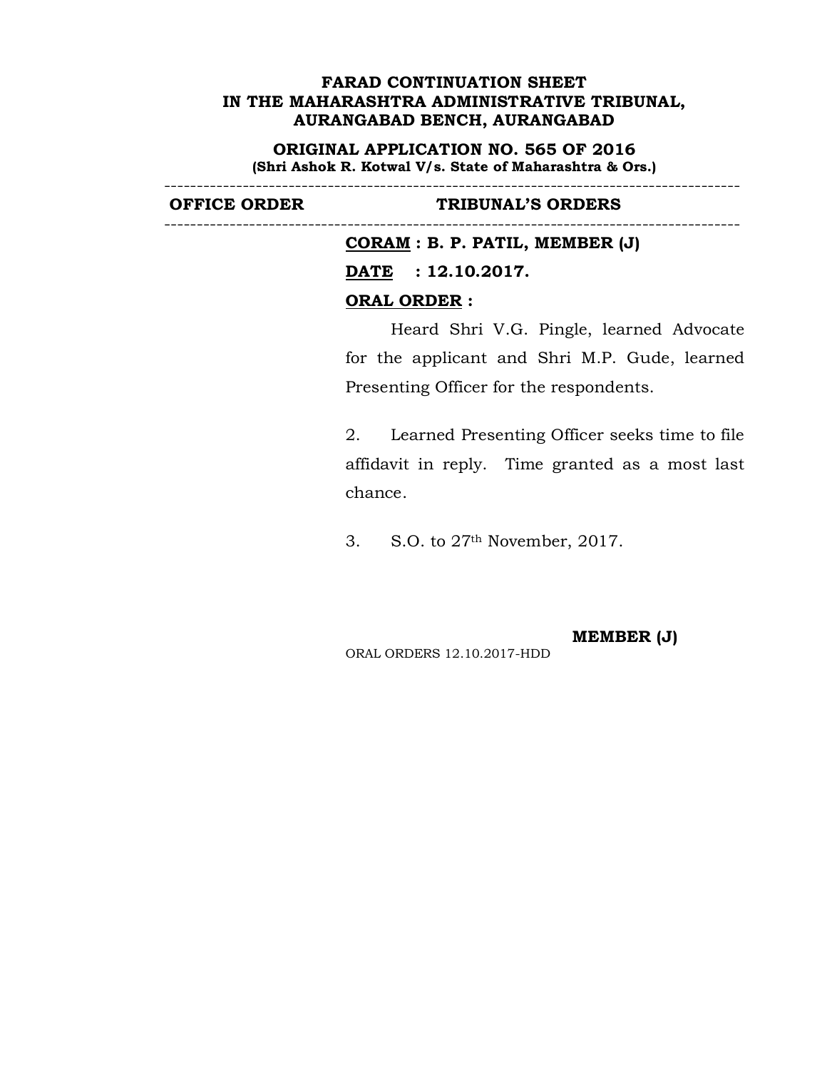**FARAD CONTINUATION SHEET**
**IN THE MAHARASHTRA ADMINISTRATIVE TRIBUNAL,**
**AURANGABAD BENCH, AURANGABAD**

**ORIGINAL APPLICATION NO. 565 OF 2016**
**(Shri Ashok R. Kotwal V/s. State of Maharashtra & Ors.)**

| OFFICE ORDER | TRIBUNAL'S ORDERS |
|---|---|
| | **CORAM : B. P. PATIL, MEMBER (J)** |

**DATE : 12.10.2017.**

**ORAL ORDER :**

Heard Shri V.G. Pingle, learned Advocate for the applicant and Shri M.P. Gude, learned Presenting Officer for the respondents.

2. Learned Presenting Officer seeks time to file affidavit in reply. Time granted as a most last chance.

3. S.O. to 27th November, 2017.

**MEMBER (J)**

ORAL ORDERS 12.10.2017-HDD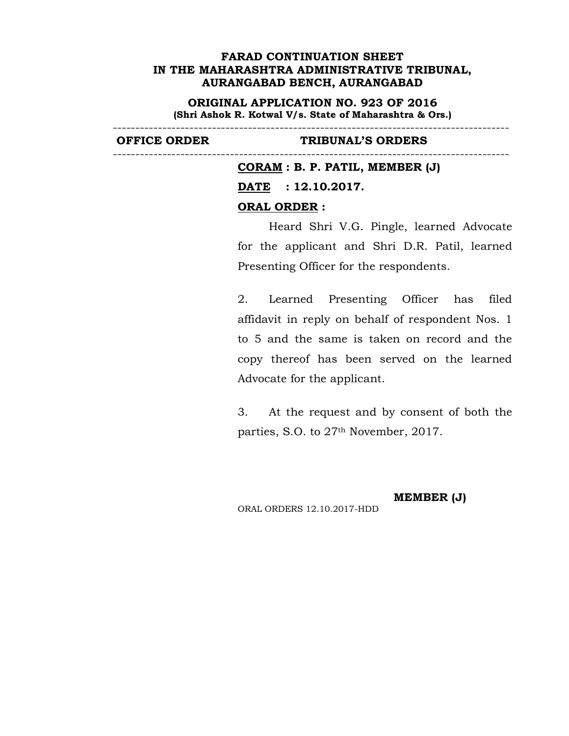**FARAD CONTINUATION SHEET**
**IN THE MAHARASHTRA ADMINISTRATIVE TRIBUNAL,**
**AURANGABAD BENCH, AURANGABAD**

**ORIGINAL APPLICATION NO. 923 OF 2016**
**(Shri Ashok R. Kotwal V/s. State of Maharashtra & Ors.)**

---

| OFFICE ORDER | TRIBUNAL'S ORDERS |
|---|---|

---

**CORAM : B. P. PATIL, MEMBER (J)**

**DATE : 12.10.2017.**

**ORAL ORDER :**

Heard Shri V.G. Pingle, learned Advocate for the applicant and Shri D.R. Patil, learned Presenting Officer for the respondents.

2. Learned Presenting Officer has filed affidavit in reply on behalf of respondent Nos. 1 to 5 and the same is taken on record and the copy thereof has been served on the learned Advocate for the applicant.

3. At the request and by consent of both the parties, S.O. to 27th November, 2017.

**MEMBER (J)**

ORAL ORDERS 12.10.2017-HDD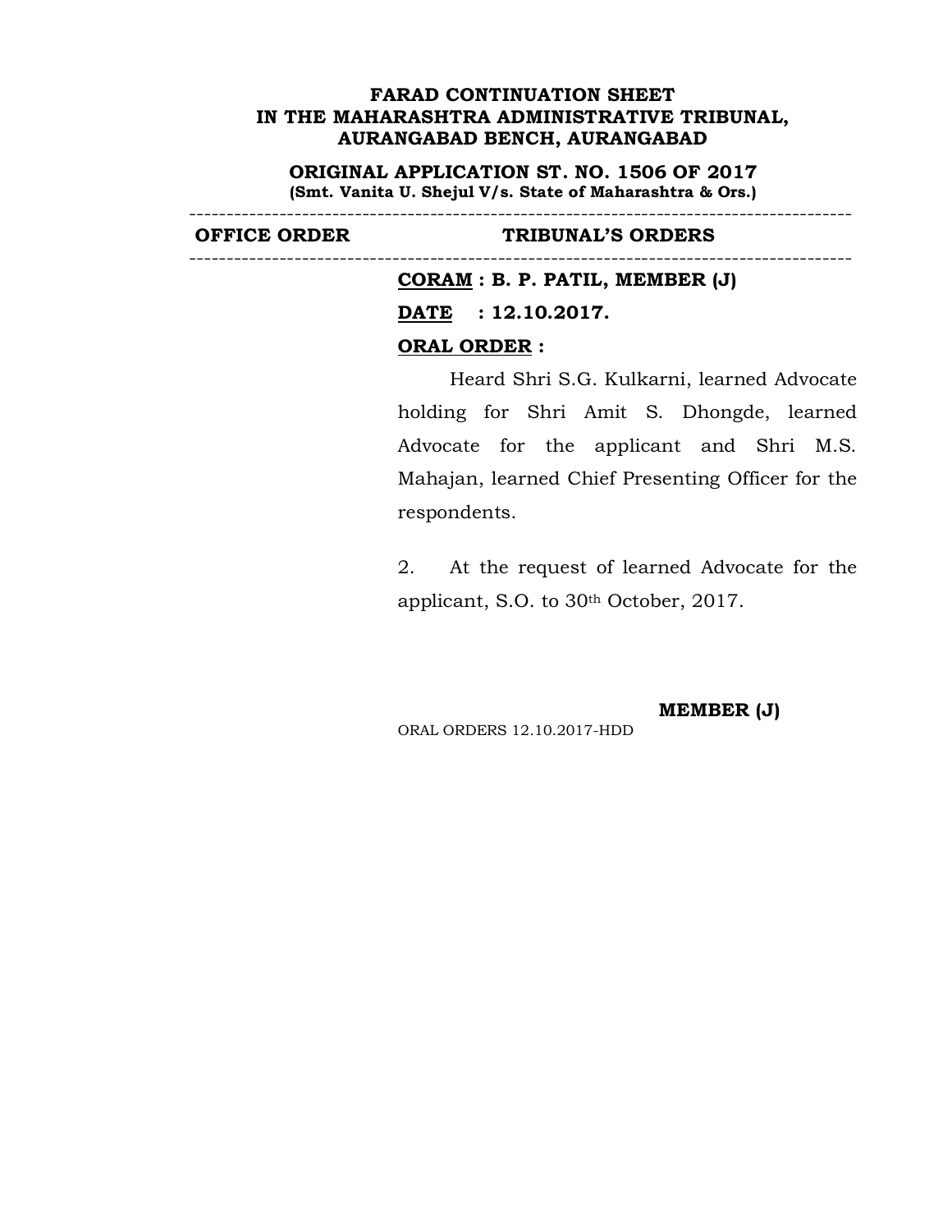**FARAD CONTINUATION SHEET**
**IN THE MAHARASHTRA ADMINISTRATIVE TRIBUNAL,**
**AURANGABAD BENCH, AURANGABAD**

**ORIGINAL APPLICATION ST. NO. 1506 OF 2017**
**(Smt. Vanita U. Shejul V/s. State of Maharashtra & Ors.)**

| OFFICE ORDER | TRIBUNAL'S ORDERS |
|---|---|

**CORAM : B. P. PATIL, MEMBER (J)**

**DATE : 12.10.2017.**

**ORAL ORDER :**

Heard Shri S.G. Kulkarni, learned Advocate holding for Shri Amit S. Dhongde, learned Advocate for the applicant and Shri M.S. Mahajan, learned Chief Presenting Officer for the respondents.

2. At the request of learned Advocate for the applicant, S.O. to 30th October, 2017.

**MEMBER (J)**

ORAL ORDERS 12.10.2017-HDD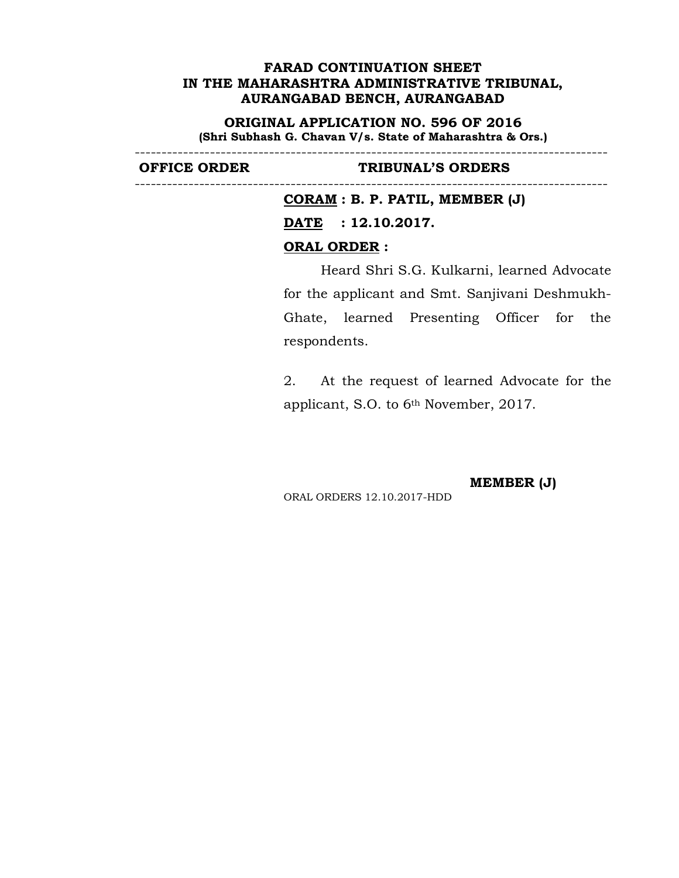**FARAD CONTINUATION SHEET**
**IN THE MAHARASHTRA ADMINISTRATIVE TRIBUNAL,**
**AURANGABAD BENCH, AURANGABAD**

**ORIGINAL APPLICATION NO. 596 OF 2016**
**(Shri Subhash G. Chavan V/s. State of Maharashtra & Ors.)**

---

| OFFICE ORDER | TRIBUNAL'S ORDERS |
|---|---|

---

**CORAM : B. P. PATIL, MEMBER (J)**

**DATE : 12.10.2017.**

**ORAL ORDER :**

Heard Shri S.G. Kulkarni, learned Advocate for the applicant and Smt. Sanjivani Deshmukh-Ghate, learned Presenting Officer for the respondents.

2. At the request of learned Advocate for the applicant, S.O. to 6th November, 2017.

**MEMBER (J)**

ORAL ORDERS 12.10.2017-HDD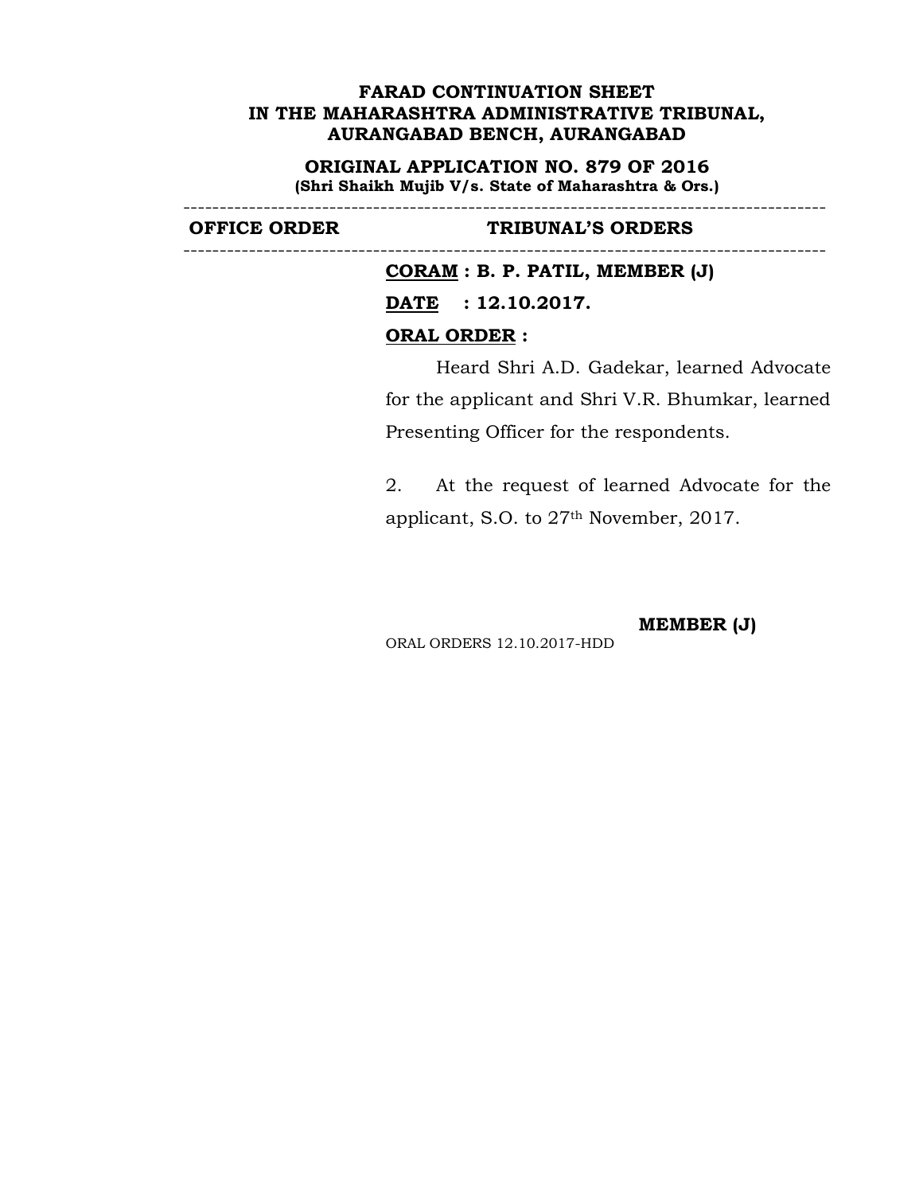**FARAD CONTINUATION SHEET**
**IN THE MAHARASHTRA ADMINISTRATIVE TRIBUNAL,**
**AURANGABAD BENCH, AURANGABAD**

**ORIGINAL APPLICATION NO. 879 OF 2016**
**(Shri Shaikh Mujib V/s. State of Maharashtra & Ors.)**

---

| OFFICE ORDER | TRIBUNAL'S ORDERS |
|---|---|

---

**CORAM : B. P. PATIL, MEMBER (J)**

**DATE : 12.10.2017.**

**ORAL ORDER :**

Heard Shri A.D. Gadekar, learned Advocate for the applicant and Shri V.R. Bhumkar, learned Presenting Officer for the respondents.

2. At the request of learned Advocate for the applicant, S.O. to 27th November, 2017.

**MEMBER (J)**

ORAL ORDERS 12.10.2017-HDD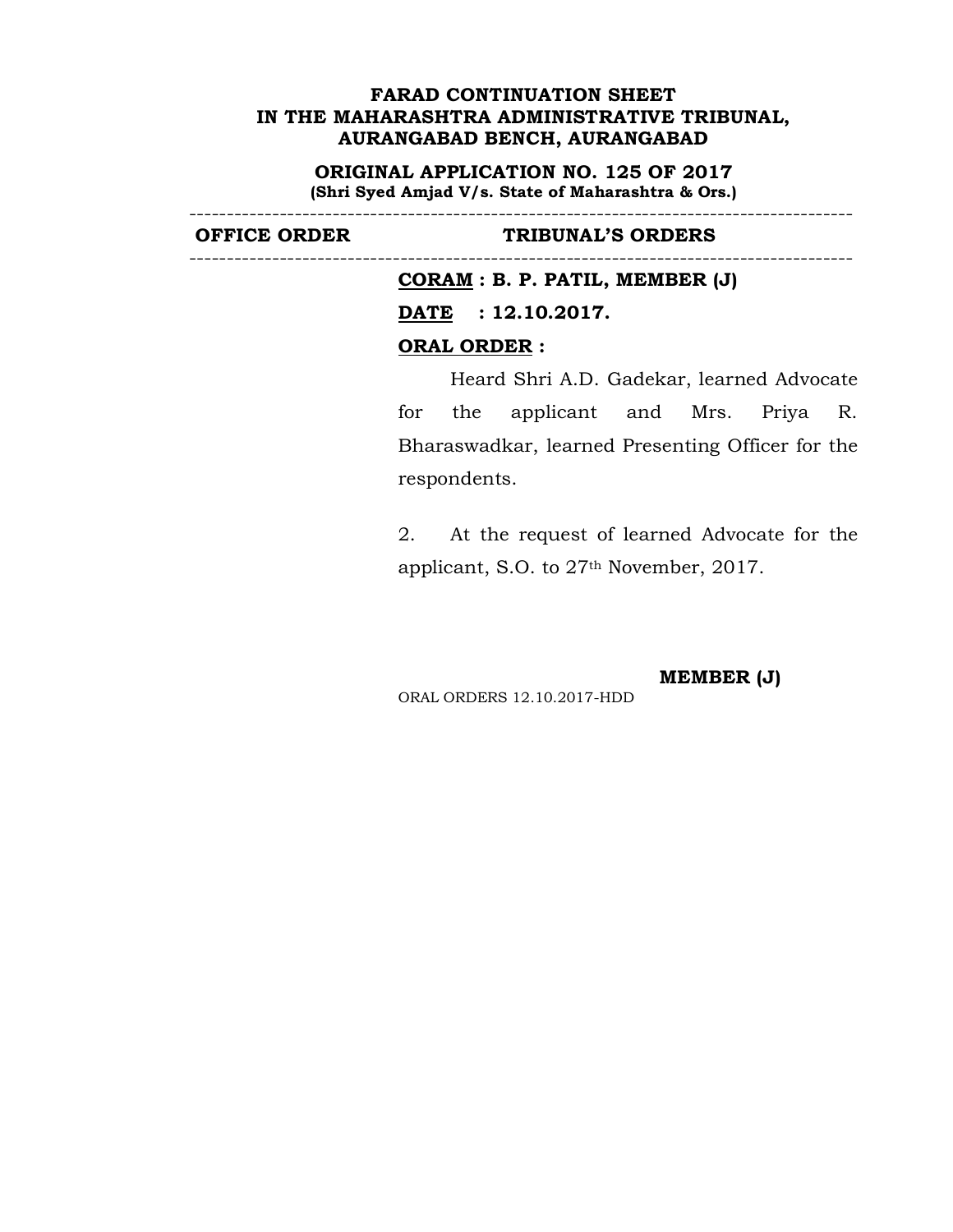**FARAD CONTINUATION SHEET**
**IN THE MAHARASHTRA ADMINISTRATIVE TRIBUNAL, AURANGABAD BENCH, AURANGABAD**

**ORIGINAL APPLICATION NO. 125 OF 2017**
**(Shri Syed Amjad V/s. State of Maharashtra & Ors.)**

---

| OFFICE ORDER | TRIBUNAL'S ORDERS |
|---|---|

---

**CORAM : B. P. PATIL, MEMBER (J)**

**DATE : 12.10.2017.**

**ORAL ORDER :**

Heard Shri A.D. Gadekar, learned Advocate for the applicant and Mrs. Priya R. Bharaswadkar, learned Presenting Officer for the respondents.

2. At the request of learned Advocate for the applicant, S.O. to 27th November, 2017.

**MEMBER (J)**

ORAL ORDERS 12.10.2017-HDD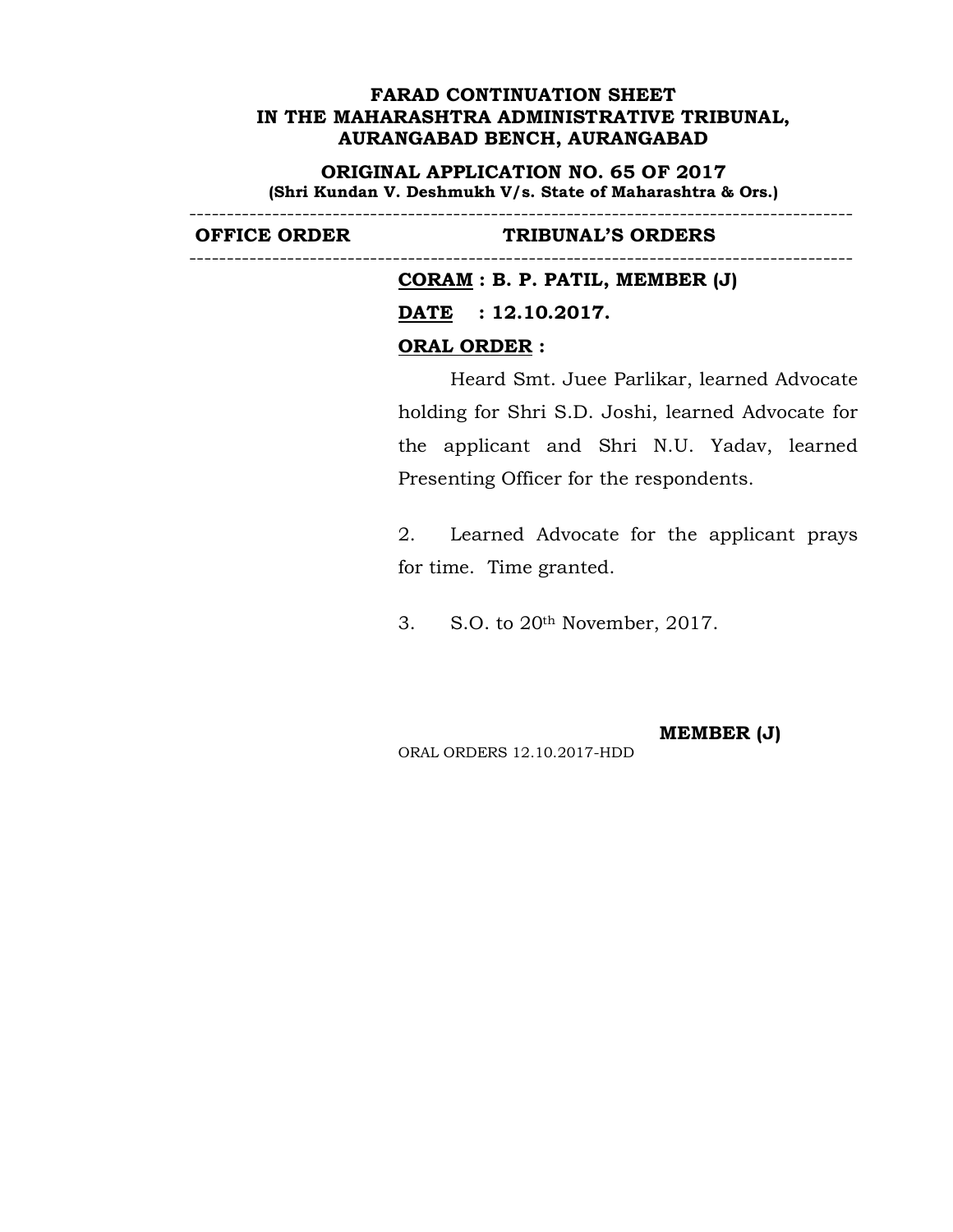**FARAD CONTINUATION SHEET**
**IN THE MAHARASHTRA ADMINISTRATIVE TRIBUNAL,**
**AURANGABAD BENCH, AURANGABAD**

**ORIGINAL APPLICATION NO. 65 OF 2017**
**(Shri Kundan V. Deshmukh V/s. State of Maharashtra & Ors.)**

---

| OFFICE ORDER | TRIBUNAL'S ORDERS |
|---|---|

---

**CORAM : B. P. PATIL, MEMBER (J)**

**DATE : 12.10.2017.**

**ORAL ORDER :**

Heard Smt. Juee Parlikar, learned Advocate holding for Shri S.D. Joshi, learned Advocate for the applicant and Shri N.U. Yadav, learned Presenting Officer for the respondents.

2. Learned Advocate for the applicant prays for time. Time granted.

3. S.O. to 20th November, 2017.

**MEMBER (J)**

ORAL ORDERS 12.10.2017-HDD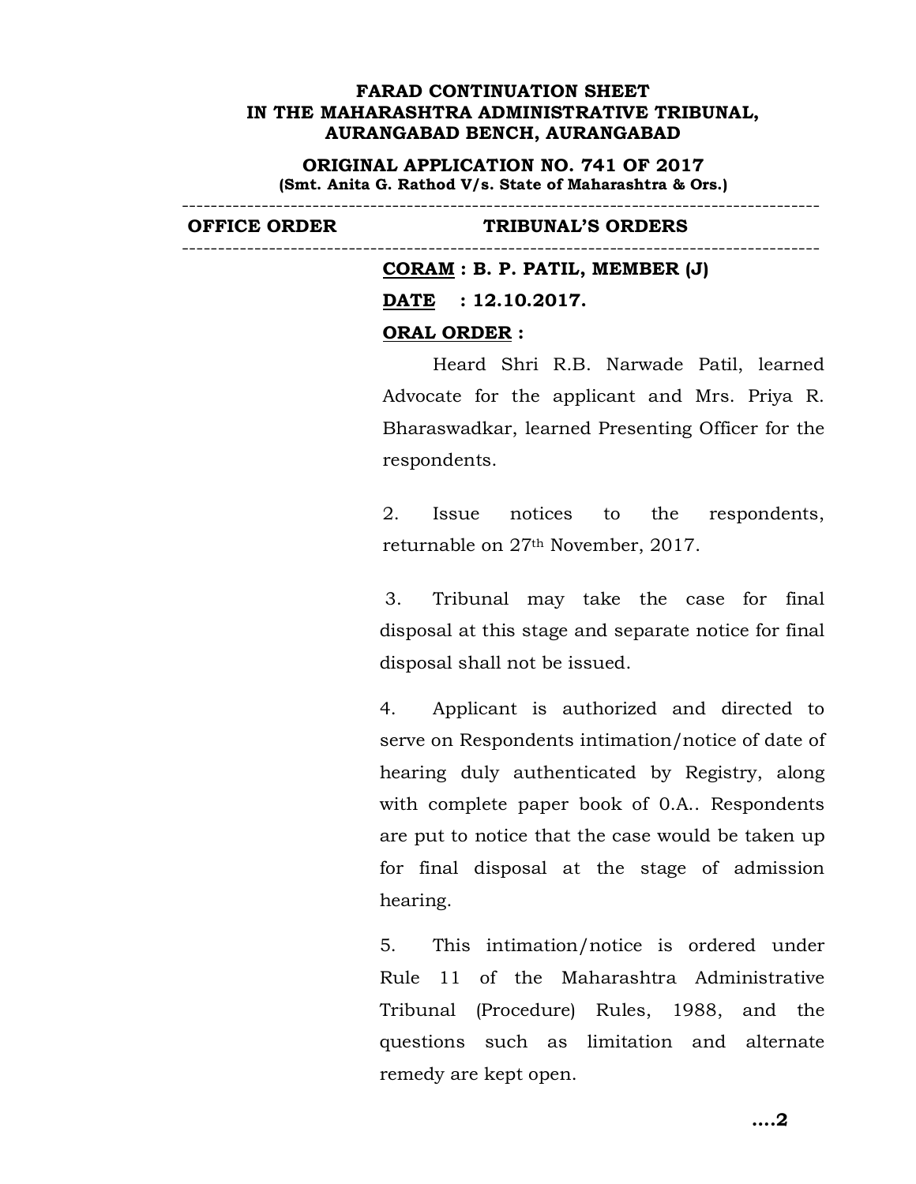**FARAD CONTINUATION SHEET**
**IN THE MAHARASHTRA ADMINISTRATIVE TRIBUNAL,**
**AURANGABAD BENCH, AURANGABAD**

**ORIGINAL APPLICATION NO. 741 OF 2017**
**(Smt. Anita G. Rathod V/s. State of Maharashtra & Ors.)**

---

| OFFICE ORDER | TRIBUNAL'S ORDERS |
|---|---|

---

**CORAM : B. P. PATIL, MEMBER (J)**

**DATE : 12.10.2017.**

**ORAL ORDER :**

Heard Shri R.B. Narwade Patil, learned Advocate for the applicant and Mrs. Priya R. Bharaswadkar, learned Presenting Officer for the respondents.

2. Issue notices to the respondents, returnable on 27th November, 2017.

3. Tribunal may take the case for final disposal at this stage and separate notice for final disposal shall not be issued.

4. Applicant is authorized and directed to serve on Respondents intimation/notice of date of hearing duly authenticated by Registry, along with complete paper book of 0.A.. Respondents are put to notice that the case would be taken up for final disposal at the stage of admission hearing.

5. This intimation/notice is ordered under Rule 11 of the Maharashtra Administrative Tribunal (Procedure) Rules, 1988, and the questions such as limitation and alternate remedy are kept open.

....2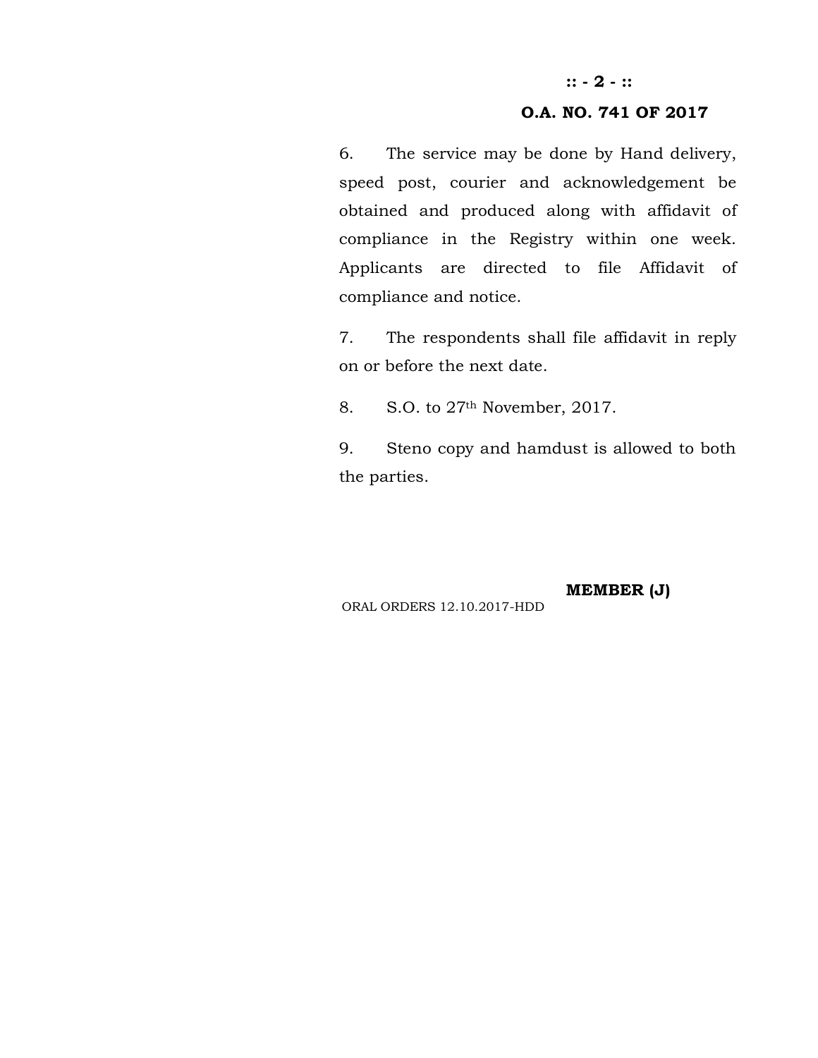**O.A. NO. 741 OF 2017**

6. The service may be done by Hand delivery, speed post, courier and acknowledgement be obtained and produced along with affidavit of compliance in the Registry within one week. Applicants are directed to file Affidavit of compliance and notice.

7. The respondents shall file affidavit in reply on or before the next date.

8. S.O. to 27th November, 2017.

9. Steno copy and hamdust is allowed to both the parties.

**MEMBER (J)**

ORAL ORDERS 12.10.2017-HDD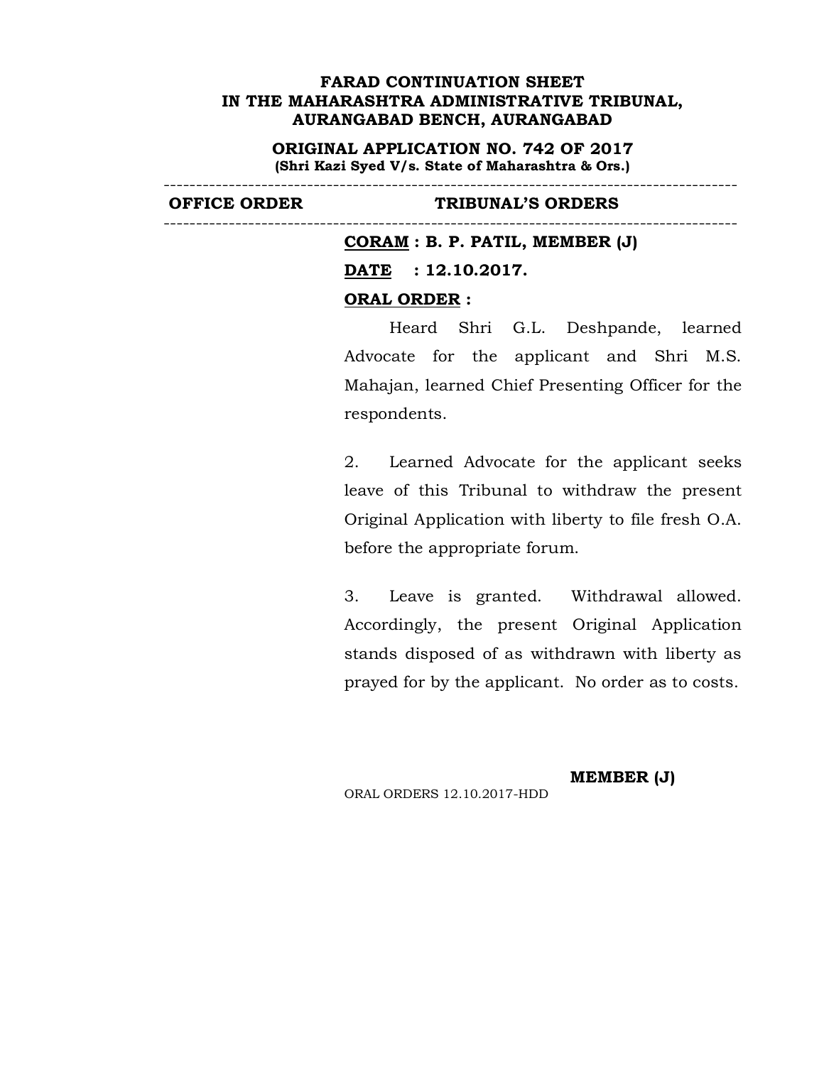**FARAD CONTINUATION SHEET**
**IN THE MAHARASHTRA ADMINISTRATIVE TRIBUNAL,**
**AURANGABAD BENCH, AURANGABAD**

**ORIGINAL APPLICATION NO. 742 OF 2017**
**(Shri Kazi Syed V/s. State of Maharashtra & Ors.)**

| OFFICE ORDER | TRIBUNAL'S ORDERS |
|---|---|

**CORAM : B. P. PATIL, MEMBER (J)**

**DATE : 12.10.2017.**

**ORAL ORDER :**

Heard Shri G.L. Deshpande, learned Advocate for the applicant and Shri M.S. Mahajan, learned Chief Presenting Officer for the respondents.

2. Learned Advocate for the applicant seeks leave of this Tribunal to withdraw the present Original Application with liberty to file fresh O.A. before the appropriate forum.

3. Leave is granted. Withdrawal allowed. Accordingly, the present Original Application stands disposed of as withdrawn with liberty as prayed for by the applicant. No order as to costs.

**MEMBER (J)**

ORAL ORDERS 12.10.2017-HDD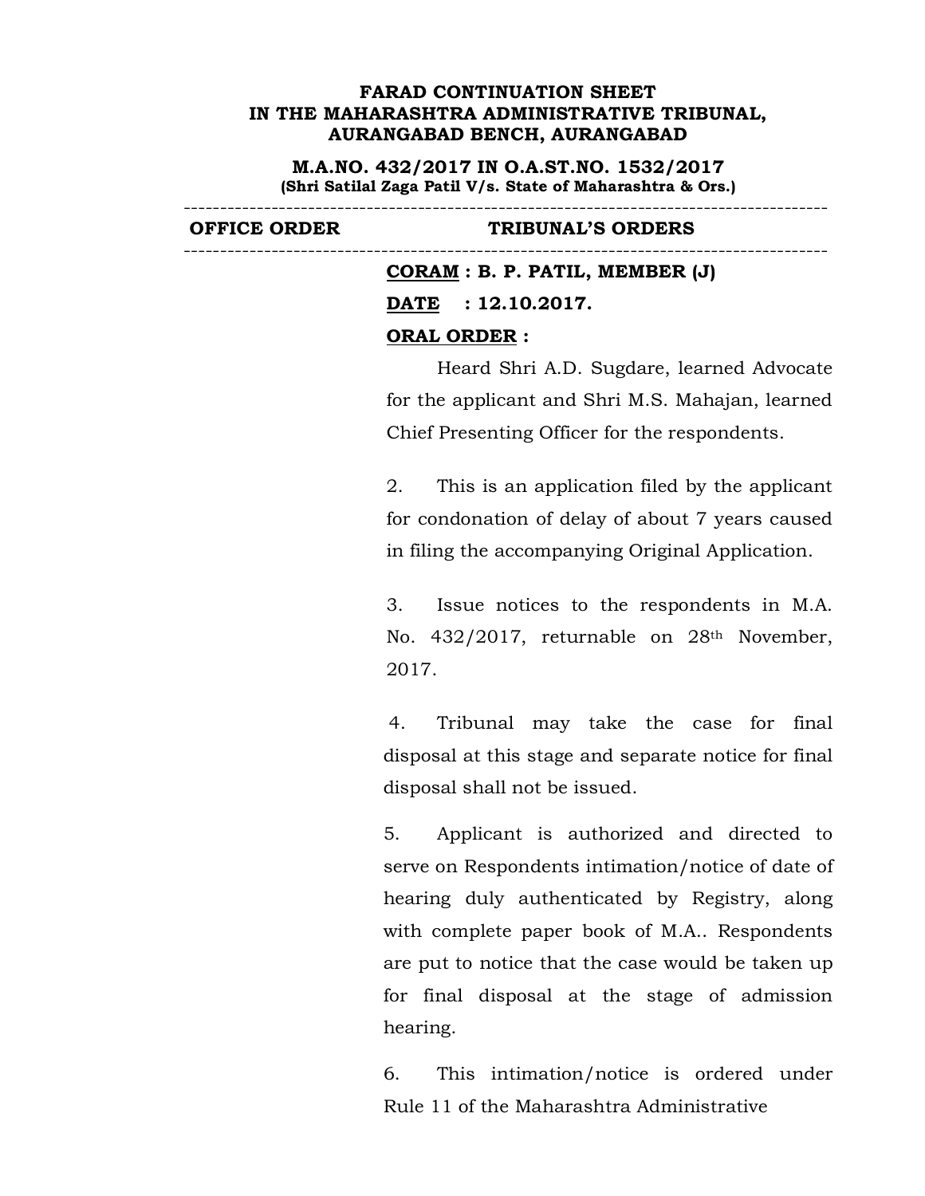**FARAD CONTINUATION SHEET**
**IN THE MAHARASHTRA ADMINISTRATIVE TRIBUNAL,**
**AURANGABAD BENCH, AURANGABAD**

**M.A.NO. 432/2017 IN O.A.ST.NO. 1532/2017**
**(Shri Satilal Zaga Patil V/s. State of Maharashtra & Ors.)**

| OFFICE ORDER | TRIBUNAL'S ORDERS |
|---|---|

**CORAM : B. P. PATIL, MEMBER (J)**

**DATE : 12.10.2017.**

**ORAL ORDER :**

Heard Shri A.D. Sugdare, learned Advocate for the applicant and Shri M.S. Mahajan, learned Chief Presenting Officer for the respondents.

2. This is an application filed by the applicant for condonation of delay of about 7 years caused in filing the accompanying Original Application.

3. Issue notices to the respondents in M.A. No. 432/2017, returnable on 28th November, 2017.

4. Tribunal may take the case for final disposal at this stage and separate notice for final disposal shall not be issued.

5. Applicant is authorized and directed to serve on Respondents intimation/notice of date of hearing duly authenticated by Registry, along with complete paper book of M.A.. Respondents are put to notice that the case would be taken up for final disposal at the stage of admission hearing.

6. This intimation/notice is ordered under Rule 11 of the Maharashtra Administrative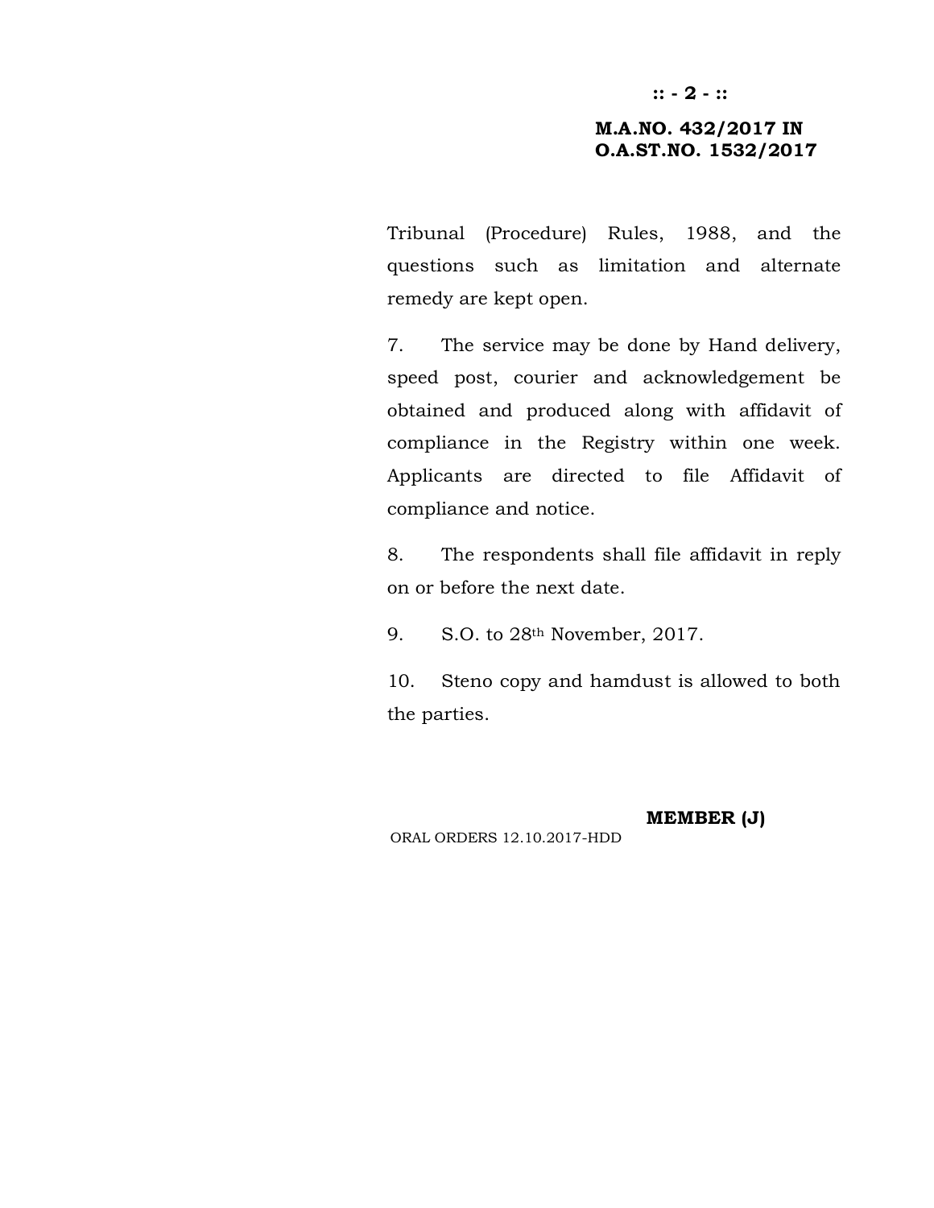**M.A.NO. 432/2017 IN**
**O.A.ST.NO. 1532/2017**

Tribunal (Procedure) Rules, 1988, and the questions such as limitation and alternate remedy are kept open.

7. The service may be done by Hand delivery, speed post, courier and acknowledgement be obtained and produced along with affidavit of compliance in the Registry within one week. Applicants are directed to file Affidavit of compliance and notice.

8. The respondents shall file affidavit in reply on or before the next date.

9. S.O. to 28th November, 2017.

10. Steno copy and hamdust is allowed to both the parties.

**MEMBER (J)**

ORAL ORDERS 12.10.2017-HDD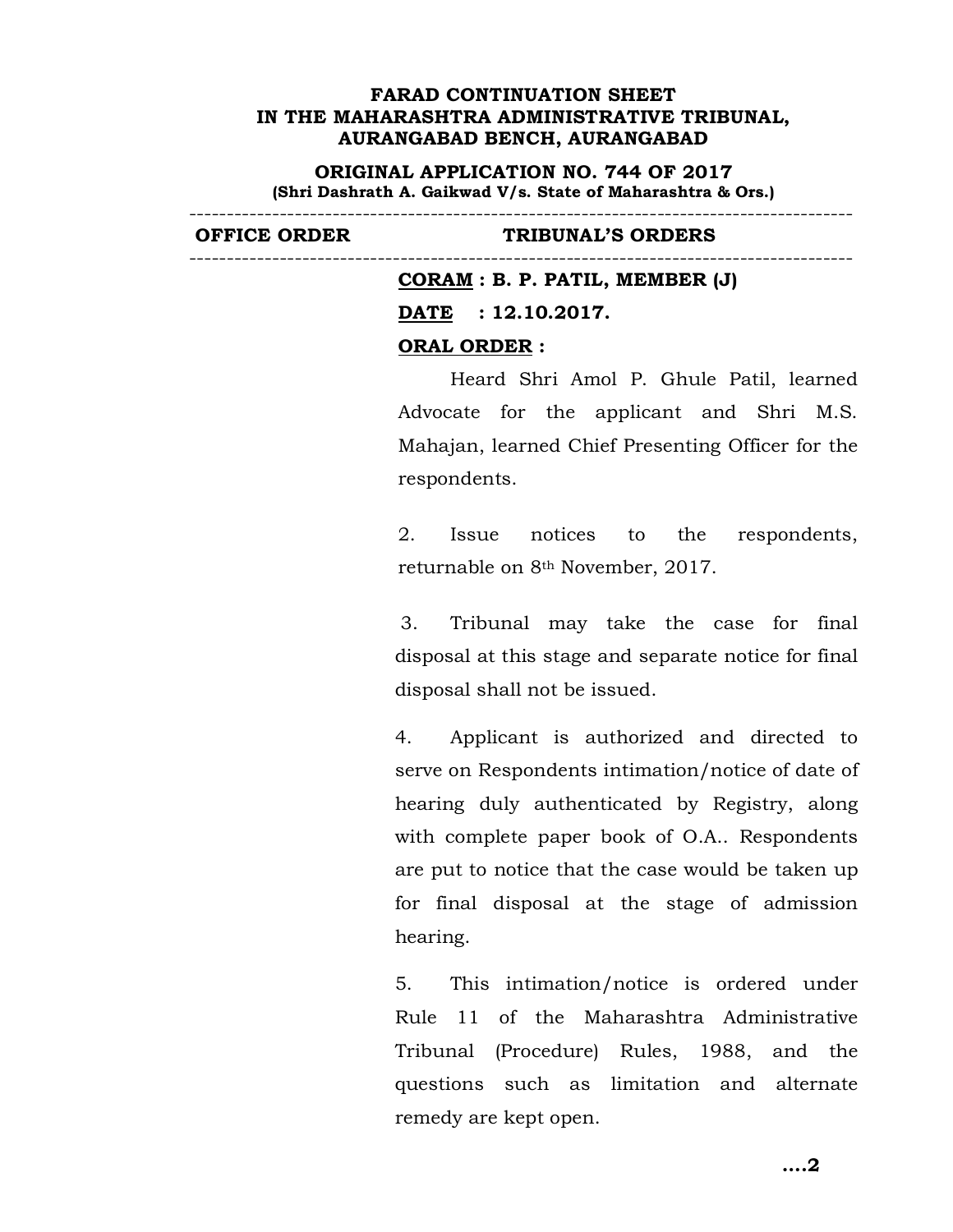**FARAD CONTINUATION SHEET**
**IN THE MAHARASHTRA ADMINISTRATIVE TRIBUNAL,**
**AURANGABAD BENCH, AURANGABAD**

**ORIGINAL APPLICATION NO. 744 OF 2017**
**(Shri Dashrath A. Gaikwad V/s. State of Maharashtra & Ors.)**

---

| OFFICE ORDER | TRIBUNAL'S ORDERS |
|---|---|

---

**CORAM : B. P. PATIL, MEMBER (J)**

**DATE : 12.10.2017.**

**ORAL ORDER :**

Heard Shri Amol P. Ghule Patil, learned Advocate for the applicant and Shri M.S. Mahajan, learned Chief Presenting Officer for the respondents.

2. Issue notices to the respondents, returnable on 8th November, 2017.

3. Tribunal may take the case for final disposal at this stage and separate notice for final disposal shall not be issued.

4. Applicant is authorized and directed to serve on Respondents intimation/notice of date of hearing duly authenticated by Registry, along with complete paper book of O.A.. Respondents are put to notice that the case would be taken up for final disposal at the stage of admission hearing.

5. This intimation/notice is ordered under Rule 11 of the Maharashtra Administrative Tribunal (Procedure) Rules, 1988, and the questions such as limitation and alternate remedy are kept open.

....2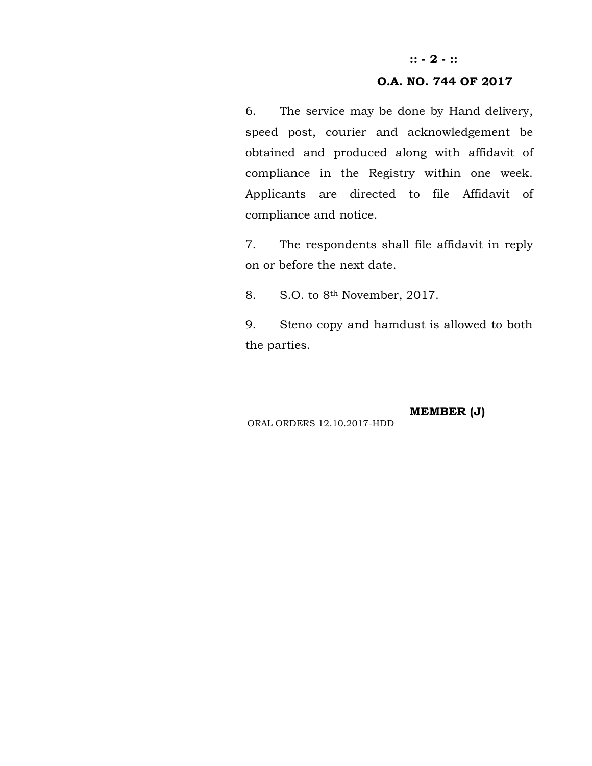**O.A. NO. 744 OF 2017**

6. The service may be done by Hand delivery, speed post, courier and acknowledgement be obtained and produced along with affidavit of compliance in the Registry within one week. Applicants are directed to file Affidavit of compliance and notice.

7. The respondents shall file affidavit in reply on or before the next date.

8. S.O. to 8th November, 2017.

9. Steno copy and hamdust is allowed to both the parties.

**MEMBER (J)**

ORAL ORDERS 12.10.2017-HDD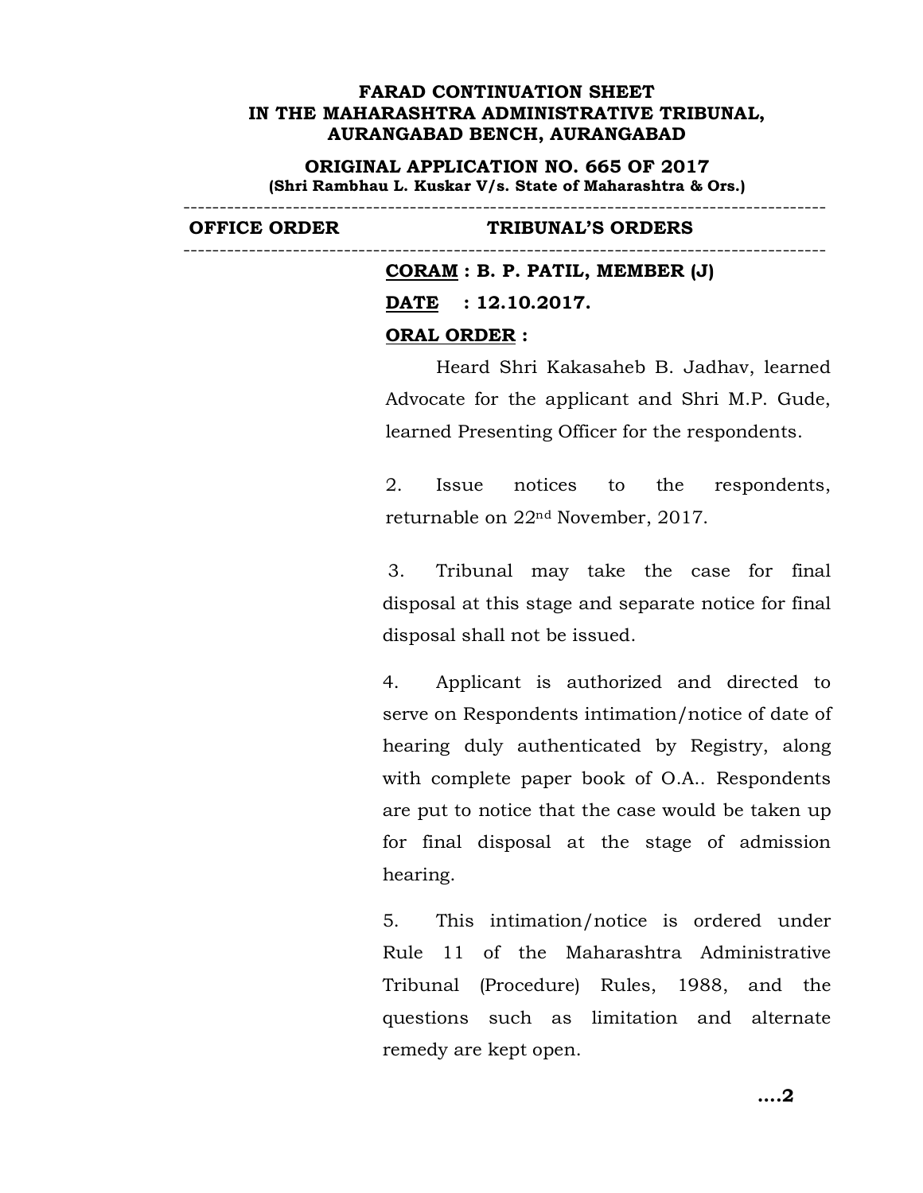**FARAD CONTINUATION SHEET**
**IN THE MAHARASHTRA ADMINISTRATIVE TRIBUNAL,**
**AURANGABAD BENCH, AURANGABAD**

**ORIGINAL APPLICATION NO. 665 OF 2017**
**(Shri Rambhau L. Kuskar V/s. State of Maharashtra & Ors.)**

---

| OFFICE ORDER | TRIBUNAL'S ORDERS |
|---|---|

---

**CORAM : B. P. PATIL, MEMBER (J)**

**DATE : 12.10.2017.**

**ORAL ORDER :**

Heard Shri Kakasaheb B. Jadhav, learned Advocate for the applicant and Shri M.P. Gude, learned Presenting Officer for the respondents.

2. Issue notices to the respondents, returnable on 22nd November, 2017.

3. Tribunal may take the case for final disposal at this stage and separate notice for final disposal shall not be issued.

4. Applicant is authorized and directed to serve on Respondents intimation/notice of date of hearing duly authenticated by Registry, along with complete paper book of O.A.. Respondents are put to notice that the case would be taken up for final disposal at the stage of admission hearing.

5. This intimation/notice is ordered under Rule 11 of the Maharashtra Administrative Tribunal (Procedure) Rules, 1988, and the questions such as limitation and alternate remedy are kept open.

....2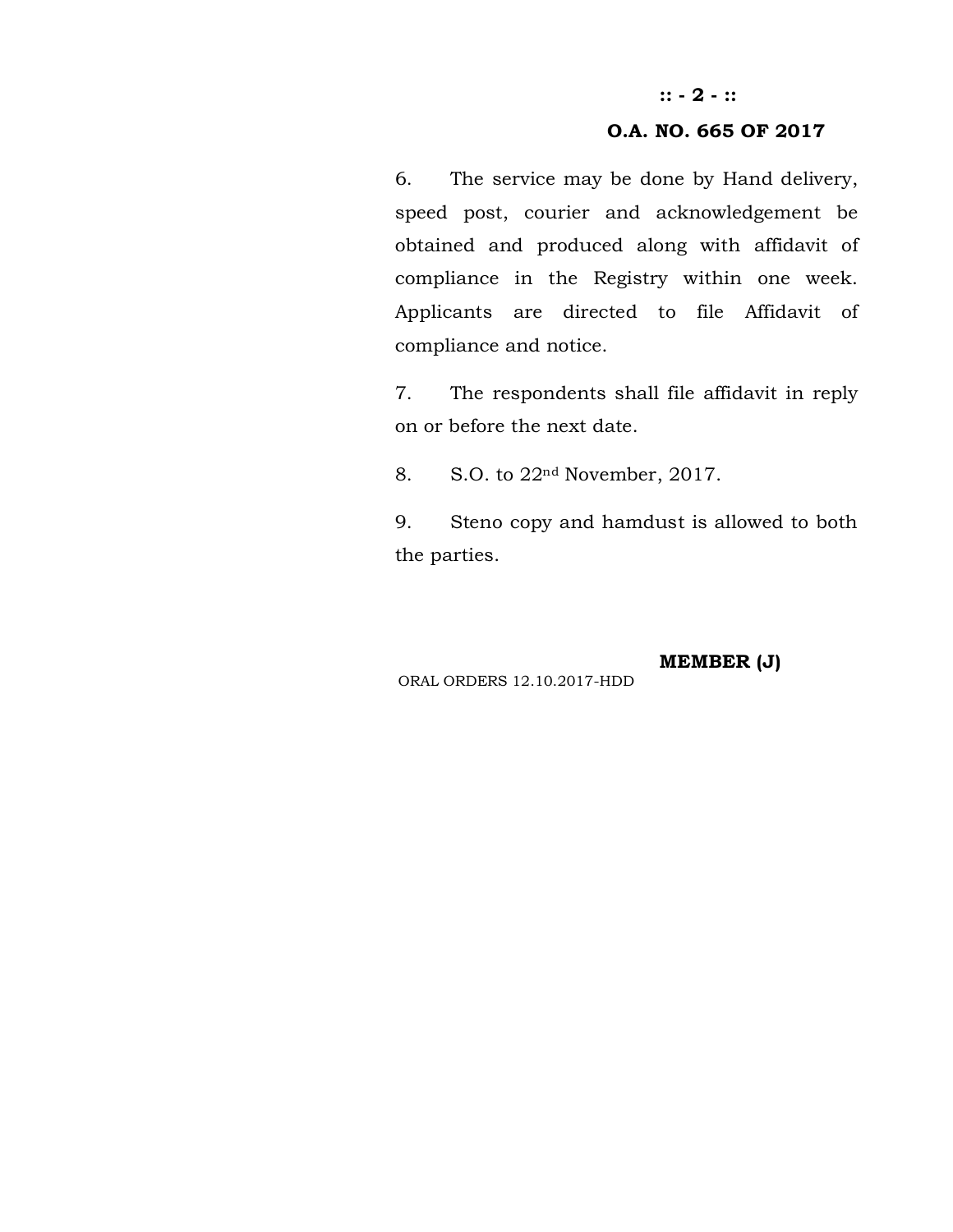**O.A. NO. 665 OF 2017**

6. The service may be done by Hand delivery, speed post, courier and acknowledgement be obtained and produced along with affidavit of compliance in the Registry within one week. Applicants are directed to file Affidavit of compliance and notice.

7. The respondents shall file affidavit in reply on or before the next date.

8. S.O. to 22nd November, 2017.

9. Steno copy and hamdust is allowed to both the parties.

**MEMBER (J)**

ORAL ORDERS 12.10.2017-HDD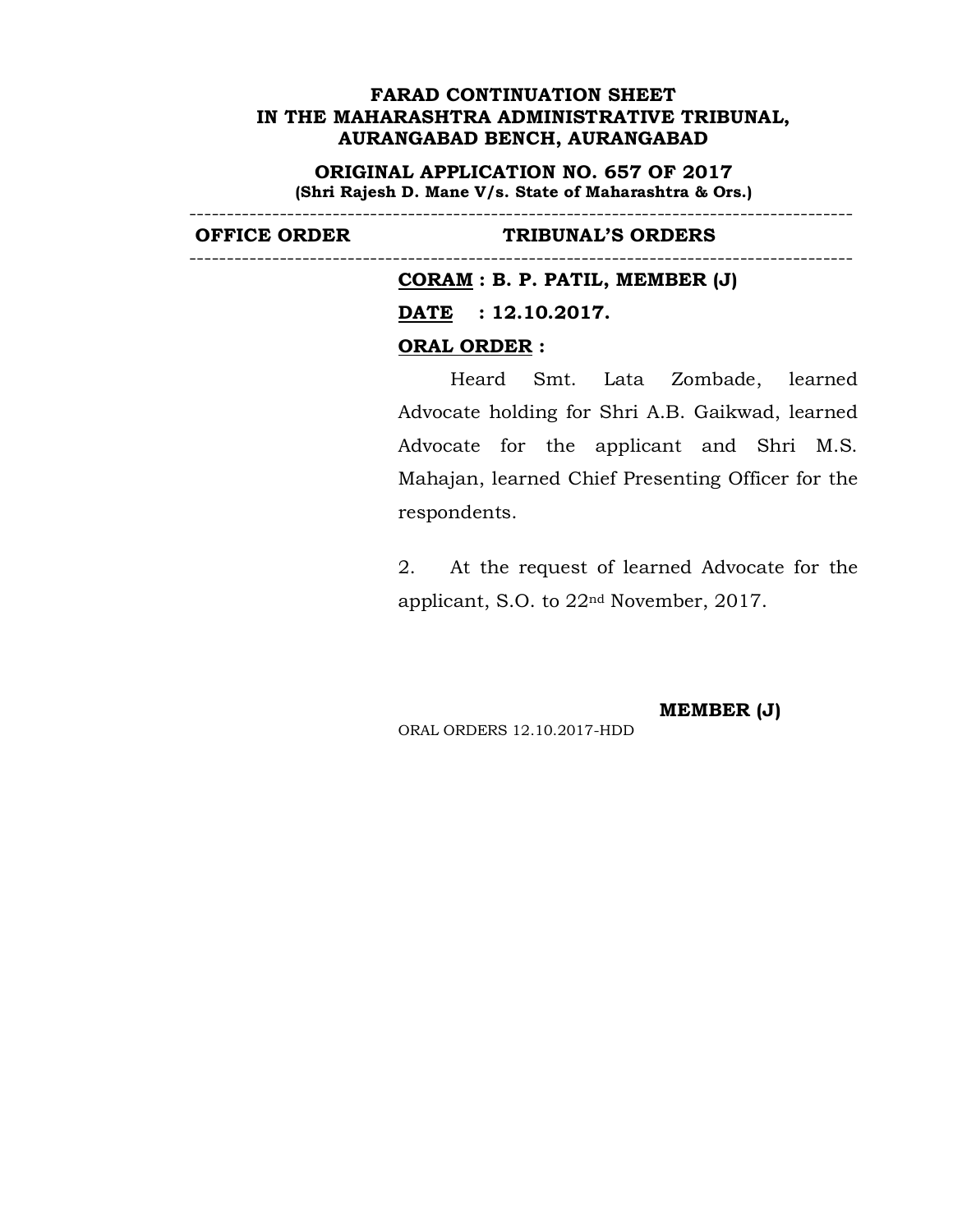**FARAD CONTINUATION SHEET**
**IN THE MAHARASHTRA ADMINISTRATIVE TRIBUNAL,**
**AURANGABAD BENCH, AURANGABAD**

**ORIGINAL APPLICATION NO. 657 OF 2017**
**(Shri Rajesh D. Mane V/s. State of Maharashtra & Ors.)**

| OFFICE ORDER | TRIBUNAL'S ORDERS |
|---|---|
| | **CORAM : B. P. PATIL, MEMBER (J)**<br><br>**DATE : 12.10.2017.**<br><br>**ORAL ORDER :**<br><br>Heard Smt. Lata Zombade, learned Advocate holding for Shri A.B. Gaikwad, learned Advocate for the applicant and Shri M.S. Mahajan, learned Chief Presenting Officer for the respondents.<br><br>2. At the request of learned Advocate for the applicant, S.O. to 22nd November, 2017.<br><br>**MEMBER (J)**<br><br>ORAL ORDERS 12.10.2017-HDD |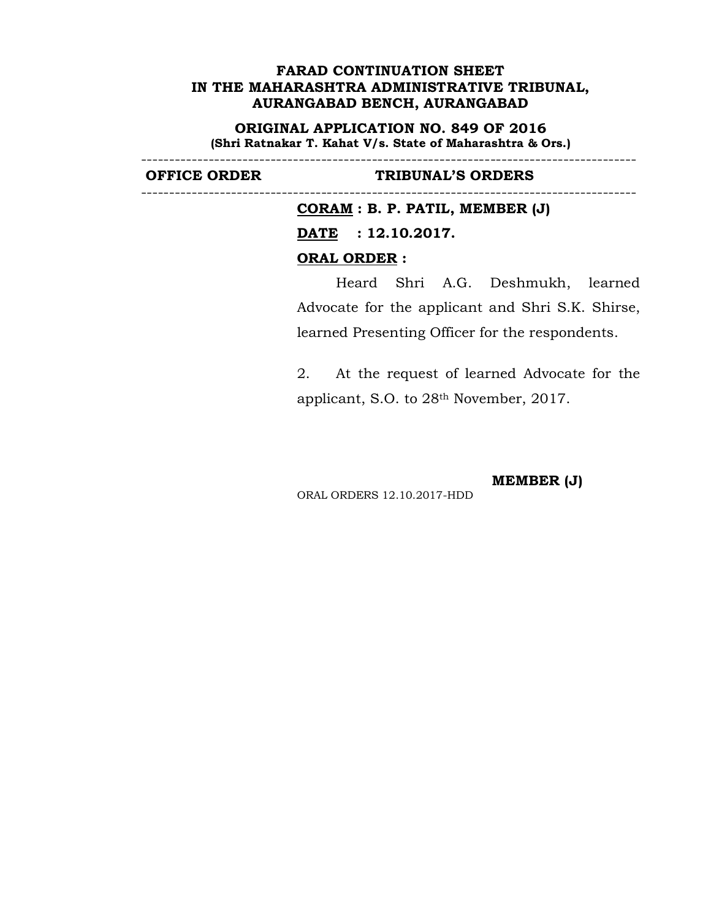**FARAD CONTINUATION SHEET**
**IN THE MAHARASHTRA ADMINISTRATIVE TRIBUNAL,**
**AURANGABAD BENCH, AURANGABAD**

**ORIGINAL APPLICATION NO. 849 OF 2016**
**(Shri Ratnakar T. Kahat V/s. State of Maharashtra & Ors.)**

---

| OFFICE ORDER | TRIBUNAL'S ORDERS |
|---|---|

---

**CORAM : B. P. PATIL, MEMBER (J)**

**DATE : 12.10.2017.**

**ORAL ORDER :**

Heard Shri A.G. Deshmukh, learned Advocate for the applicant and Shri S.K. Shirse, learned Presenting Officer for the respondents.

2. At the request of learned Advocate for the applicant, S.O. to 28th November, 2017.

**MEMBER (J)**

ORAL ORDERS 12.10.2017-HDD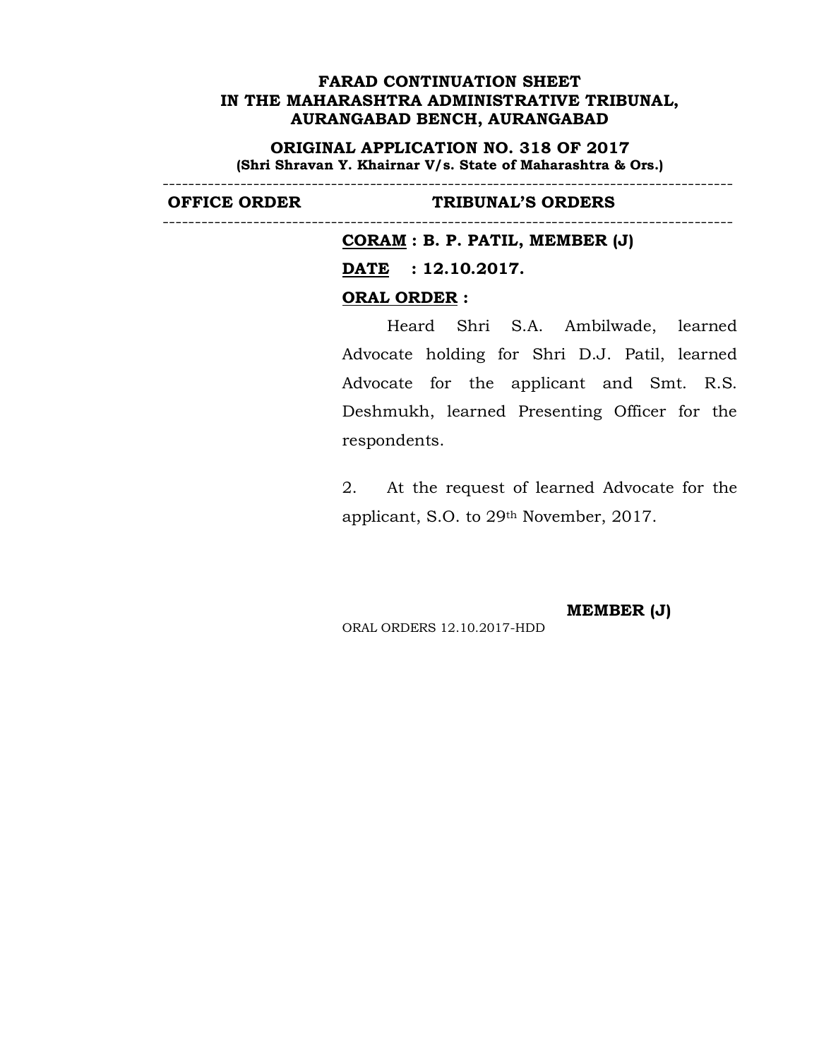**FARAD CONTINUATION SHEET**
**IN THE MAHARASHTRA ADMINISTRATIVE TRIBUNAL,**
**AURANGABAD BENCH, AURANGABAD**

**ORIGINAL APPLICATION NO. 318 OF 2017**
**(Shri Shravan Y. Khairnar V/s. State of Maharashtra & Ors.)**

---

| OFFICE ORDER | TRIBUNAL'S ORDERS |
|---|---|

---

**CORAM : B. P. PATIL, MEMBER (J)**

**DATE : 12.10.2017.**

**ORAL ORDER :**

Heard Shri S.A. Ambilwade, learned Advocate holding for Shri D.J. Patil, learned Advocate for the applicant and Smt. R.S. Deshmukh, learned Presenting Officer for the respondents.

2. At the request of learned Advocate for the applicant, S.O. to 29th November, 2017.

**MEMBER (J)**

ORAL ORDERS 12.10.2017-HDD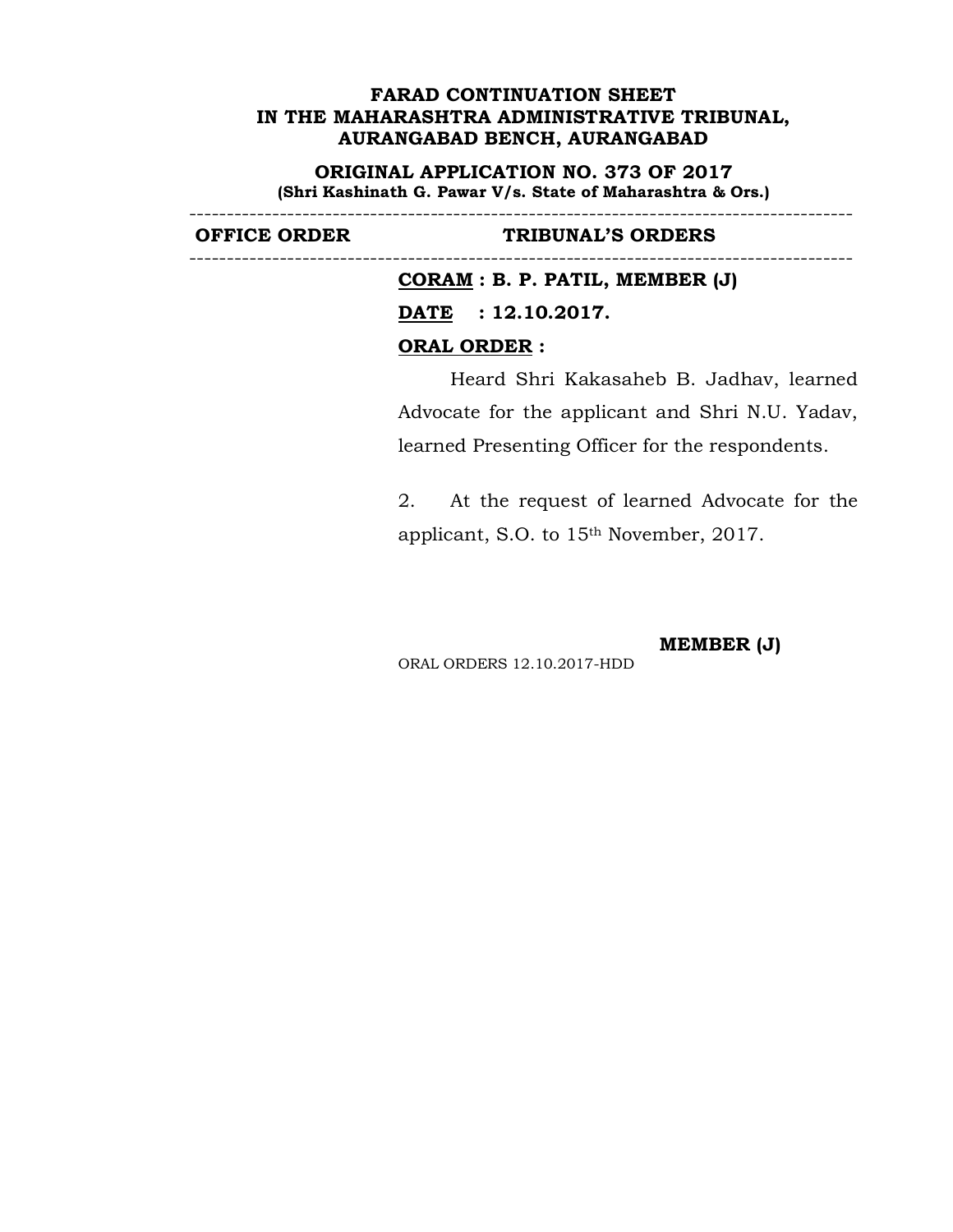**FARAD CONTINUATION SHEET**
**IN THE MAHARASHTRA ADMINISTRATIVE TRIBUNAL,**
**AURANGABAD BENCH, AURANGABAD**

**ORIGINAL APPLICATION NO. 373 OF 2017**
**(Shri Kashinath G. Pawar V/s. State of Maharashtra & Ors.)**

---

| OFFICE ORDER | TRIBUNAL'S ORDERS |
|---|---|

---

**CORAM : B. P. PATIL, MEMBER (J)**

**DATE : 12.10.2017.**

**ORAL ORDER :**

Heard Shri Kakasaheb B. Jadhav, learned Advocate for the applicant and Shri N.U. Yadav, learned Presenting Officer for the respondents.

2. At the request of learned Advocate for the applicant, S.O. to 15th November, 2017.

**MEMBER (J)**

ORAL ORDERS 12.10.2017-HDD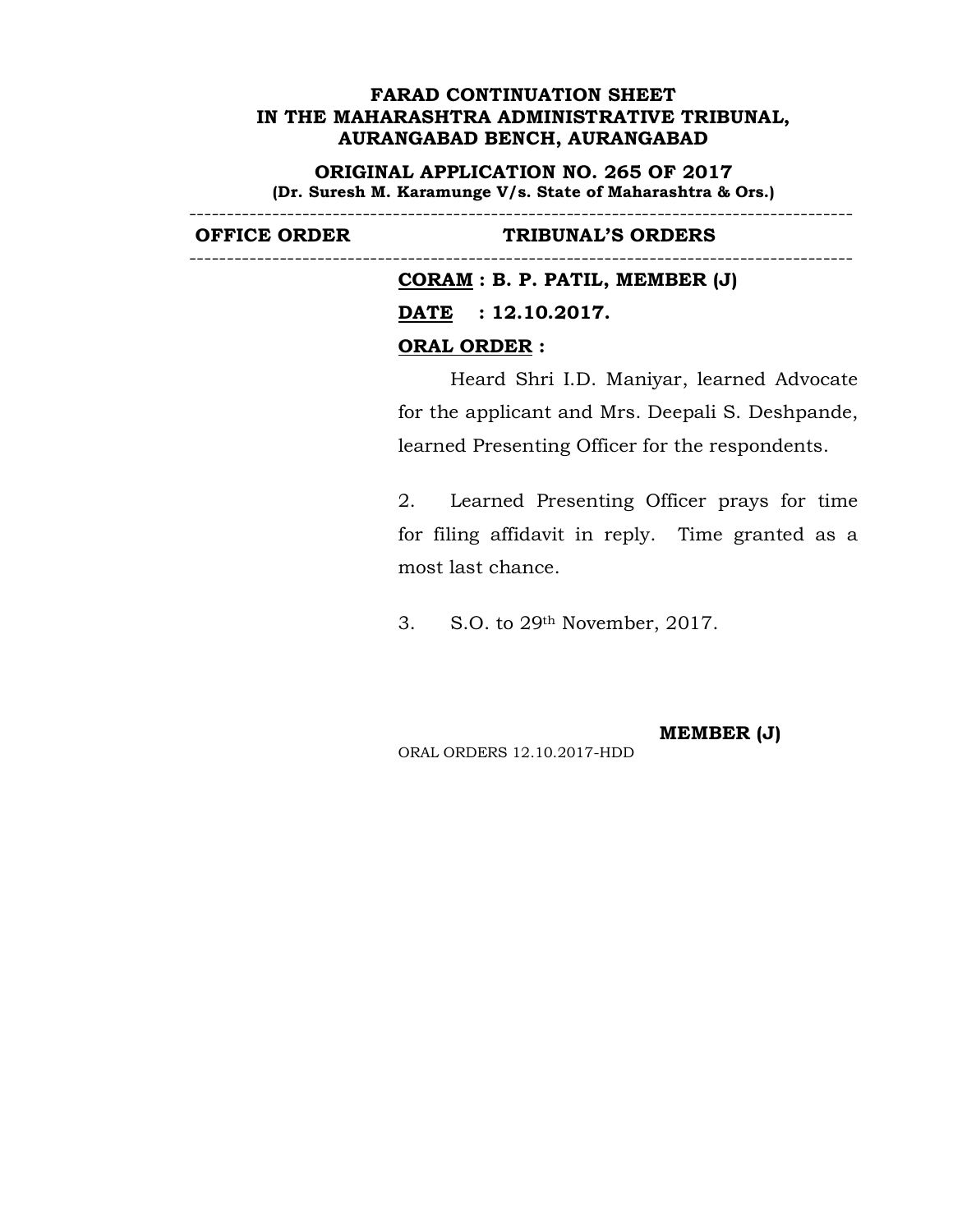**FARAD CONTINUATION SHEET**
**IN THE MAHARASHTRA ADMINISTRATIVE TRIBUNAL,**
**AURANGABAD BENCH, AURANGABAD**

**ORIGINAL APPLICATION NO. 265 OF 2017**
**(Dr. Suresh M. Karamunge V/s. State of Maharashtra & Ors.)**

---

| OFFICE ORDER | TRIBUNAL'S ORDERS |
|---|---|

---

**CORAM : B. P. PATIL, MEMBER (J)**

**DATE : 12.10.2017.**

**ORAL ORDER :**

Heard Shri I.D. Maniyar, learned Advocate for the applicant and Mrs. Deepali S. Deshpande, learned Presenting Officer for the respondents.

2. Learned Presenting Officer prays for time for filing affidavit in reply. Time granted as a most last chance.

3. S.O. to 29th November, 2017.

**MEMBER (J)**

ORAL ORDERS 12.10.2017-HDD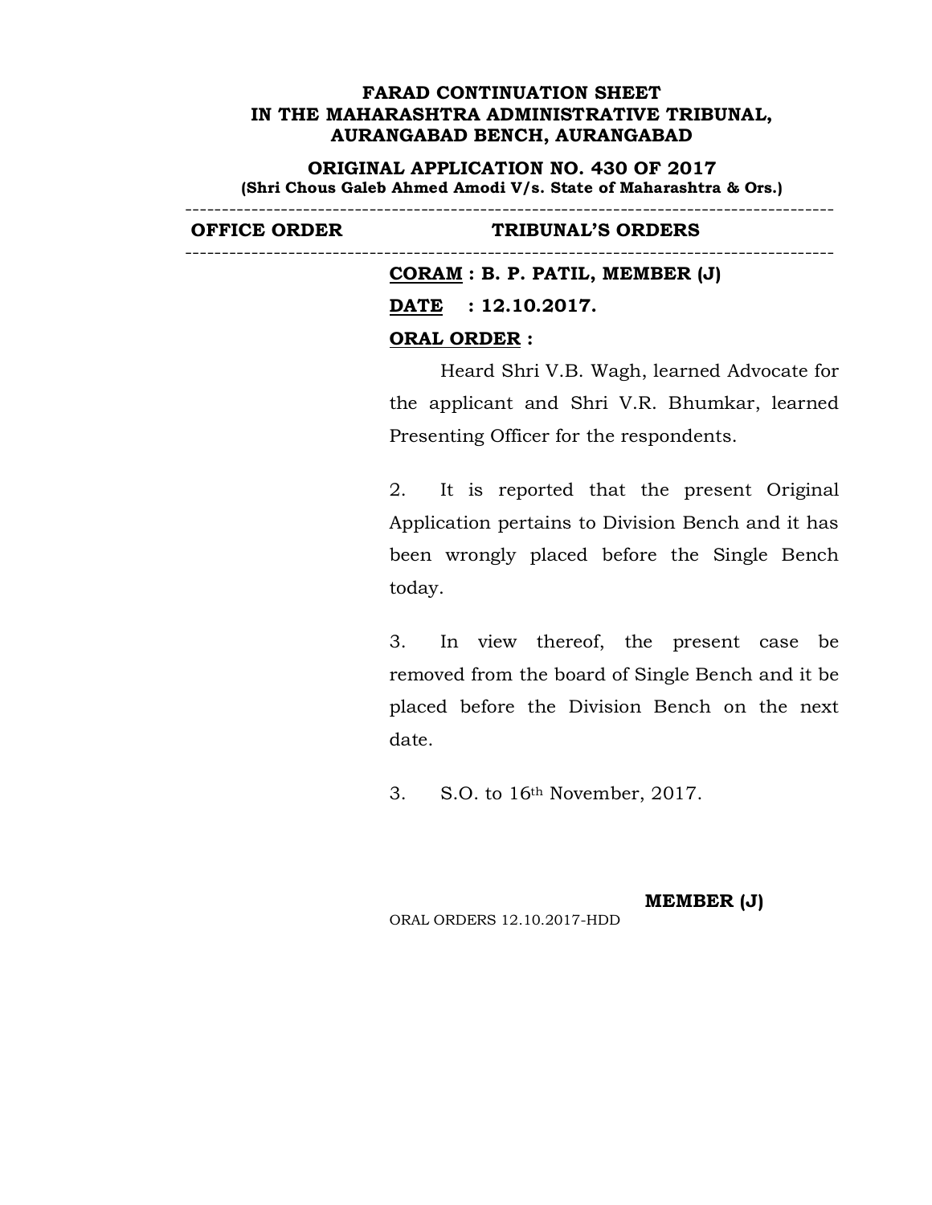**FARAD CONTINUATION SHEET**
**IN THE MAHARASHTRA ADMINISTRATIVE TRIBUNAL,**
**AURANGABAD BENCH, AURANGABAD**

**ORIGINAL APPLICATION NO. 430 OF 2017**
**(Shri Chous Galeb Ahmed Amodi V/s. State of Maharashtra & Ors.)**

| OFFICE ORDER | TRIBUNAL'S ORDERS |
|---|---|
| | **CORAM : B. P. PATIL, MEMBER (J)** |

**DATE : 12.10.2017.**

**ORAL ORDER :**

Heard Shri V.B. Wagh, learned Advocate for the applicant and Shri V.R. Bhumkar, learned Presenting Officer for the respondents.

2. It is reported that the present Original Application pertains to Division Bench and it has been wrongly placed before the Single Bench today.

3. In view thereof, the present case be removed from the board of Single Bench and it be placed before the Division Bench on the next date.

3. S.O. to 16th November, 2017.

**MEMBER (J)**

ORAL ORDERS 12.10.2017-HDD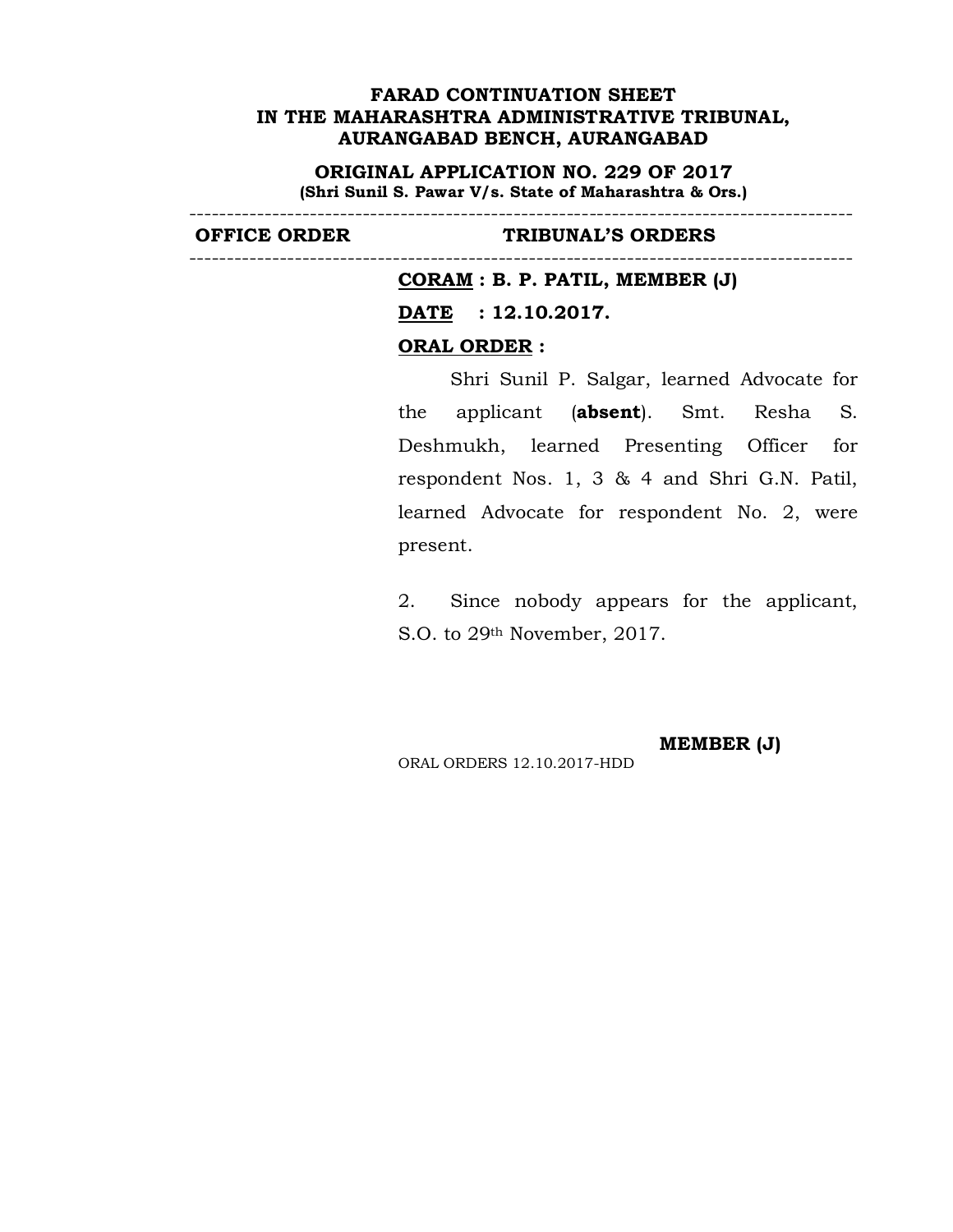**FARAD CONTINUATION SHEET**
**IN THE MAHARASHTRA ADMINISTRATIVE TRIBUNAL,**
**AURANGABAD BENCH, AURANGABAD**

**ORIGINAL APPLICATION NO. 229 OF 2017**
**(Shri Sunil S. Pawar V/s. State of Maharashtra & Ors.)**

---

| OFFICE ORDER | TRIBUNAL'S ORDERS |
|---|---|

---

**CORAM : B. P. PATIL, MEMBER (J)**

**DATE : 12.10.2017.**

**ORAL ORDER :**

Shri Sunil P. Salgar, learned Advocate for the applicant (**absent**). Smt. Resha S. Deshmukh, learned Presenting Officer for respondent Nos. 1, 3 & 4 and Shri G.N. Patil, learned Advocate for respondent No. 2, were present.

2. Since nobody appears for the applicant, S.O. to 29th November, 2017.

**MEMBER (J)**

ORAL ORDERS 12.10.2017-HDD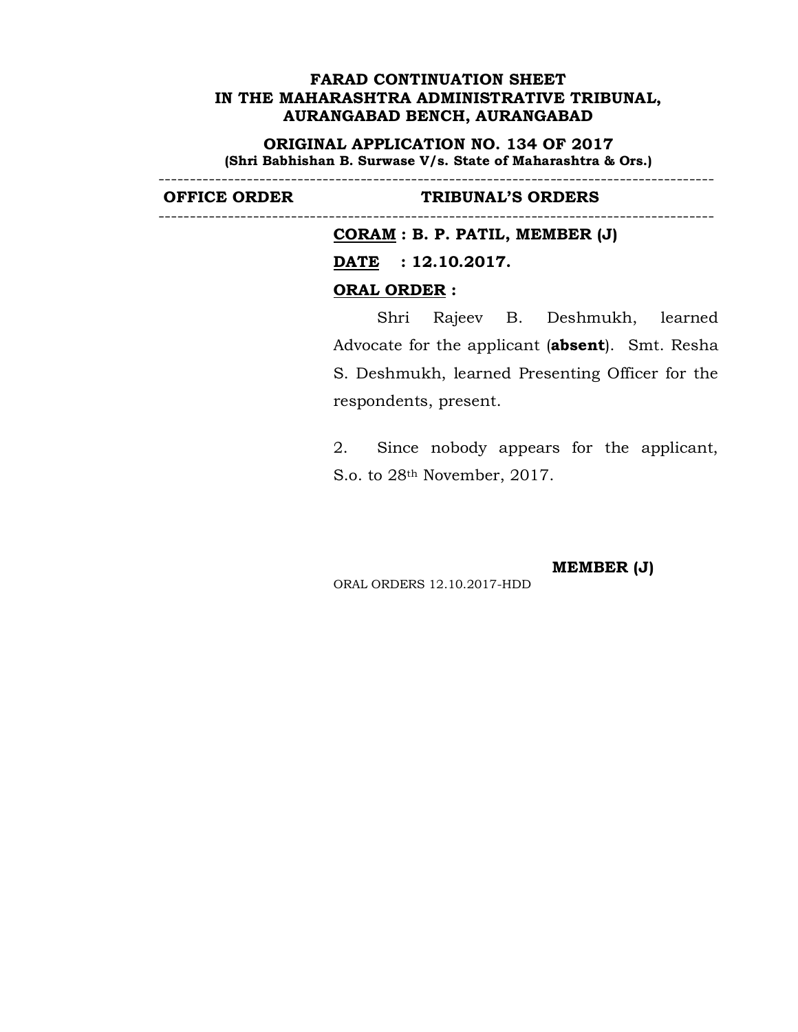**FARAD CONTINUATION SHEET**
**IN THE MAHARASHTRA ADMINISTRATIVE TRIBUNAL,**
**AURANGABAD BENCH, AURANGABAD**

**ORIGINAL APPLICATION NO. 134 OF 2017**
**(Shri Babhishan B. Surwase V/s. State of Maharashtra & Ors.)**

---

| OFFICE ORDER | TRIBUNAL'S ORDERS |
|---|---|

---

**<u>CORAM</u> : B. P. PATIL, MEMBER (J)**

**<u>DATE</u> : 12.10.2017.**

**<u>ORAL ORDER</u> :**

Shri Rajeev B. Deshmukh, learned Advocate for the applicant (**absent**). Smt. Resha S. Deshmukh, learned Presenting Officer for the respondents, present.

2. Since nobody appears for the applicant, S.o. to 28th November, 2017.

**MEMBER (J)**

ORAL ORDERS 12.10.2017-HDD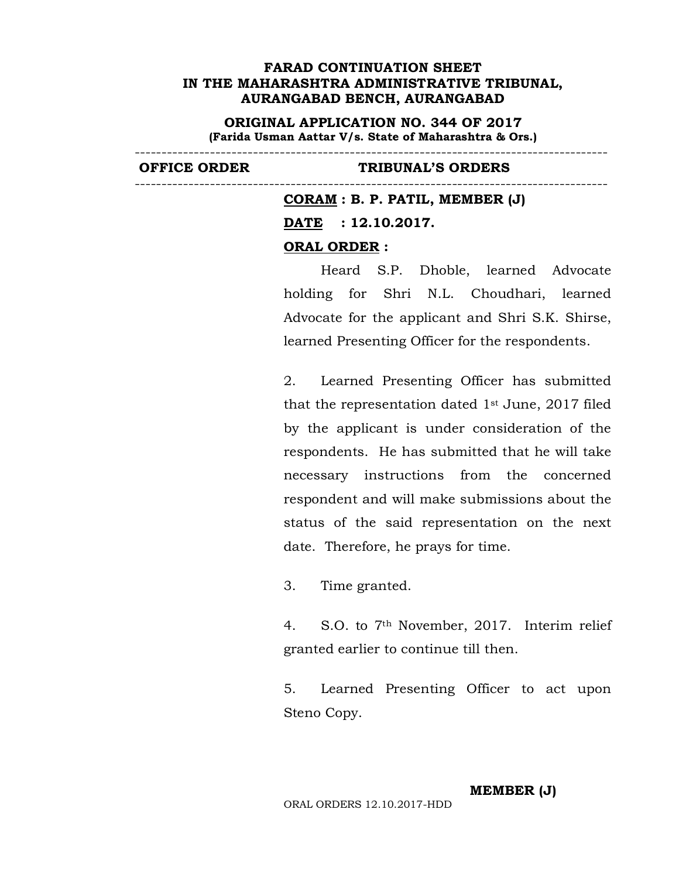**FARAD CONTINUATION SHEET**
**IN THE MAHARASHTRA ADMINISTRATIVE TRIBUNAL,**
**AURANGABAD BENCH, AURANGABAD**

**ORIGINAL APPLICATION NO. 344 OF 2017**
**(Farida Usman Aattar V/s. State of Maharashtra & Ors.)**

| OFFICE ORDER | TRIBUNAL'S ORDERS |
| --- | --- |

**CORAM : B. P. PATIL, MEMBER (J)**

**DATE : 12.10.2017.**

**ORAL ORDER :**

Heard S.P. Dhoble, learned Advocate holding for Shri N.L. Choudhari, learned Advocate for the applicant and Shri S.K. Shirse, learned Presenting Officer for the respondents.

2. Learned Presenting Officer has submitted that the representation dated 1st June, 2017 filed by the applicant is under consideration of the respondents. He has submitted that he will take necessary instructions from the concerned respondent and will make submissions about the status of the said representation on the next date. Therefore, he prays for time.

3. Time granted.

4. S.O. to 7th November, 2017. Interim relief granted earlier to continue till then.

5. Learned Presenting Officer to act upon Steno Copy.

**MEMBER (J)**

ORAL ORDERS 12.10.2017-HDD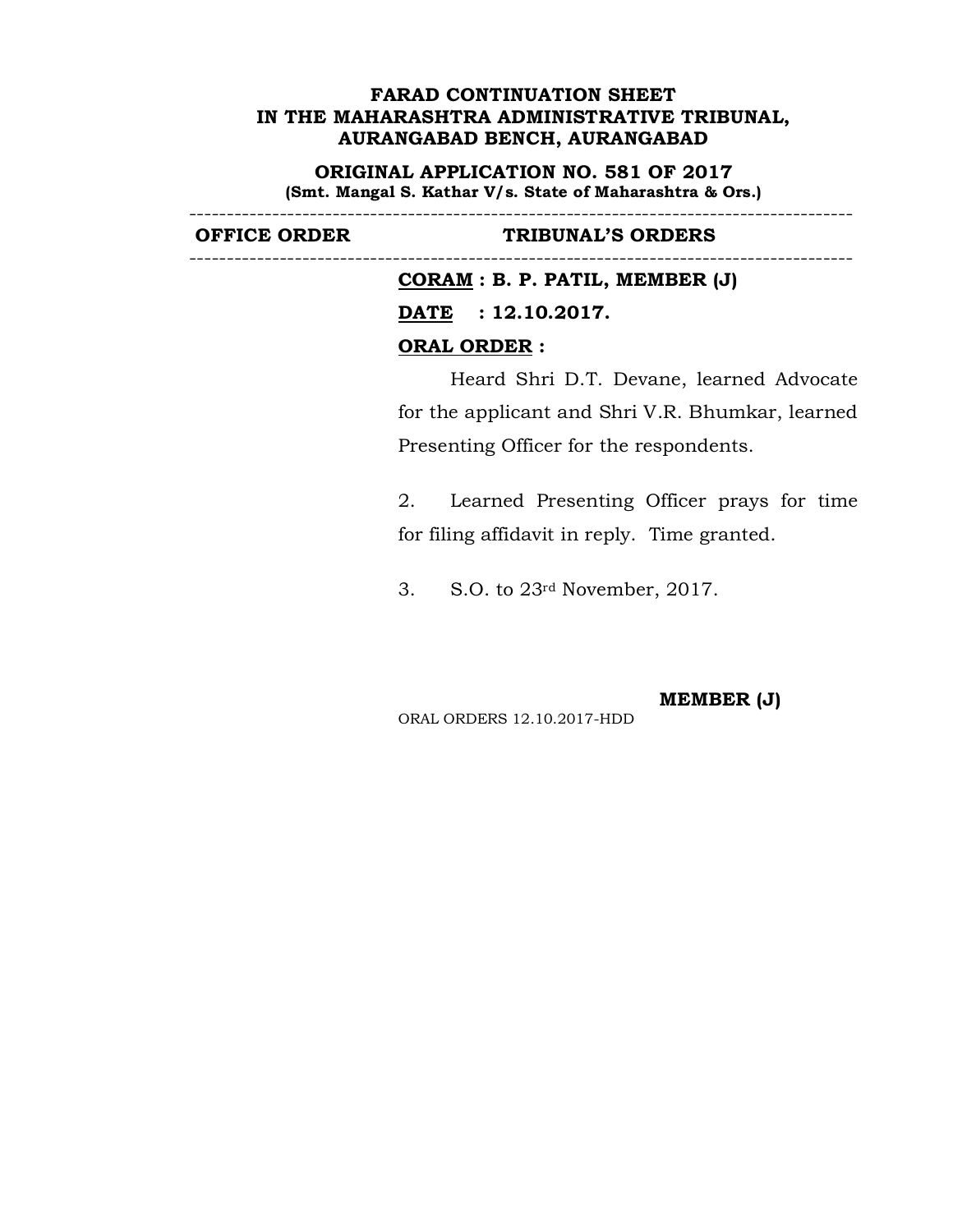**FARAD CONTINUATION SHEET**
**IN THE MAHARASHTRA ADMINISTRATIVE TRIBUNAL,**
**AURANGABAD BENCH, AURANGABAD**

**ORIGINAL APPLICATION NO. 581 OF 2017**
**(Smt. Mangal S. Kathar V/s. State of Maharashtra & Ors.)**

---

| OFFICE ORDER | TRIBUNAL'S ORDERS |
|---|---|

---

**CORAM : B. P. PATIL, MEMBER (J)**

**DATE : 12.10.2017.**

**ORAL ORDER :**

Heard Shri D.T. Devane, learned Advocate for the applicant and Shri V.R. Bhumkar, learned Presenting Officer for the respondents.

2. Learned Presenting Officer prays for time for filing affidavit in reply. Time granted.

3. S.O. to 23rd November, 2017.

**MEMBER (J)**

ORAL ORDERS 12.10.2017-HDD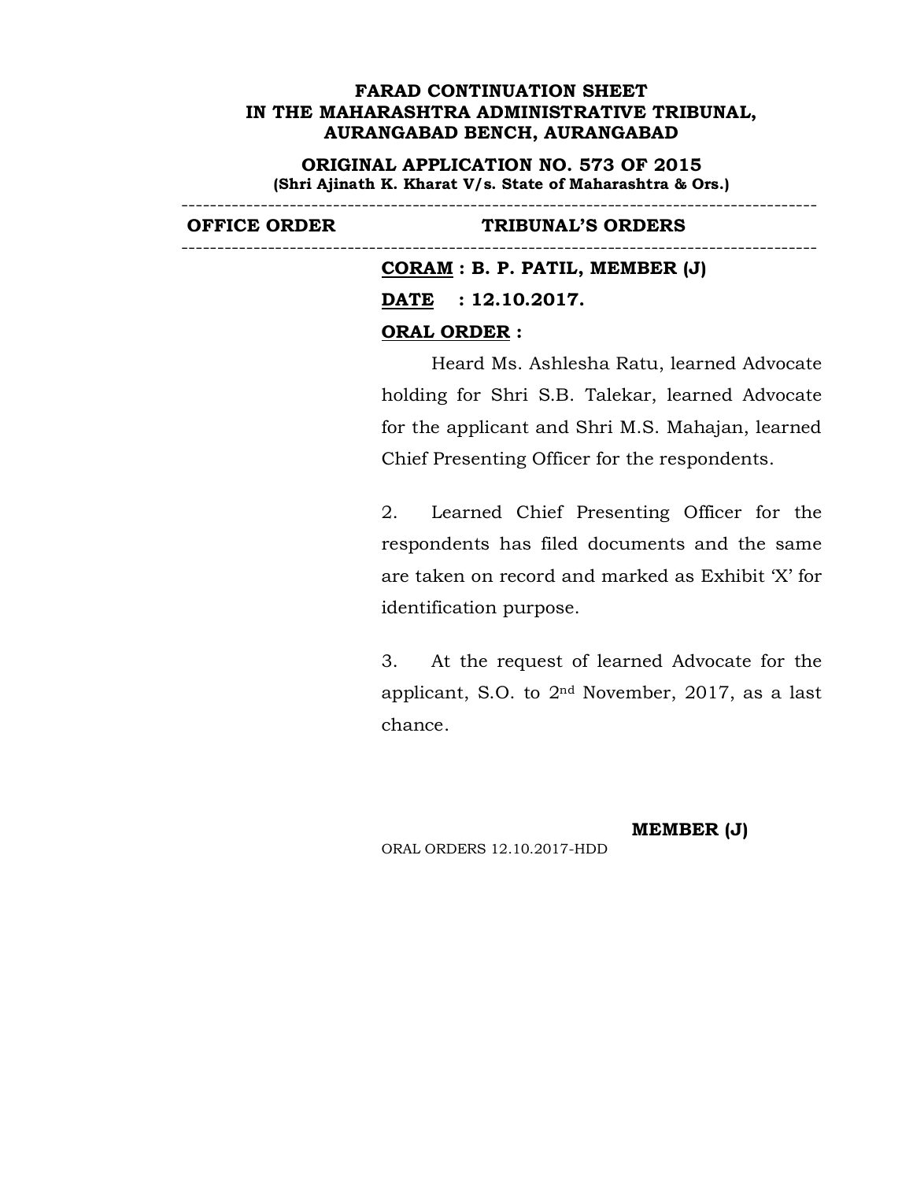**FARAD CONTINUATION SHEET**
**IN THE MAHARASHTRA ADMINISTRATIVE TRIBUNAL,**
**AURANGABAD BENCH, AURANGABAD**

**ORIGINAL APPLICATION NO. 573 OF 2015**
**(Shri Ajinath K. Kharat V/s. State of Maharashtra & Ors.)**

---

| OFFICE ORDER | TRIBUNAL'S ORDERS |
|---|---|

---

**CORAM : B. P. PATIL, MEMBER (J)**

**DATE : 12.10.2017.**

**ORAL ORDER :**

Heard Ms. Ashlesha Ratu, learned Advocate holding for Shri S.B. Talekar, learned Advocate for the applicant and Shri M.S. Mahajan, learned Chief Presenting Officer for the respondents.

2. Learned Chief Presenting Officer for the respondents has filed documents and the same are taken on record and marked as Exhibit 'X' for identification purpose.

3. At the request of learned Advocate for the applicant, S.O. to 2nd November, 2017, as a last chance.

**MEMBER (J)**

ORAL ORDERS 12.10.2017-HDD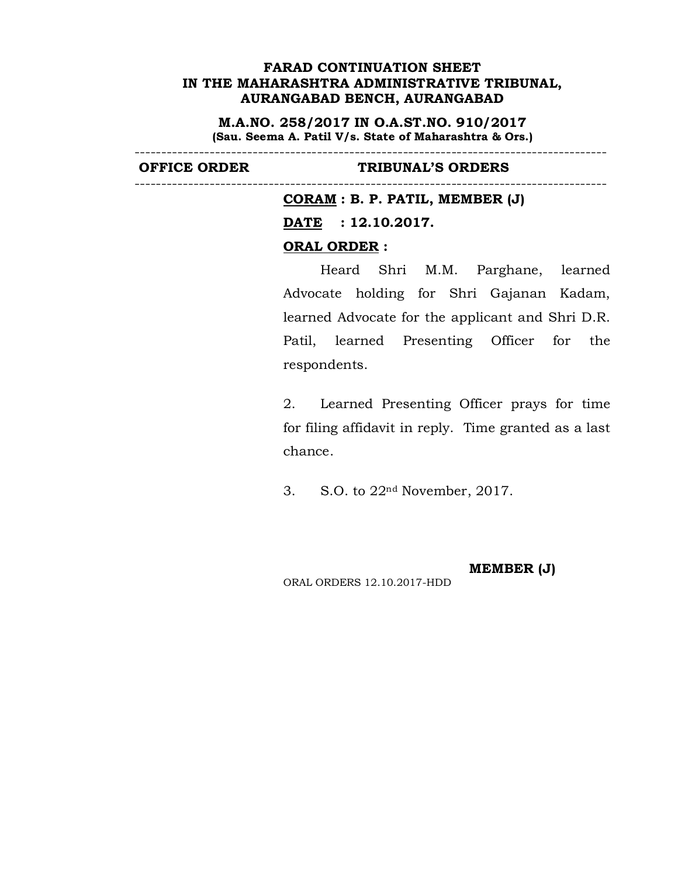**FARAD CONTINUATION SHEET**
**IN THE MAHARASHTRA ADMINISTRATIVE TRIBUNAL,**
**AURANGABAD BENCH, AURANGABAD**

**M.A.NO. 258/2017 IN O.A.ST.NO. 910/2017**
**(Sau. Seema A. Patil V/s. State of Maharashtra & Ors.)**

---

| OFFICE ORDER | TRIBUNAL'S ORDERS |
|---|---|

---

**CORAM : B. P. PATIL, MEMBER (J)**

**DATE : 12.10.2017.**

**ORAL ORDER :**

Heard Shri M.M. Parghane, learned Advocate holding for Shri Gajanan Kadam, learned Advocate for the applicant and Shri D.R. Patil, learned Presenting Officer for the respondents.

2. Learned Presenting Officer prays for time for filing affidavit in reply. Time granted as a last chance.

3. S.O. to 22nd November, 2017.

**MEMBER (J)**

ORAL ORDERS 12.10.2017-HDD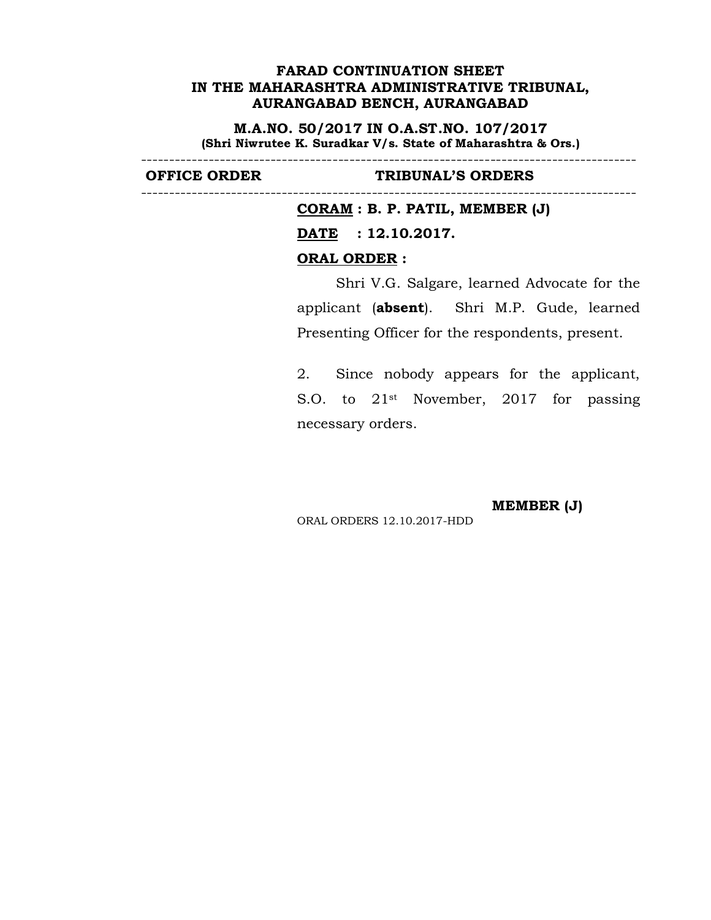**FARAD CONTINUATION SHEET**
**IN THE MAHARASHTRA ADMINISTRATIVE TRIBUNAL,**
**AURANGABAD BENCH, AURANGABAD**

**M.A.NO. 50/2017 IN O.A.ST.NO. 107/2017**
**(Shri Niwrutee K. Suradkar V/s. State of Maharashtra & Ors.)**

| OFFICE ORDER | TRIBUNAL'S ORDERS |
|---|---|

**CORAM : B. P. PATIL, MEMBER (J)**

**DATE : 12.10.2017.**

**ORAL ORDER :**

Shri V.G. Salgare, learned Advocate for the applicant (**absent**). Shri M.P. Gude, learned Presenting Officer for the respondents, present.

2. Since nobody appears for the applicant, S.O. to 21st November, 2017 for passing necessary orders.

**MEMBER (J)**

ORAL ORDERS 12.10.2017-HDD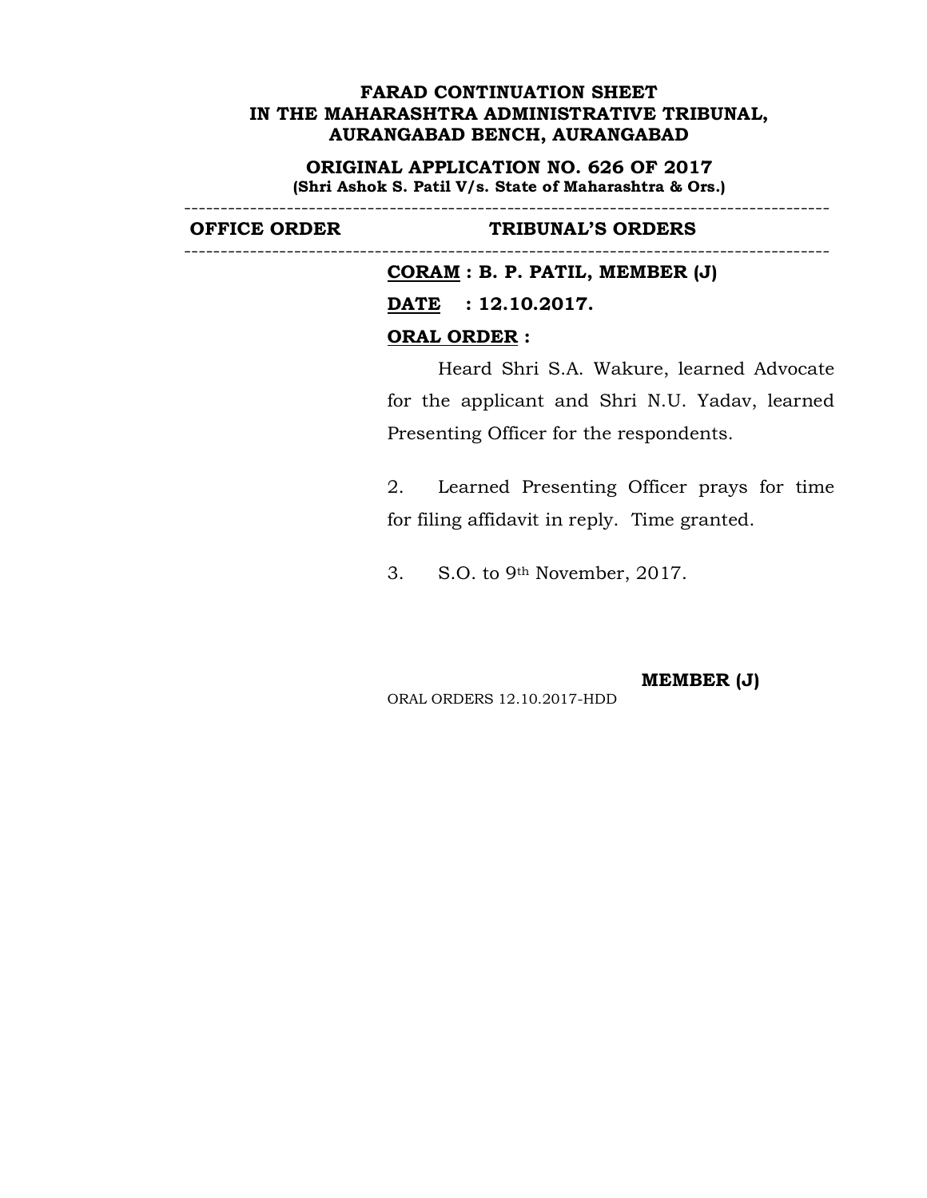**FARAD CONTINUATION SHEET**
**IN THE MAHARASHTRA ADMINISTRATIVE TRIBUNAL,**
**AURANGABAD BENCH, AURANGABAD**

**ORIGINAL APPLICATION NO. 626 OF 2017**
**(Shri Ashok S. Patil V/s. State of Maharashtra & Ors.)**

---

| OFFICE ORDER | TRIBUNAL'S ORDERS |
|---|---|

---

**CORAM : B. P. PATIL, MEMBER (J)**

**DATE : 12.10.2017.**

**ORAL ORDER :**

Heard Shri S.A. Wakure, learned Advocate for the applicant and Shri N.U. Yadav, learned Presenting Officer for the respondents.

2. Learned Presenting Officer prays for time for filing affidavit in reply. Time granted.

3. S.O. to 9th November, 2017.

**MEMBER (J)**

ORAL ORDERS 12.10.2017-HDD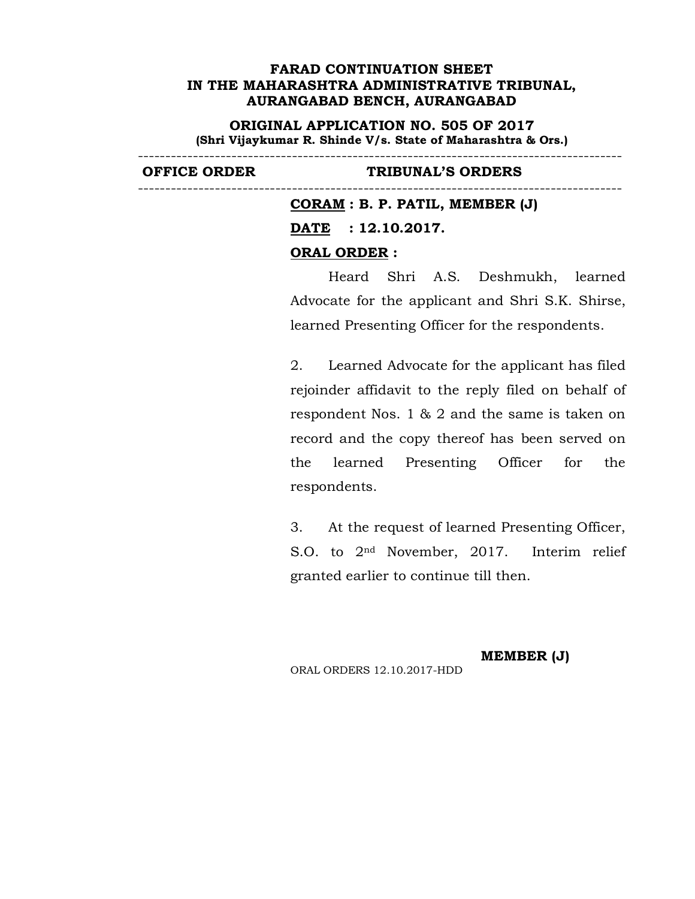**FARAD CONTINUATION SHEET**
**IN THE MAHARASHTRA ADMINISTRATIVE TRIBUNAL,**
**AURANGABAD BENCH, AURANGABAD**

**ORIGINAL APPLICATION NO. 505 OF 2017**
**(Shri Vijaykumar R. Shinde V/s. State of Maharashtra & Ors.)**

---

| OFFICE ORDER | TRIBUNAL'S ORDERS |
|---|---|

---

**CORAM : B. P. PATIL, MEMBER (J)**

**DATE : 12.10.2017.**

**ORAL ORDER :**

Heard Shri A.S. Deshmukh, learned Advocate for the applicant and Shri S.K. Shirse, learned Presenting Officer for the respondents.

2. Learned Advocate for the applicant has filed rejoinder affidavit to the reply filed on behalf of respondent Nos. 1 & 2 and the same is taken on record and the copy thereof has been served on the learned Presenting Officer for the respondents.

3. At the request of learned Presenting Officer, S.O. to 2nd November, 2017. Interim relief granted earlier to continue till then.

**MEMBER (J)**

ORAL ORDERS 12.10.2017-HDD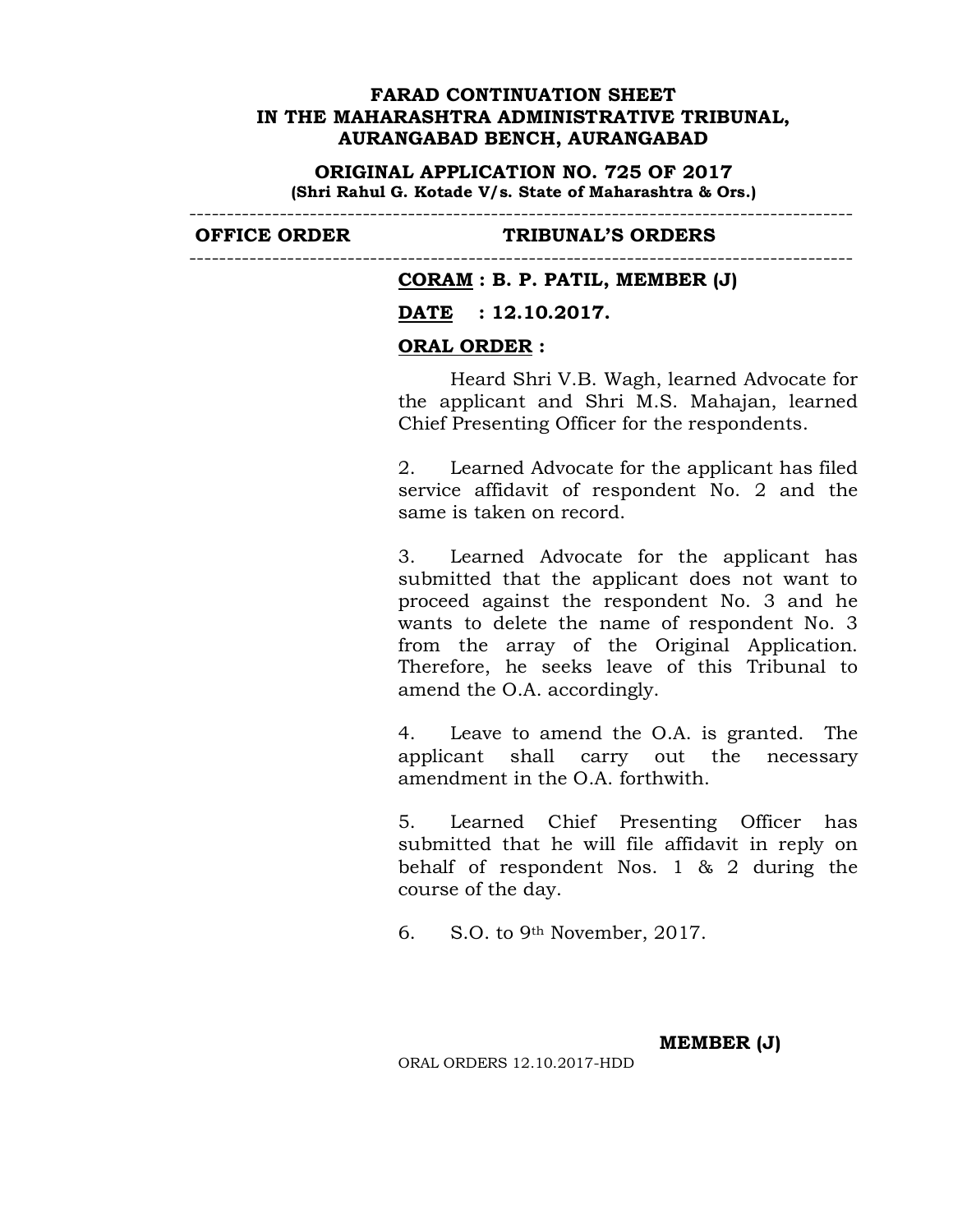**FARAD CONTINUATION SHEET**
**IN THE MAHARASHTRA ADMINISTRATIVE TRIBUNAL,**
**AURANGABAD BENCH, AURANGABAD**

**ORIGINAL APPLICATION NO. 725 OF 2017**
**(Shri Rahul G. Kotade V/s. State of Maharashtra & Ors.)**

---

| OFFICE ORDER | TRIBUNAL'S ORDERS |
|---|---|

---

**CORAM : B. P. PATIL, MEMBER (J)**

**DATE : 12.10.2017.**

**ORAL ORDER :**

Heard Shri V.B. Wagh, learned Advocate for the applicant and Shri M.S. Mahajan, learned Chief Presenting Officer for the respondents.

2. Learned Advocate for the applicant has filed service affidavit of respondent No. 2 and the same is taken on record.

3. Learned Advocate for the applicant has submitted that the applicant does not want to proceed against the respondent No. 3 and he wants to delete the name of respondent No. 3 from the array of the Original Application. Therefore, he seeks leave of this Tribunal to amend the O.A. accordingly.

4. Leave to amend the O.A. is granted. The applicant shall carry out the necessary amendment in the O.A. forthwith.

5. Learned Chief Presenting Officer has submitted that he will file affidavit in reply on behalf of respondent Nos. 1 & 2 during the course of the day.

6. S.O. to 9th November, 2017.

**MEMBER (J)**

ORAL ORDERS 12.10.2017-HDD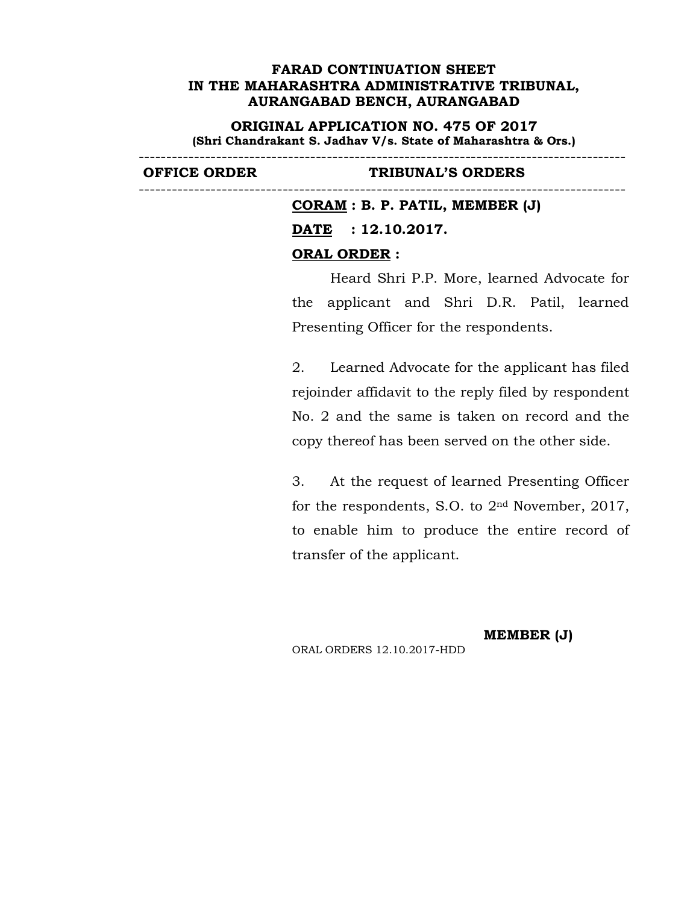**FARAD CONTINUATION SHEET**
**IN THE MAHARASHTRA ADMINISTRATIVE TRIBUNAL,**
**AURANGABAD BENCH, AURANGABAD**

**ORIGINAL APPLICATION NO. 475 OF 2017**
**(Shri Chandrakant S. Jadhav V/s. State of Maharashtra & Ors.)**

---

| OFFICE ORDER | TRIBUNAL'S ORDERS |
|---|---|

---

**CORAM : B. P. PATIL, MEMBER (J)**

**DATE : 12.10.2017.**

**ORAL ORDER :**

Heard Shri P.P. More, learned Advocate for the applicant and Shri D.R. Patil, learned Presenting Officer for the respondents.

2. Learned Advocate for the applicant has filed rejoinder affidavit to the reply filed by respondent No. 2 and the same is taken on record and the copy thereof has been served on the other side.

3. At the request of learned Presenting Officer for the respondents, S.O. to 2nd November, 2017, to enable him to produce the entire record of transfer of the applicant.

**MEMBER (J)**

ORAL ORDERS 12.10.2017-HDD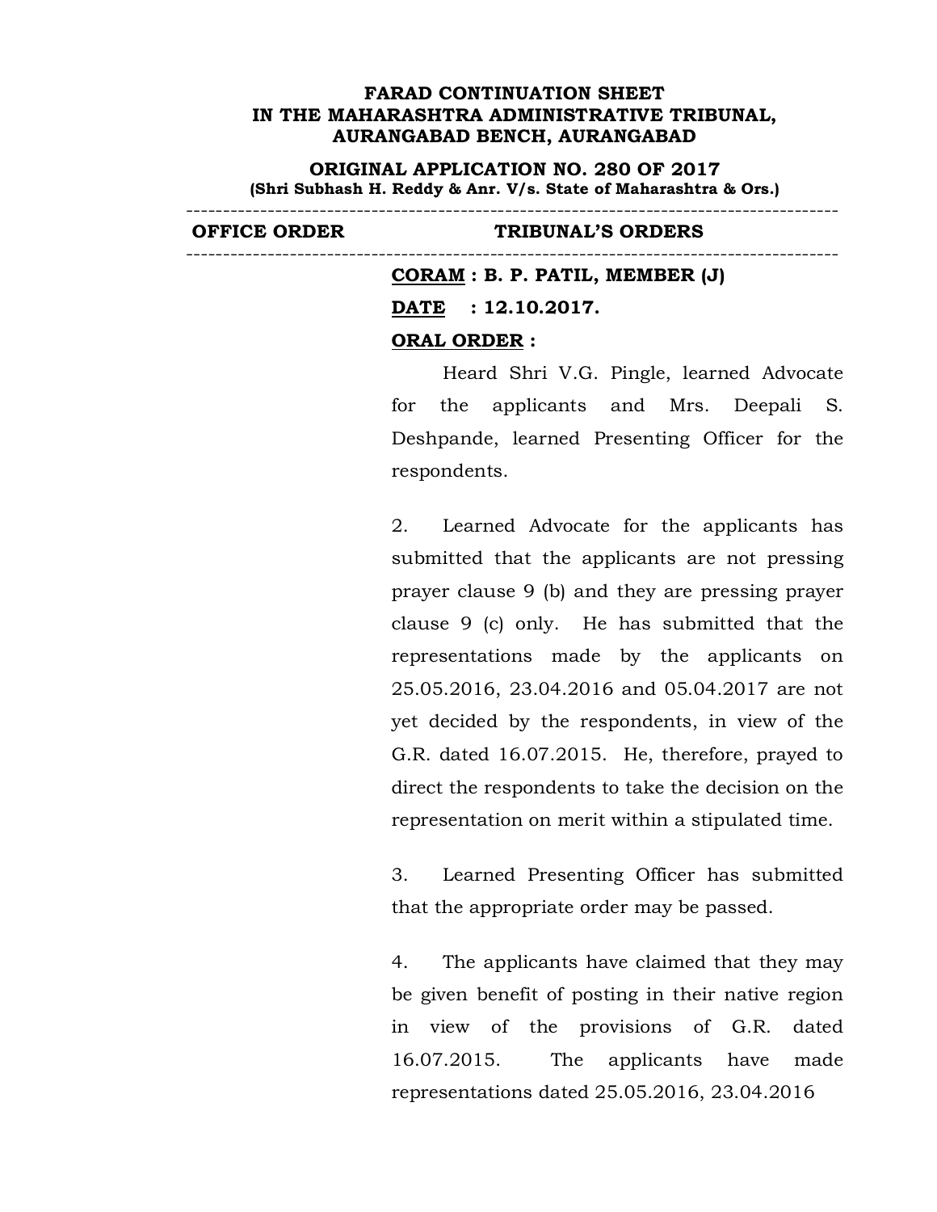**FARAD CONTINUATION SHEET**
**IN THE MAHARASHTRA ADMINISTRATIVE TRIBUNAL,**
**AURANGABAD BENCH, AURANGABAD**

**ORIGINAL APPLICATION NO. 280 OF 2017**
**(Shri Subhash H. Reddy & Anr. V/s. State of Maharashtra & Ors.)**

---

| OFFICE ORDER | TRIBUNAL'S ORDERS |
|---|---|

---

**CORAM : B. P. PATIL, MEMBER (J)**

**DATE : 12.10.2017.**

**ORAL ORDER :**

Heard Shri V.G. Pingle, learned Advocate for the applicants and Mrs. Deepali S. Deshpande, learned Presenting Officer for the respondents.

2. Learned Advocate for the applicants has submitted that the applicants are not pressing prayer clause 9 (b) and they are pressing prayer clause 9 (c) only. He has submitted that the representations made by the applicants on 25.05.2016, 23.04.2016 and 05.04.2017 are not yet decided by the respondents, in view of the G.R. dated 16.07.2015. He, therefore, prayed to direct the respondents to take the decision on the representation on merit within a stipulated time.

3. Learned Presenting Officer has submitted that the appropriate order may be passed.

4. The applicants have claimed that they may be given benefit of posting in their native region in view of the provisions of G.R. dated 16.07.2015. The applicants have made representations dated 25.05.2016, 23.04.2016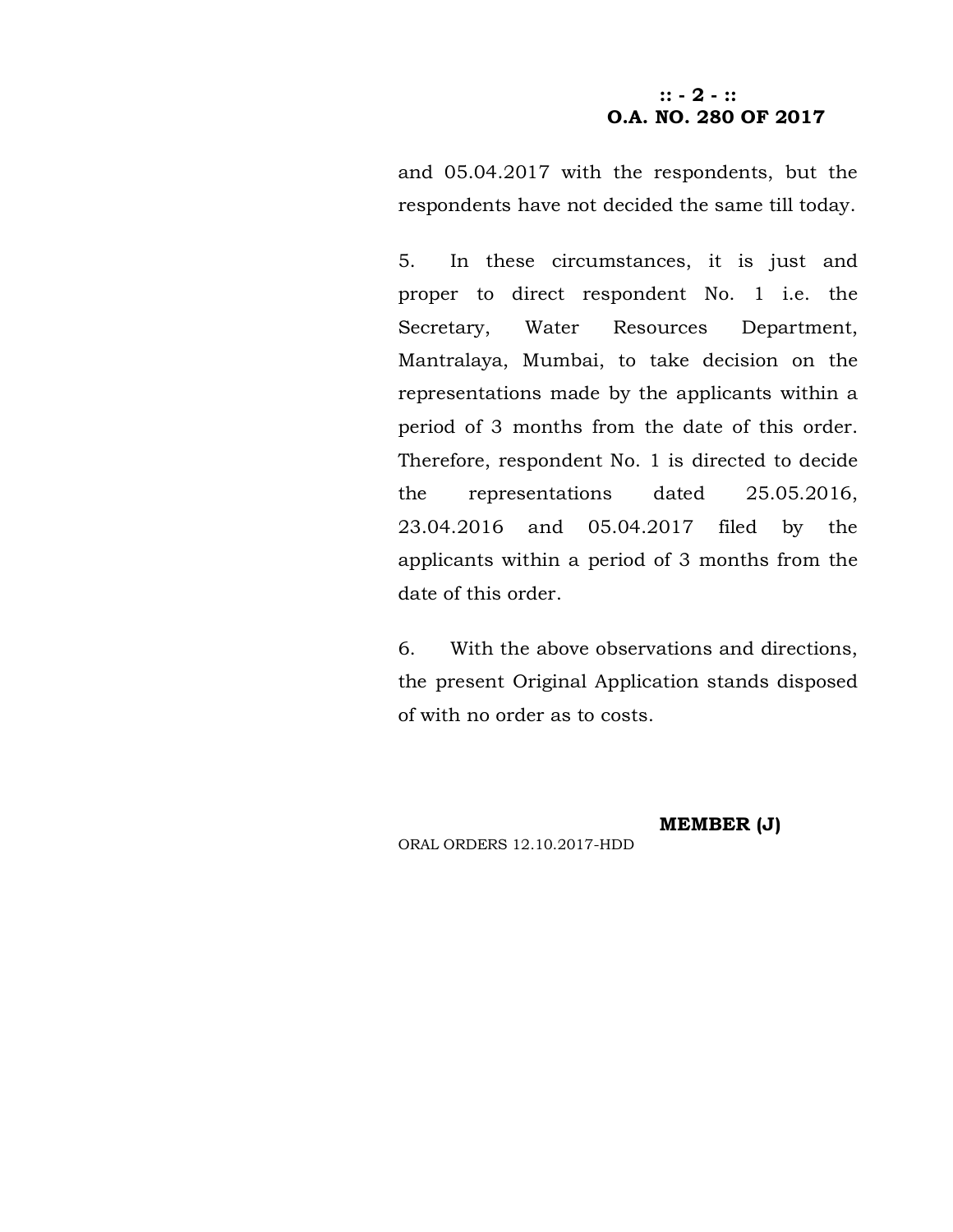and 05.04.2017 with the respondents, but the respondents have not decided the same till today.

5. In these circumstances, it is just and proper to direct respondent No. 1 i.e. the Secretary, Water Resources Department, Mantralaya, Mumbai, to take decision on the representations made by the applicants within a period of 3 months from the date of this order. Therefore, respondent No. 1 is directed to decide the representations dated 25.05.2016, 23.04.2016 and 05.04.2017 filed by the applicants within a period of 3 months from the date of this order.

6. With the above observations and directions, the present Original Application stands disposed of with no order as to costs.

**MEMBER (J)**

ORAL ORDERS 12.10.2017-HDD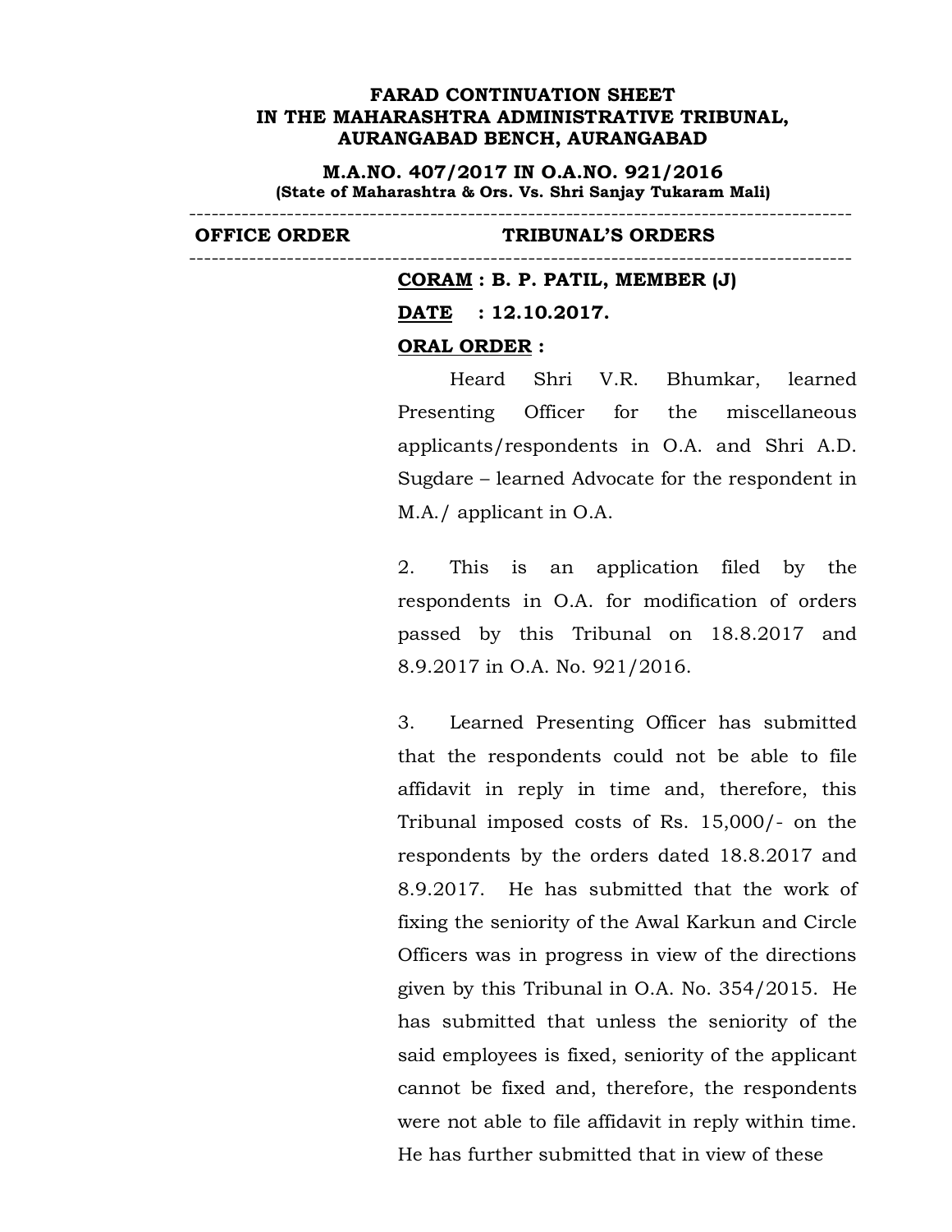**FARAD CONTINUATION SHEET**
**IN THE MAHARASHTRA ADMINISTRATIVE TRIBUNAL,**
**AURANGABAD BENCH, AURANGABAD**

**M.A.NO. 407/2017 IN O.A.NO. 921/2016**
**(State of Maharashtra & Ors. Vs. Shri Sanjay Tukaram Mali)**

| OFFICE ORDER | TRIBUNAL'S ORDERS |
| --- | --- |

**<u>CORAM</u> : B. P. PATIL, MEMBER (J)**

**<u>DATE</u> : 12.10.2017.**

**<u>ORAL ORDER</u> :**

Heard Shri V.R. Bhumkar, learned Presenting Officer for the miscellaneous applicants/respondents in O.A. and Shri A.D. Sugdare – learned Advocate for the respondent in M.A./ applicant in O.A.

2. This is an application filed by the respondents in O.A. for modification of orders passed by this Tribunal on 18.8.2017 and 8.9.2017 in O.A. No. 921/2016.

3. Learned Presenting Officer has submitted that the respondents could not be able to file affidavit in reply in time and, therefore, this Tribunal imposed costs of Rs. 15,000/- on the respondents by the orders dated 18.8.2017 and 8.9.2017. He has submitted that the work of fixing the seniority of the Awal Karkun and Circle Officers was in progress in view of the directions given by this Tribunal in O.A. No. 354/2015. He has submitted that unless the seniority of the said employees is fixed, seniority of the applicant cannot be fixed and, therefore, the respondents were not able to file affidavit in reply within time. He has further submitted that in view of these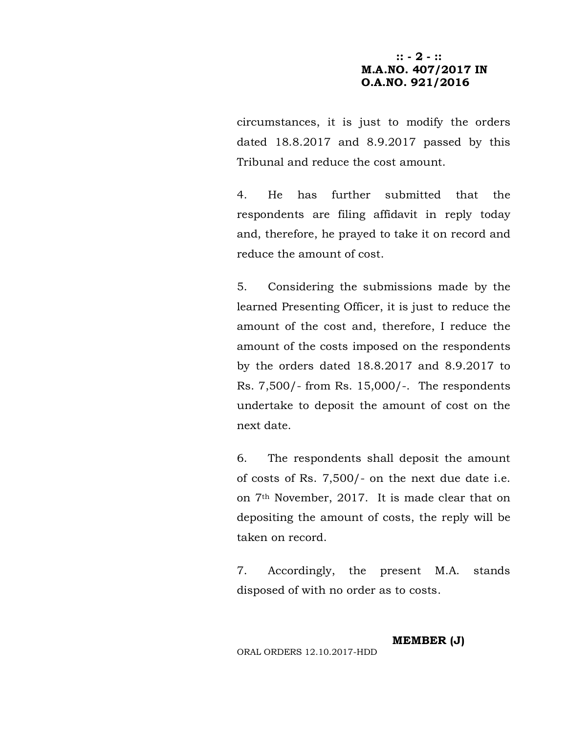**M.A.NO. 407/2017 IN O.A.NO. 921/2016**

circumstances, it is just to modify the orders dated 18.8.2017 and 8.9.2017 passed by this Tribunal and reduce the cost amount.

4. He has further submitted that the respondents are filing affidavit in reply today and, therefore, he prayed to take it on record and reduce the amount of cost.

5. Considering the submissions made by the learned Presenting Officer, it is just to reduce the amount of the cost and, therefore, I reduce the amount of the costs imposed on the respondents by the orders dated 18.8.2017 and 8.9.2017 to Rs. 7,500/- from Rs. 15,000/-. The respondents undertake to deposit the amount of cost on the next date.

6. The respondents shall deposit the amount of costs of Rs. 7,500/- on the next due date i.e. on 7th November, 2017. It is made clear that on depositing the amount of costs, the reply will be taken on record.

7. Accordingly, the present M.A. stands disposed of with no order as to costs.

**MEMBER (J)**

ORAL ORDERS 12.10.2017-HDD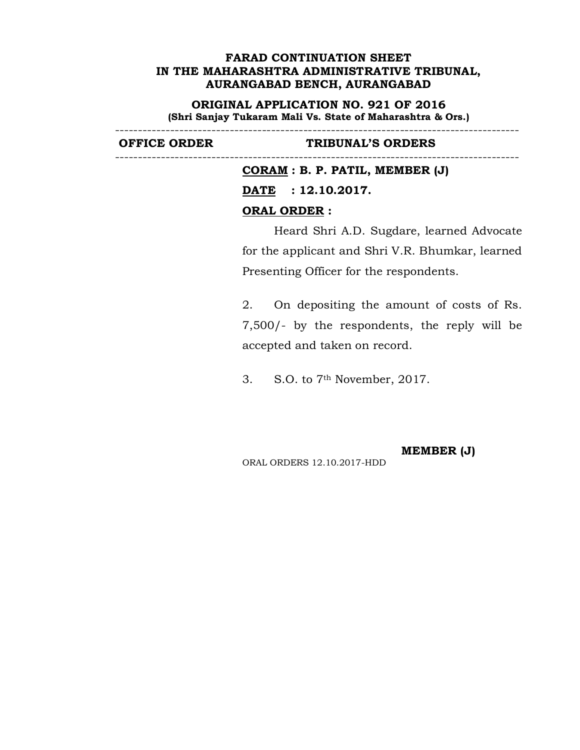**FARAD CONTINUATION SHEET**
**IN THE MAHARASHTRA ADMINISTRATIVE TRIBUNAL,**
**AURANGABAD BENCH, AURANGABAD**

**ORIGINAL APPLICATION NO. 921 OF 2016**
**(Shri Sanjay Tukaram Mali Vs. State of Maharashtra & Ors.)**

| OFFICE ORDER | TRIBUNAL'S ORDERS |
|---|---|
| | **CORAM : B. P. PATIL, MEMBER (J)** |

**DATE : 12.10.2017.**

**ORAL ORDER :**

Heard Shri A.D. Sugdare, learned Advocate for the applicant and Shri V.R. Bhumkar, learned Presenting Officer for the respondents.

2. On depositing the amount of costs of Rs. 7,500/- by the respondents, the reply will be accepted and taken on record.

3. S.O. to 7th November, 2017.

**MEMBER (J)**

ORAL ORDERS 12.10.2017-HDD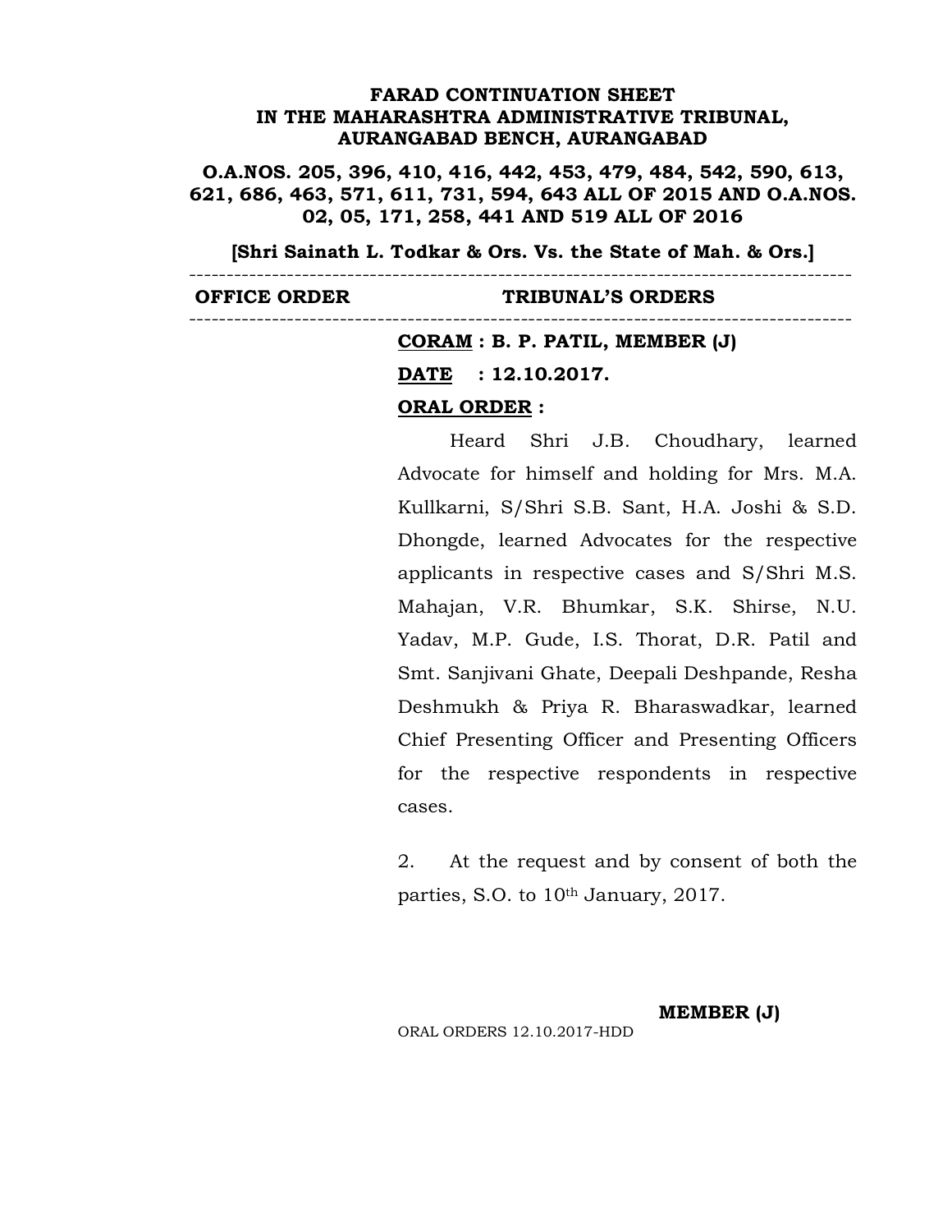**FARAD CONTINUATION SHEET**
**IN THE MAHARASHTRA ADMINISTRATIVE TRIBUNAL,**
**AURANGABAD BENCH, AURANGABAD**

**O.A.NOS. 205, 396, 410, 416, 442, 453, 479, 484, 542, 590, 613, 621, 686, 463, 571, 611, 731, 594, 643 ALL OF 2015 AND O.A.NOS. 02, 05, 171, 258, 441 AND 519 ALL OF 2016**

**[Shri Sainath L. Todkar & Ors. Vs. the State of Mah. & Ors.]**

| OFFICE ORDER | TRIBUNAL'S ORDERS |
|---|---|

**CORAM : B. P. PATIL, MEMBER (J)**

**DATE : 12.10.2017.**

**ORAL ORDER :**

Heard Shri J.B. Choudhary, learned Advocate for himself and holding for Mrs. M.A. Kullkarni, S/Shri S.B. Sant, H.A. Joshi & S.D. Dhongde, learned Advocates for the respective applicants in respective cases and S/Shri M.S. Mahajan, V.R. Bhumkar, S.K. Shirse, N.U. Yadav, M.P. Gude, I.S. Thorat, D.R. Patil and Smt. Sanjivani Ghate, Deepali Deshpande, Resha Deshmukh & Priya R. Bharaswadkar, learned Chief Presenting Officer and Presenting Officers for the respective respondents in respective cases.

2. At the request and by consent of both the parties, S.O. to 10th January, 2017.

**MEMBER (J)**

ORAL ORDERS 12.10.2017-HDD